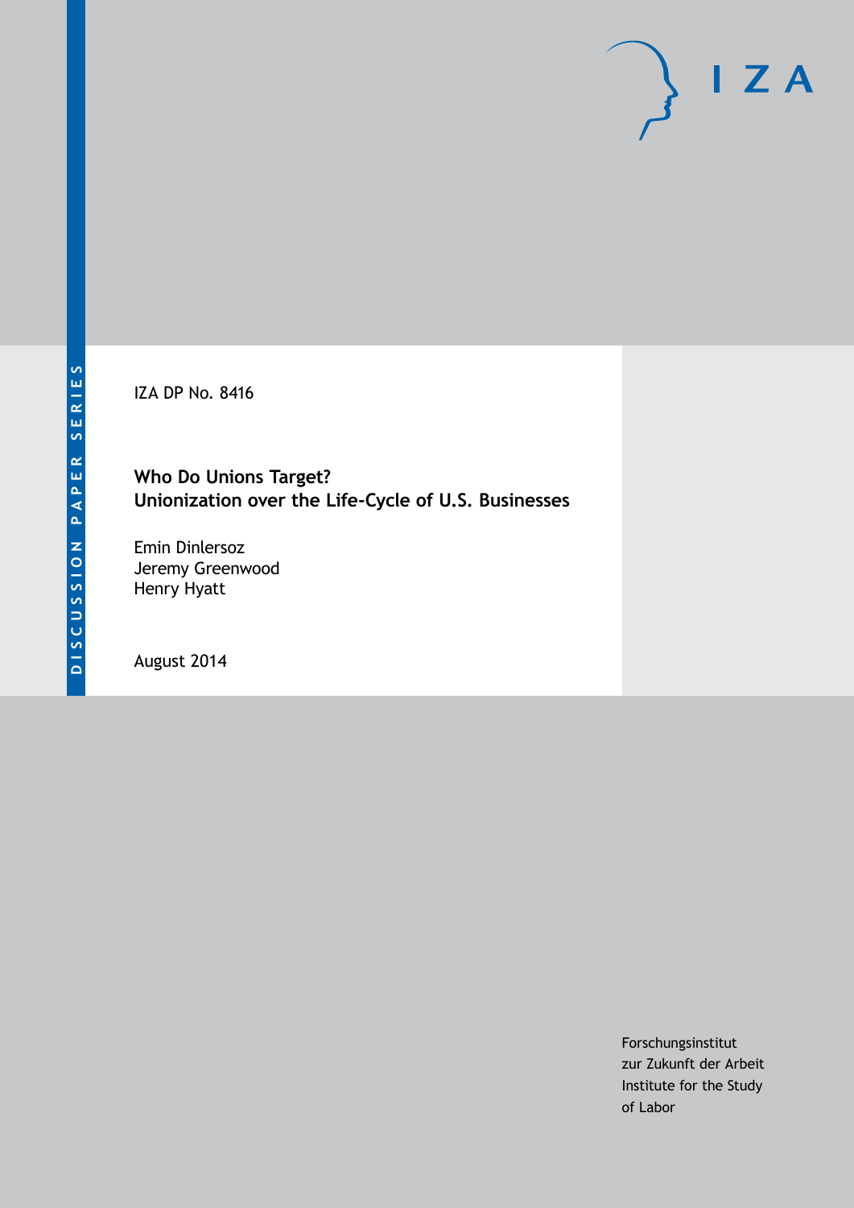DISCUSSION PAPER SERIES

IZA

IZA DP No. 8416

**Who Do Unions Target?**
**Unionization over the Life-Cycle of U.S. Businesses**

Emin Dinlersoz
Jeremy Greenwood
Henry Hyatt

August 2014

Forschungsinstitut
zur Zukunft der Arbeit
Institute for the Study
of Labor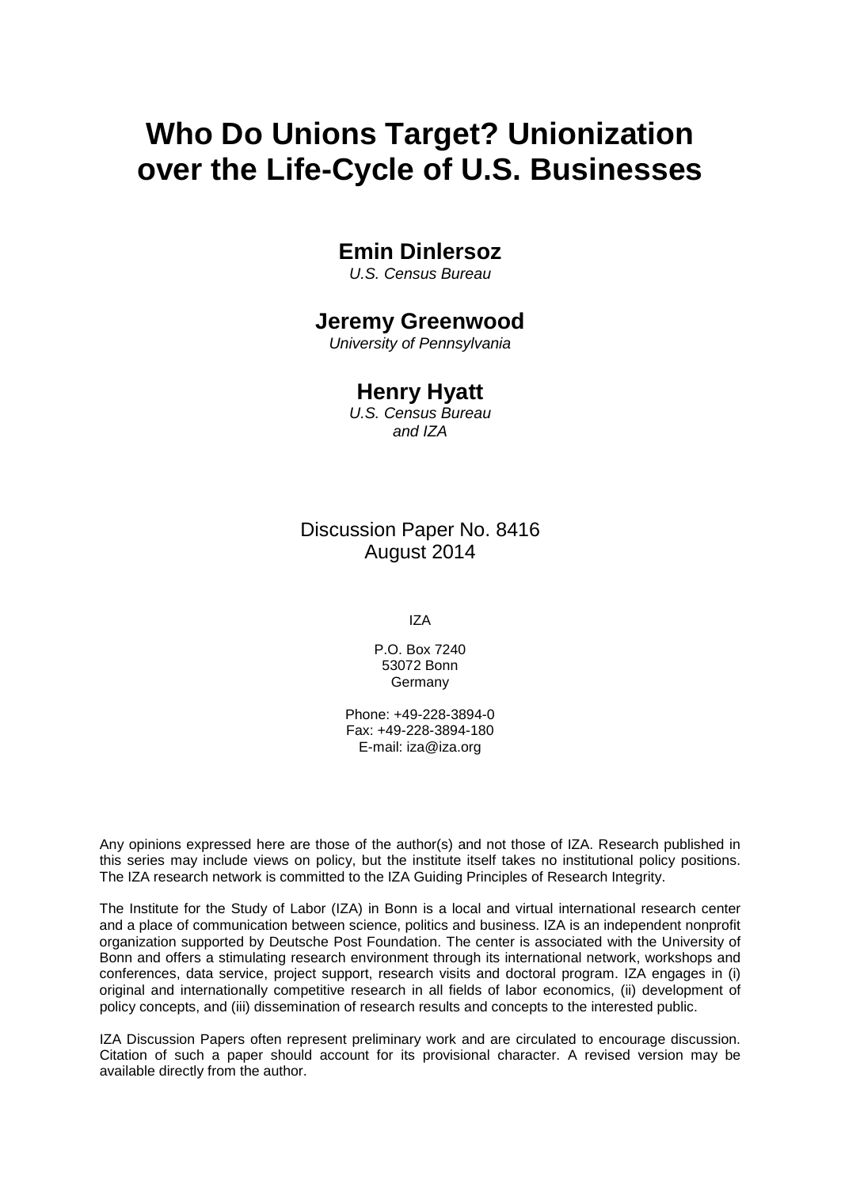# Who Do Unions Target? Unionization over the Life-Cycle of U.S. Businesses

**Emin Dinlersoz**
*U.S. Census Bureau*

**Jeremy Greenwood**
*University of Pennsylvania*

**Henry Hyatt**
*U.S. Census Bureau and IZA*

Discussion Paper No. 8416
August 2014

IZA

P.O. Box 7240
53072 Bonn
Germany

Phone: +49-228-3894-0
Fax: +49-228-3894-180
E-mail: iza@iza.org

Any opinions expressed here are those of the author(s) and not those of IZA. Research published in this series may include views on policy, but the institute itself takes no institutional policy positions. The IZA research network is committed to the IZA Guiding Principles of Research Integrity.

The Institute for the Study of Labor (IZA) in Bonn is a local and virtual international research center and a place of communication between science, politics and business. IZA is an independent nonprofit organization supported by Deutsche Post Foundation. The center is associated with the University of Bonn and offers a stimulating research environment through its international network, workshops and conferences, data service, project support, research visits and doctoral program. IZA engages in (i) original and internationally competitive research in all fields of labor economics, (ii) development of policy concepts, and (iii) dissemination of research results and concepts to the interested public.

IZA Discussion Papers often represent preliminary work and are circulated to encourage discussion. Citation of such a paper should account for its provisional character. A revised version may be available directly from the author.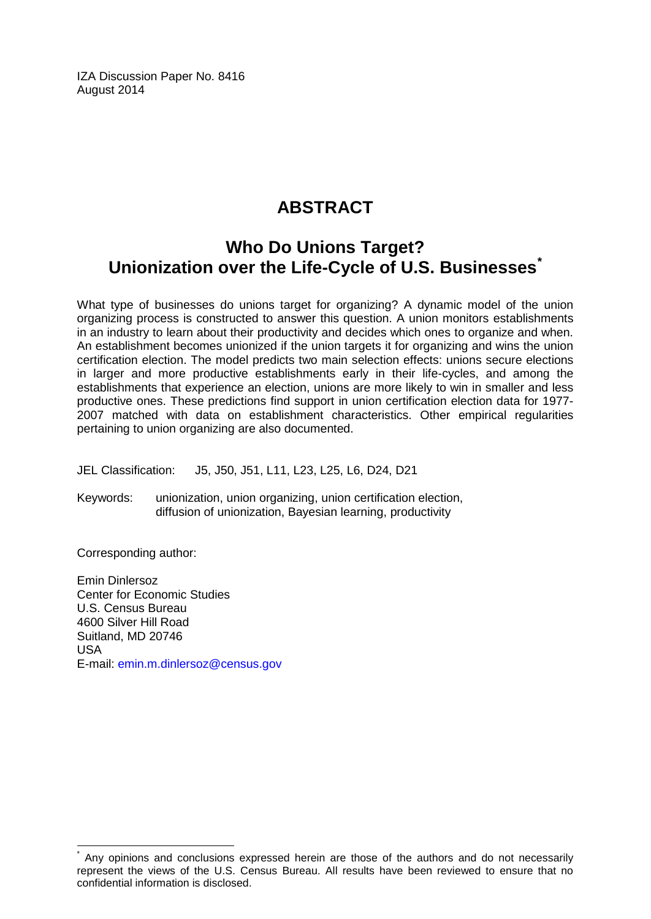IZA Discussion Paper No. 8416
August 2014

# ABSTRACT

## Who Do Unions Target? Unionization over the Life-Cycle of U.S. Businesses*

What type of businesses do unions target for organizing? A dynamic model of the union organizing process is constructed to answer this question. A union monitors establishments in an industry to learn about their productivity and decides which ones to organize and when. An establishment becomes unionized if the union targets it for organizing and wins the union certification election. The model predicts two main selection effects: unions secure elections in larger and more productive establishments early in their life-cycles, and among the establishments that experience an election, unions are more likely to win in smaller and less productive ones. These predictions find support in union certification election data for 1977-2007 matched with data on establishment characteristics. Other empirical regularities pertaining to union organizing are also documented.

JEL Classification: J5, J50, J51, L11, L23, L25, L6, D24, D21

Keywords: unionization, union organizing, union certification election, diffusion of unionization, Bayesian learning, productivity

Corresponding author:

Emin Dinlersoz
Center for Economic Studies
U.S. Census Bureau
4600 Silver Hill Road
Suitland, MD 20746
USA
E-mail: emin.m.dinlersoz@census.gov

---

* Any opinions and conclusions expressed herein are those of the authors and do not necessarily represent the views of the U.S. Census Bureau. All results have been reviewed to ensure that no confidential information is disclosed.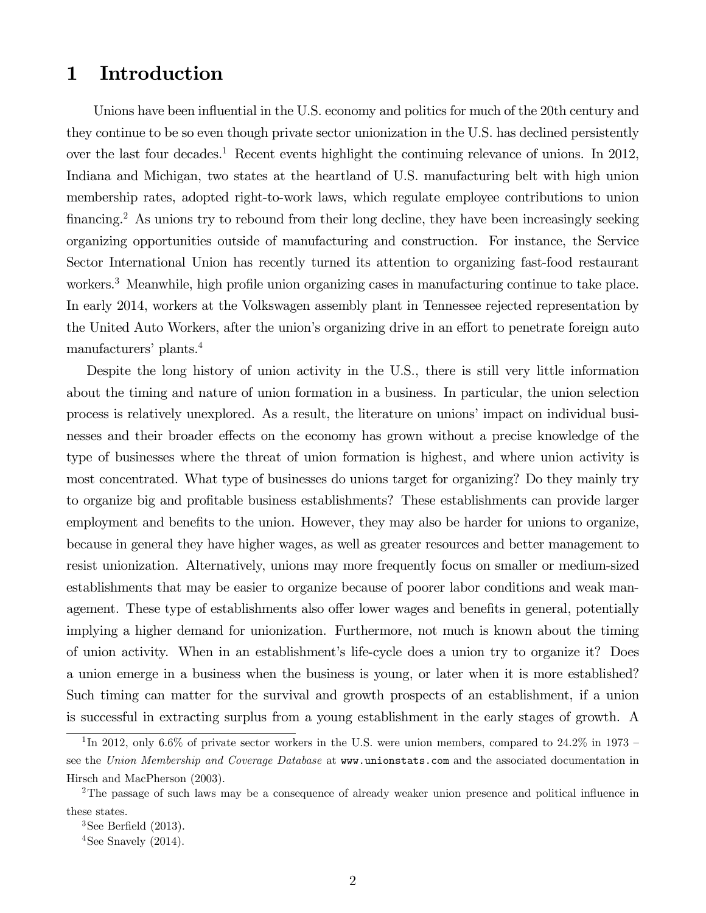# 1 Introduction

Unions have been influential in the U.S. economy and politics for much of the 20th century and they continue to be so even though private sector unionization in the U.S. has declined persistently over the last four decades.[1] Recent events highlight the continuing relevance of unions. In 2012, Indiana and Michigan, two states at the heartland of U.S. manufacturing belt with high union membership rates, adopted right-to-work laws, which regulate employee contributions to union financing.[2] As unions try to rebound from their long decline, they have been increasingly seeking organizing opportunities outside of manufacturing and construction. For instance, the Service Sector International Union has recently turned its attention to organizing fast-food restaurant workers.[3] Meanwhile, high profile union organizing cases in manufacturing continue to take place. In early 2014, workers at the Volkswagen assembly plant in Tennessee rejected representation by the United Auto Workers, after the union's organizing drive in an effort to penetrate foreign auto manufacturers' plants.[4]

Despite the long history of union activity in the U.S., there is still very little information about the timing and nature of union formation in a business. In particular, the union selection process is relatively unexplored. As a result, the literature on unions' impact on individual businesses and their broader effects on the economy has grown without a precise knowledge of the type of businesses where the threat of union formation is highest, and where union activity is most concentrated. What type of businesses do unions target for organizing? Do they mainly try to organize big and profitable business establishments? These establishments can provide larger employment and benefits to the union. However, they may also be harder for unions to organize, because in general they have higher wages, as well as greater resources and better management to resist unionization. Alternatively, unions may more frequently focus on smaller or medium-sized establishments that may be easier to organize because of poorer labor conditions and weak management. These type of establishments also offer lower wages and benefits in general, potentially implying a higher demand for unionization. Furthermore, not much is known about the timing of union activity. When in an establishment's life-cycle does a union try to organize it? Does a union emerge in a business when the business is young, or later when it is more established? Such timing can matter for the survival and growth prospects of an establishment, if a union is successful in extracting surplus from a young establishment in the early stages of growth. A

[1] In 2012, only 6.6% of private sector workers in the U.S. were union members, compared to 24.2% in 1973 – see the *Union Membership and Coverage Database* at www.unionstats.com and the associated documentation in Hirsch and MacPherson (2003).

[2] The passage of such laws may be a consequence of already weaker union presence and political influence in these states.

[3] See Berfield (2013).

[4] See Snavely (2014).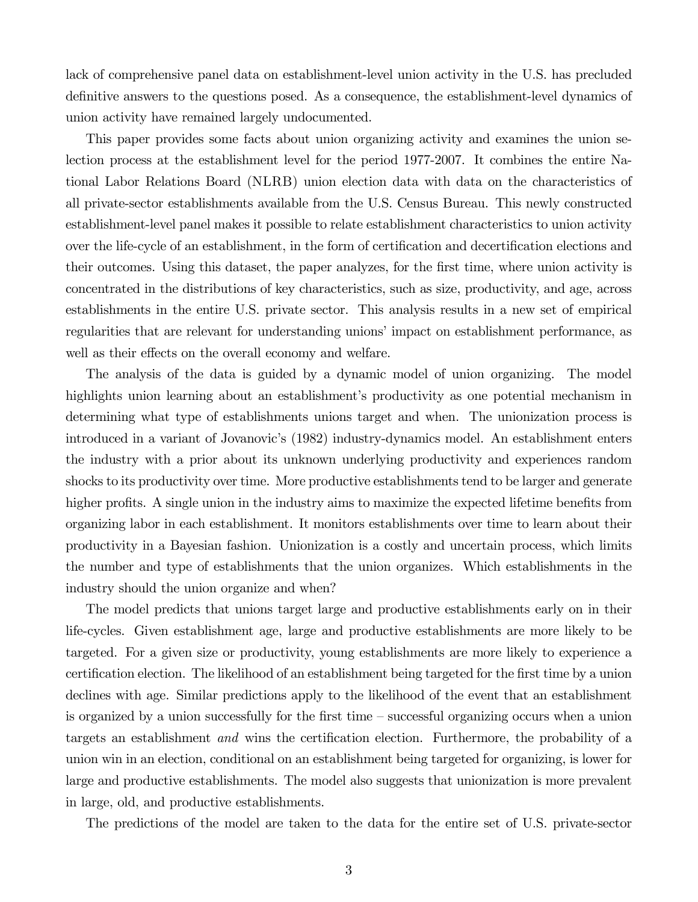lack of comprehensive panel data on establishment-level union activity in the U.S. has precluded definitive answers to the questions posed. As a consequence, the establishment-level dynamics of union activity have remained largely undocumented.

This paper provides some facts about union organizing activity and examines the union selection process at the establishment level for the period 1977-2007. It combines the entire National Labor Relations Board (NLRB) union election data with data on the characteristics of all private-sector establishments available from the U.S. Census Bureau. This newly constructed establishment-level panel makes it possible to relate establishment characteristics to union activity over the life-cycle of an establishment, in the form of certification and decertification elections and their outcomes. Using this dataset, the paper analyzes, for the first time, where union activity is concentrated in the distributions of key characteristics, such as size, productivity, and age, across establishments in the entire U.S. private sector. This analysis results in a new set of empirical regularities that are relevant for understanding unions' impact on establishment performance, as well as their effects on the overall economy and welfare.

The analysis of the data is guided by a dynamic model of union organizing. The model highlights union learning about an establishment's productivity as one potential mechanism in determining what type of establishments unions target and when. The unionization process is introduced in a variant of Jovanovic's (1982) industry-dynamics model. An establishment enters the industry with a prior about its unknown underlying productivity and experiences random shocks to its productivity over time. More productive establishments tend to be larger and generate higher profits. A single union in the industry aims to maximize the expected lifetime benefits from organizing labor in each establishment. It monitors establishments over time to learn about their productivity in a Bayesian fashion. Unionization is a costly and uncertain process, which limits the number and type of establishments that the union organizes. Which establishments in the industry should the union organize and when?

The model predicts that unions target large and productive establishments early on in their life-cycles. Given establishment age, large and productive establishments are more likely to be targeted. For a given size or productivity, young establishments are more likely to experience a certification election. The likelihood of an establishment being targeted for the first time by a union declines with age. Similar predictions apply to the likelihood of the event that an establishment is organized by a union successfully for the first time – successful organizing occurs when a union targets an establishment *and* wins the certification election. Furthermore, the probability of a union win in an election, conditional on an establishment being targeted for organizing, is lower for large and productive establishments. The model also suggests that unionization is more prevalent in large, old, and productive establishments.

The predictions of the model are taken to the data for the entire set of U.S. private-sector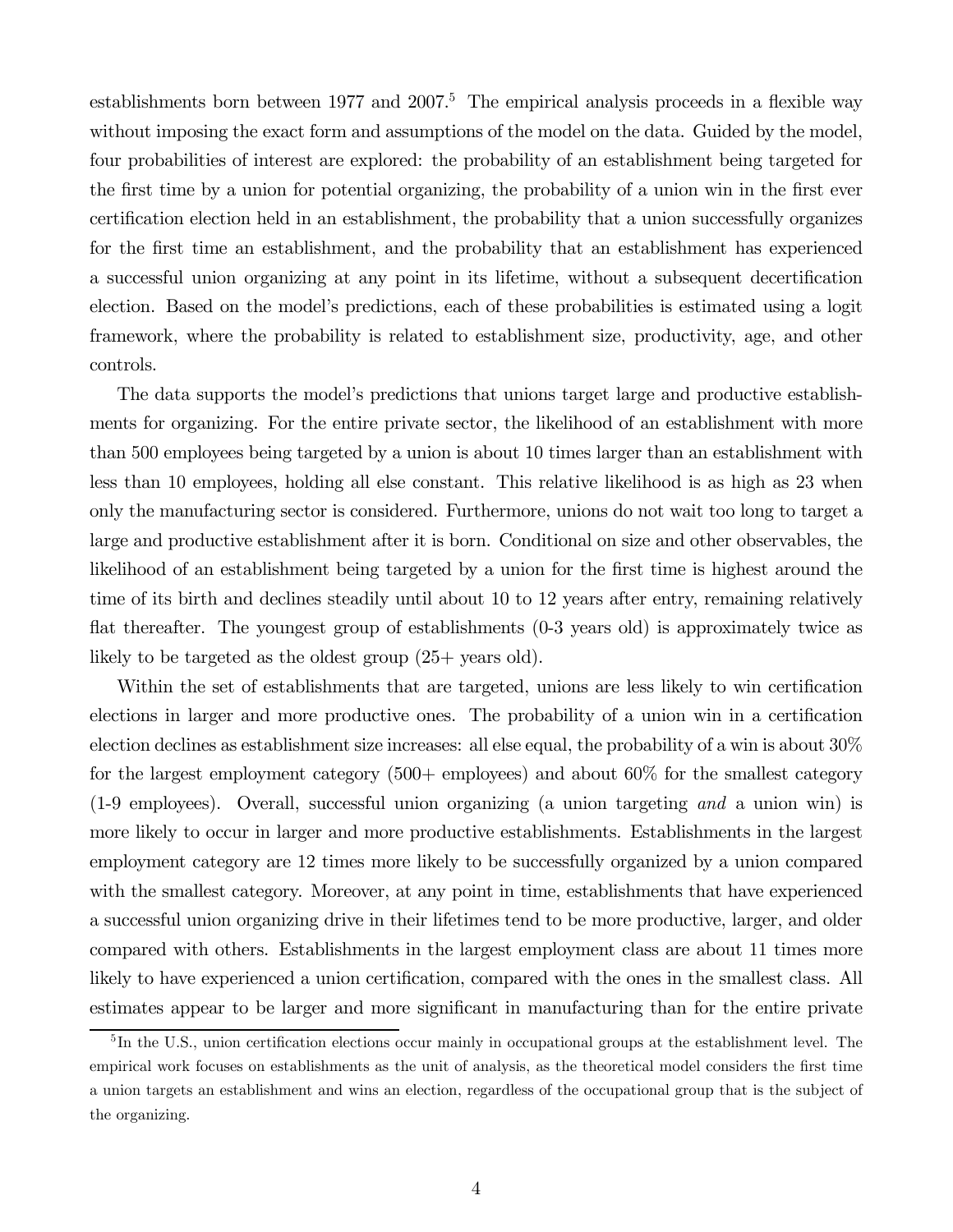establishments born between 1977 and 2007.[5] The empirical analysis proceeds in a flexible way without imposing the exact form and assumptions of the model on the data. Guided by the model, four probabilities of interest are explored: the probability of an establishment being targeted for the first time by a union for potential organizing, the probability of a union win in the first ever certification election held in an establishment, the probability that a union successfully organizes for the first time an establishment, and the probability that an establishment has experienced a successful union organizing at any point in its lifetime, without a subsequent decertification election. Based on the model's predictions, each of these probabilities is estimated using a logit framework, where the probability is related to establishment size, productivity, age, and other controls.

The data supports the model's predictions that unions target large and productive establishments for organizing. For the entire private sector, the likelihood of an establishment with more than 500 employees being targeted by a union is about 10 times larger than an establishment with less than 10 employees, holding all else constant. This relative likelihood is as high as 23 when only the manufacturing sector is considered. Furthermore, unions do not wait too long to target a large and productive establishment after it is born. Conditional on size and other observables, the likelihood of an establishment being targeted by a union for the first time is highest around the time of its birth and declines steadily until about 10 to 12 years after entry, remaining relatively flat thereafter. The youngest group of establishments (0-3 years old) is approximately twice as likely to be targeted as the oldest group (25+ years old).

Within the set of establishments that are targeted, unions are less likely to win certification elections in larger and more productive ones. The probability of a union win in a certification election declines as establishment size increases: all else equal, the probability of a win is about 30% for the largest employment category (500+ employees) and about 60% for the smallest category (1-9 employees). Overall, successful union organizing (a union targeting *and* a union win) is more likely to occur in larger and more productive establishments. Establishments in the largest employment category are 12 times more likely to be successfully organized by a union compared with the smallest category. Moreover, at any point in time, establishments that have experienced a successful union organizing drive in their lifetimes tend to be more productive, larger, and older compared with others. Establishments in the largest employment class are about 11 times more likely to have experienced a union certification, compared with the ones in the smallest class. All estimates appear to be larger and more significant in manufacturing than for the entire private

[5] In the U.S., union certification elections occur mainly in occupational groups at the establishment level. The empirical work focuses on establishments as the unit of analysis, as the theoretical model considers the first time a union targets an establishment and wins an election, regardless of the occupational group that is the subject of the organizing.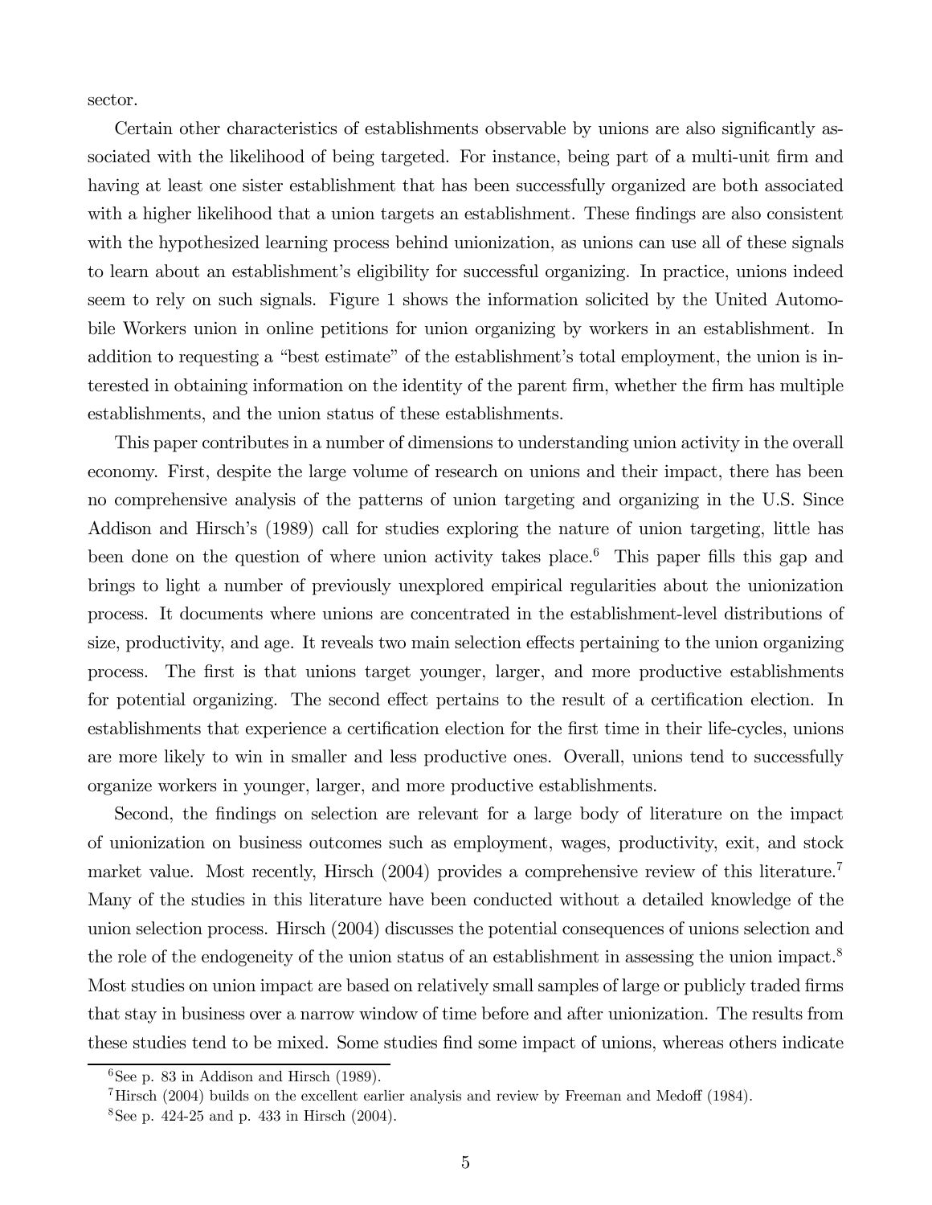sector.

Certain other characteristics of establishments observable by unions are also significantly associated with the likelihood of being targeted. For instance, being part of a multi-unit firm and having at least one sister establishment that has been successfully organized are both associated with a higher likelihood that a union targets an establishment. These findings are also consistent with the hypothesized learning process behind unionization, as unions can use all of these signals to learn about an establishment's eligibility for successful organizing. In practice, unions indeed seem to rely on such signals. Figure 1 shows the information solicited by the United Automobile Workers union in online petitions for union organizing by workers in an establishment. In addition to requesting a "best estimate" of the establishment's total employment, the union is interested in obtaining information on the identity of the parent firm, whether the firm has multiple establishments, and the union status of these establishments.

This paper contributes in a number of dimensions to understanding union activity in the overall economy. First, despite the large volume of research on unions and their impact, there has been no comprehensive analysis of the patterns of union targeting and organizing in the U.S. Since Addison and Hirsch's (1989) call for studies exploring the nature of union targeting, little has been done on the question of where union activity takes place.[6] This paper fills this gap and brings to light a number of previously unexplored empirical regularities about the unionization process. It documents where unions are concentrated in the establishment-level distributions of size, productivity, and age. It reveals two main selection effects pertaining to the union organizing process. The first is that unions target younger, larger, and more productive establishments for potential organizing. The second effect pertains to the result of a certification election. In establishments that experience a certification election for the first time in their life-cycles, unions are more likely to win in smaller and less productive ones. Overall, unions tend to successfully organize workers in younger, larger, and more productive establishments.

Second, the findings on selection are relevant for a large body of literature on the impact of unionization on business outcomes such as employment, wages, productivity, exit, and stock market value. Most recently, Hirsch (2004) provides a comprehensive review of this literature.[7] Many of the studies in this literature have been conducted without a detailed knowledge of the union selection process. Hirsch (2004) discusses the potential consequences of unions selection and the role of the endogeneity of the union status of an establishment in assessing the union impact.[8] Most studies on union impact are based on relatively small samples of large or publicly traded firms that stay in business over a narrow window of time before and after unionization. The results from these studies tend to be mixed. Some studies find some impact of unions, whereas others indicate

[6] See p. 83 in Addison and Hirsch (1989).

[7] Hirsch (2004) builds on the excellent earlier analysis and review by Freeman and Medoff (1984).

[8] See p. 424-25 and p. 433 in Hirsch (2004).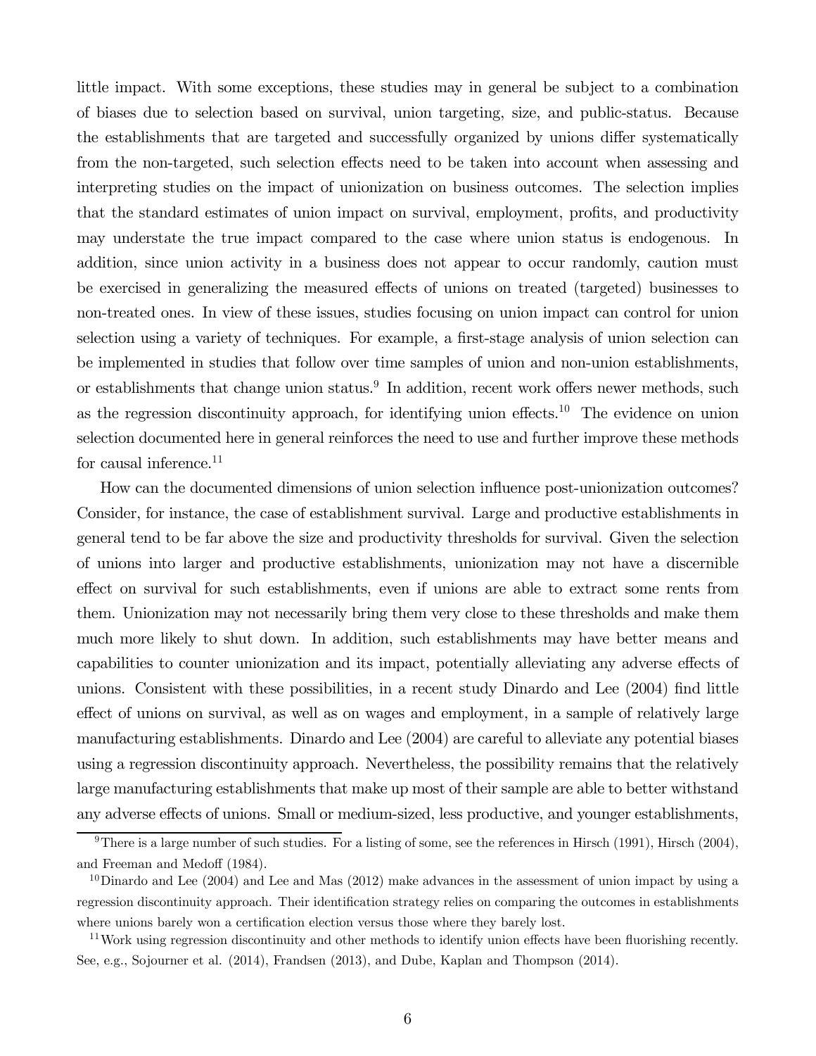little impact. With some exceptions, these studies may in general be subject to a combination of biases due to selection based on survival, union targeting, size, and public-status. Because the establishments that are targeted and successfully organized by unions differ systematically from the non-targeted, such selection effects need to be taken into account when assessing and interpreting studies on the impact of unionization on business outcomes. The selection implies that the standard estimates of union impact on survival, employment, profits, and productivity may understate the true impact compared to the case where union status is endogenous. In addition, since union activity in a business does not appear to occur randomly, caution must be exercised in generalizing the measured effects of unions on treated (targeted) businesses to non-treated ones. In view of these issues, studies focusing on union impact can control for union selection using a variety of techniques. For example, a first-stage analysis of union selection can be implemented in studies that follow over time samples of union and non-union establishments, or establishments that change union status.[9] In addition, recent work offers newer methods, such as the regression discontinuity approach, for identifying union effects.[10] The evidence on union selection documented here in general reinforces the need to use and further improve these methods for causal inference.[11]

How can the documented dimensions of union selection influence post-unionization outcomes? Consider, for instance, the case of establishment survival. Large and productive establishments in general tend to be far above the size and productivity thresholds for survival. Given the selection of unions into larger and productive establishments, unionization may not have a discernible effect on survival for such establishments, even if unions are able to extract some rents from them. Unionization may not necessarily bring them very close to these thresholds and make them much more likely to shut down. In addition, such establishments may have better means and capabilities to counter unionization and its impact, potentially alleviating any adverse effects of unions. Consistent with these possibilities, in a recent study Dinardo and Lee (2004) find little effect of unions on survival, as well as on wages and employment, in a sample of relatively large manufacturing establishments. Dinardo and Lee (2004) are careful to alleviate any potential biases using a regression discontinuity approach. Nevertheless, the possibility remains that the relatively large manufacturing establishments that make up most of their sample are able to better withstand any adverse effects of unions. Small or medium-sized, less productive, and younger establishments,

[9] There is a large number of such studies. For a listing of some, see the references in Hirsch (1991), Hirsch (2004), and Freeman and Medoff (1984).

[10] Dinardo and Lee (2004) and Lee and Mas (2012) make advances in the assessment of union impact by using a regression discontinuity approach. Their identification strategy relies on comparing the outcomes in establishments where unions barely won a certification election versus those where they barely lost.

[11] Work using regression discontinuity and other methods to identify union effects have been flourishing recently. See, e.g., Sojourner et al. (2014), Frandsen (2013), and Dube, Kaplan and Thompson (2014).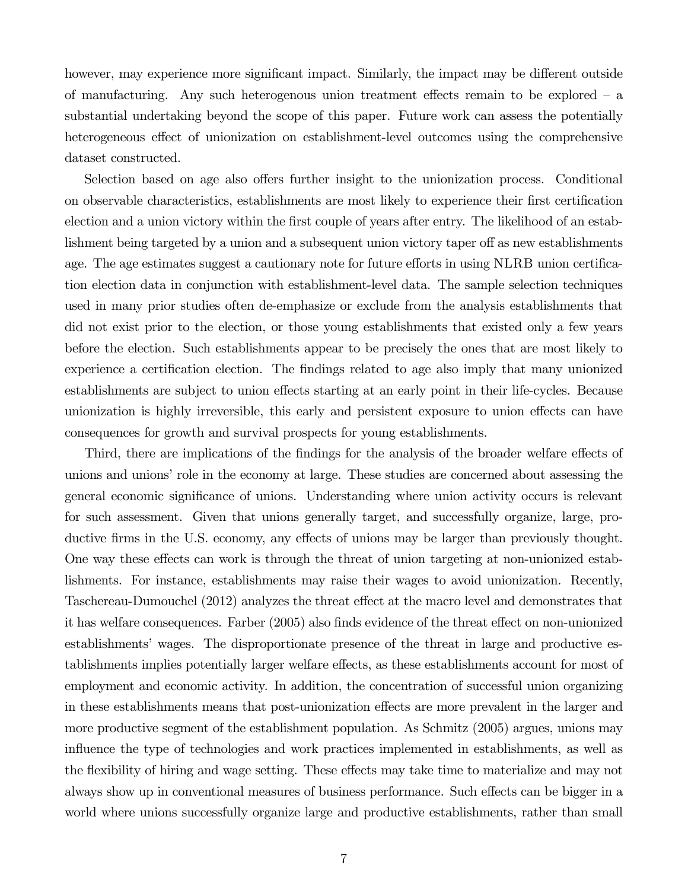however, may experience more significant impact. Similarly, the impact may be different outside of manufacturing. Any such heterogenous union treatment effects remain to be explored – a substantial undertaking beyond the scope of this paper. Future work can assess the potentially heterogeneous effect of unionization on establishment-level outcomes using the comprehensive dataset constructed.

Selection based on age also offers further insight to the unionization process. Conditional on observable characteristics, establishments are most likely to experience their first certification election and a union victory within the first couple of years after entry. The likelihood of an establishment being targeted by a union and a subsequent union victory taper off as new establishments age. The age estimates suggest a cautionary note for future efforts in using NLRB union certification election data in conjunction with establishment-level data. The sample selection techniques used in many prior studies often de-emphasize or exclude from the analysis establishments that did not exist prior to the election, or those young establishments that existed only a few years before the election. Such establishments appear to be precisely the ones that are most likely to experience a certification election. The findings related to age also imply that many unionized establishments are subject to union effects starting at an early point in their life-cycles. Because unionization is highly irreversible, this early and persistent exposure to union effects can have consequences for growth and survival prospects for young establishments.

Third, there are implications of the findings for the analysis of the broader welfare effects of unions and unions' role in the economy at large. These studies are concerned about assessing the general economic significance of unions. Understanding where union activity occurs is relevant for such assessment. Given that unions generally target, and successfully organize, large, productive firms in the U.S. economy, any effects of unions may be larger than previously thought. One way these effects can work is through the threat of union targeting at non-unionized establishments. For instance, establishments may raise their wages to avoid unionization. Recently, Taschereau-Dumouchel (2012) analyzes the threat effect at the macro level and demonstrates that it has welfare consequences. Farber (2005) also finds evidence of the threat effect on non-unionized establishments' wages. The disproportionate presence of the threat in large and productive establishments implies potentially larger welfare effects, as these establishments account for most of employment and economic activity. In addition, the concentration of successful union organizing in these establishments means that post-unionization effects are more prevalent in the larger and more productive segment of the establishment population. As Schmitz (2005) argues, unions may influence the type of technologies and work practices implemented in establishments, as well as the flexibility of hiring and wage setting. These effects may take time to materialize and may not always show up in conventional measures of business performance. Such effects can be bigger in a world where unions successfully organize large and productive establishments, rather than small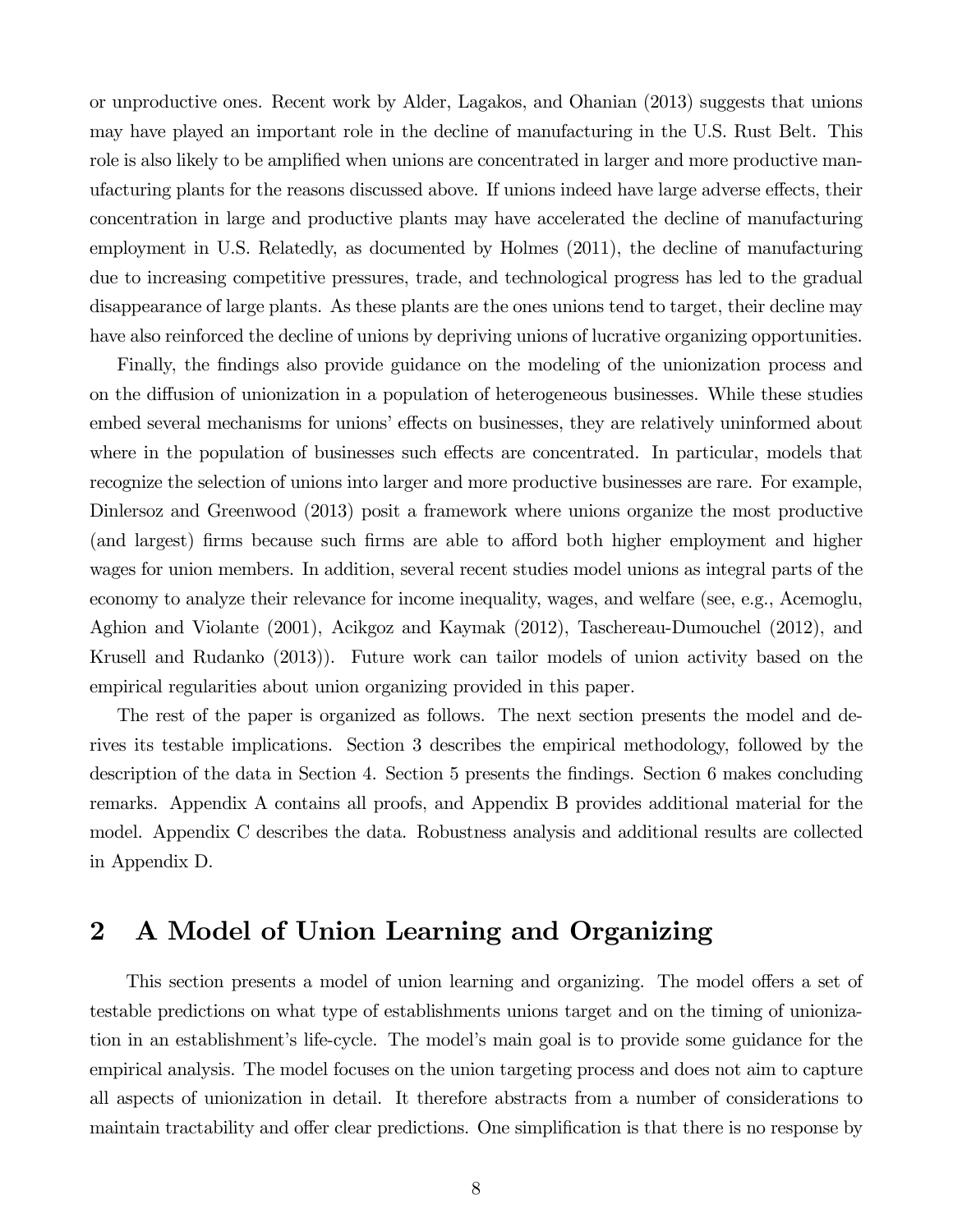or unproductive ones. Recent work by Alder, Lagakos, and Ohanian (2013) suggests that unions may have played an important role in the decline of manufacturing in the U.S. Rust Belt. This role is also likely to be amplified when unions are concentrated in larger and more productive manufacturing plants for the reasons discussed above. If unions indeed have large adverse effects, their concentration in large and productive plants may have accelerated the decline of manufacturing employment in U.S. Relatedly, as documented by Holmes (2011), the decline of manufacturing due to increasing competitive pressures, trade, and technological progress has led to the gradual disappearance of large plants. As these plants are the ones unions tend to target, their decline may have also reinforced the decline of unions by depriving unions of lucrative organizing opportunities.

Finally, the findings also provide guidance on the modeling of the unionization process and on the diffusion of unionization in a population of heterogeneous businesses. While these studies embed several mechanisms for unions' effects on businesses, they are relatively uninformed about where in the population of businesses such effects are concentrated. In particular, models that recognize the selection of unions into larger and more productive businesses are rare. For example, Dinlersoz and Greenwood (2013) posit a framework where unions organize the most productive (and largest) firms because such firms are able to afford both higher employment and higher wages for union members. In addition, several recent studies model unions as integral parts of the economy to analyze their relevance for income inequality, wages, and welfare (see, e.g., Acemoglu, Aghion and Violante (2001), Acikgoz and Kaymak (2012), Taschereau-Dumouchel (2012), and Krusell and Rudanko (2013)). Future work can tailor models of union activity based on the empirical regularities about union organizing provided in this paper.

The rest of the paper is organized as follows. The next section presents the model and derives its testable implications. Section 3 describes the empirical methodology, followed by the description of the data in Section 4. Section 5 presents the findings. Section 6 makes concluding remarks. Appendix A contains all proofs, and Appendix B provides additional material for the model. Appendix C describes the data. Robustness analysis and additional results are collected in Appendix D.

## 2 A Model of Union Learning and Organizing

This section presents a model of union learning and organizing. The model offers a set of testable predictions on what type of establishments unions target and on the timing of unionization in an establishment's life-cycle. The model's main goal is to provide some guidance for the empirical analysis. The model focuses on the union targeting process and does not aim to capture all aspects of unionization in detail. It therefore abstracts from a number of considerations to maintain tractability and offer clear predictions. One simplification is that there is no response by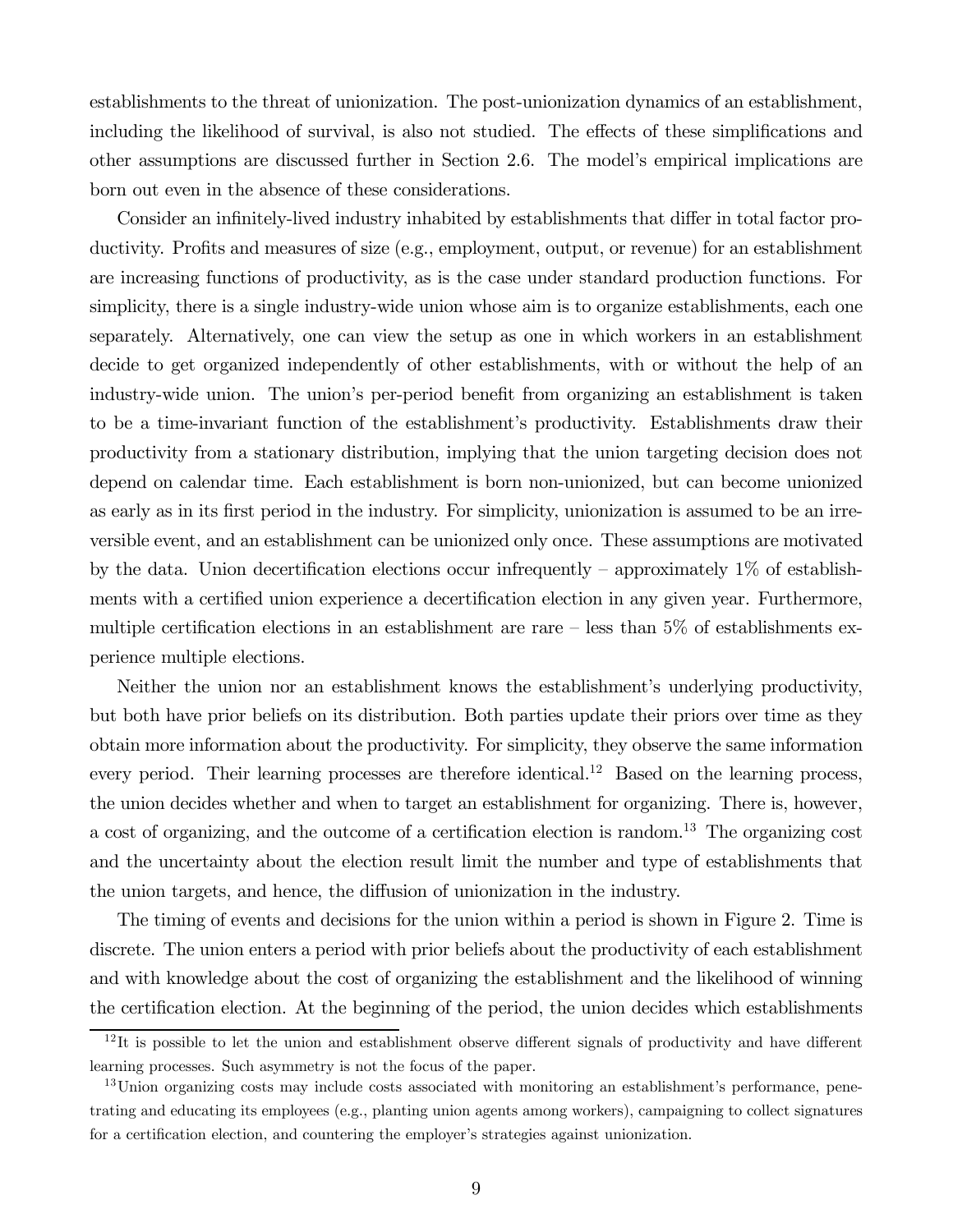establishments to the threat of unionization. The post-unionization dynamics of an establishment, including the likelihood of survival, is also not studied. The effects of these simplifications and other assumptions are discussed further in Section 2.6. The model's empirical implications are born out even in the absence of these considerations.

Consider an infinitely-lived industry inhabited by establishments that differ in total factor productivity. Profits and measures of size (e.g., employment, output, or revenue) for an establishment are increasing functions of productivity, as is the case under standard production functions. For simplicity, there is a single industry-wide union whose aim is to organize establishments, each one separately. Alternatively, one can view the setup as one in which workers in an establishment decide to get organized independently of other establishments, with or without the help of an industry-wide union. The union's per-period benefit from organizing an establishment is taken to be a time-invariant function of the establishment's productivity. Establishments draw their productivity from a stationary distribution, implying that the union targeting decision does not depend on calendar time. Each establishment is born non-unionized, but can become unionized as early as in its first period in the industry. For simplicity, unionization is assumed to be an irreversible event, and an establishment can be unionized only once. These assumptions are motivated by the data. Union decertification elections occur infrequently – approximately 1% of establishments with a certified union experience a decertification election in any given year. Furthermore, multiple certification elections in an establishment are rare – less than 5% of establishments experience multiple elections.

Neither the union nor an establishment knows the establishment's underlying productivity, but both have prior beliefs on its distribution. Both parties update their priors over time as they obtain more information about the productivity. For simplicity, they observe the same information every period. Their learning processes are therefore identical.[12] Based on the learning process, the union decides whether and when to target an establishment for organizing. There is, however, a cost of organizing, and the outcome of a certification election is random.[13] The organizing cost and the uncertainty about the election result limit the number and type of establishments that the union targets, and hence, the diffusion of unionization in the industry.

The timing of events and decisions for the union within a period is shown in Figure 2. Time is discrete. The union enters a period with prior beliefs about the productivity of each establishment and with knowledge about the cost of organizing the establishment and the likelihood of winning the certification election. At the beginning of the period, the union decides which establishments

[12] It is possible to let the union and establishment observe different signals of productivity and have different learning processes. Such asymmetry is not the focus of the paper.

[13] Union organizing costs may include costs associated with monitoring an establishment's performance, penetrating and educating its employees (e.g., planting union agents among workers), campaigning to collect signatures for a certification election, and countering the employer's strategies against unionization.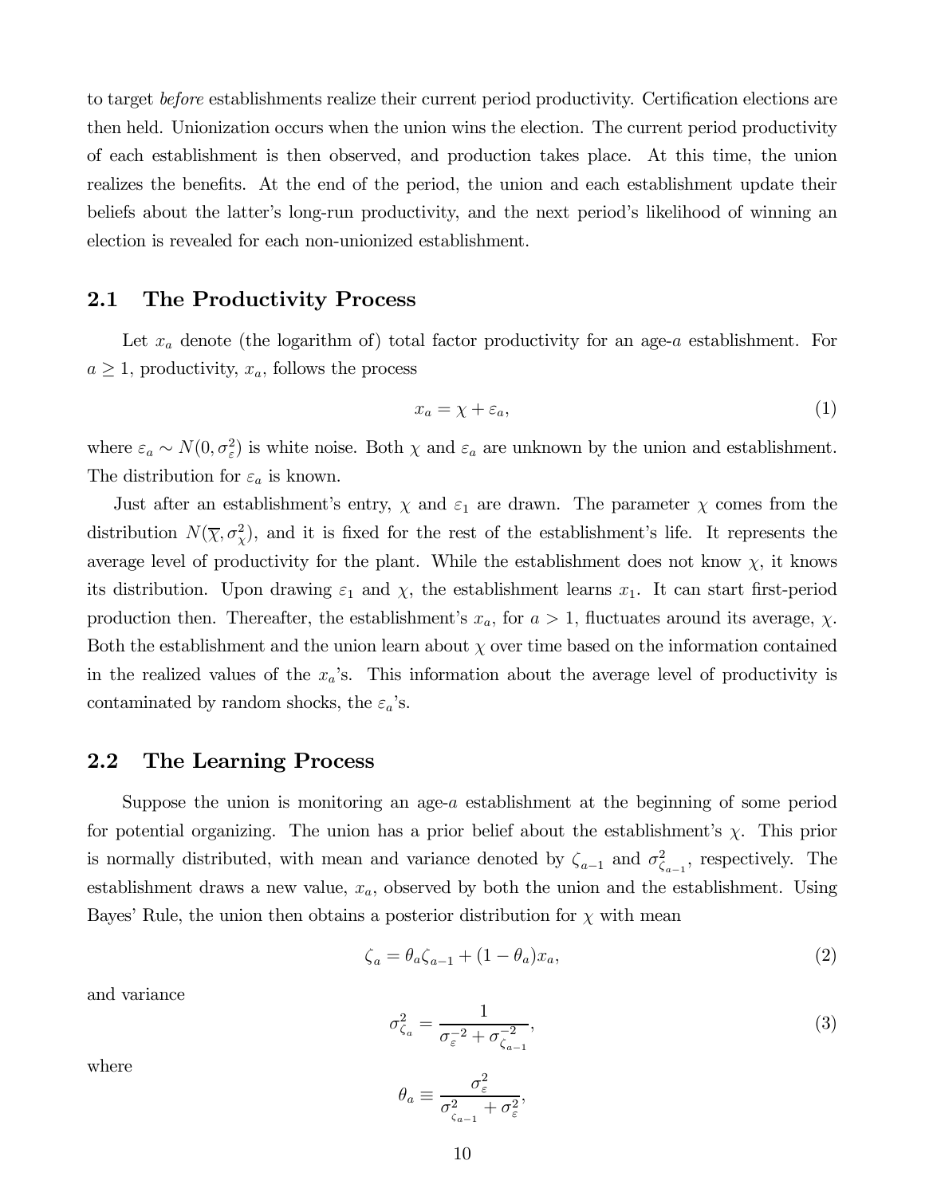to target *before* establishments realize their current period productivity. Certification elections are then held. Unionization occurs when the union wins the election. The current period productivity of each establishment is then observed, and production takes place. At this time, the union realizes the benefits. At the end of the period, the union and each establishment update their beliefs about the latter's long-run productivity, and the next period's likelihood of winning an election is revealed for each non-unionized establishment.

## 2.1 The Productivity Process

Let $x_a$ denote (the logarithm of) total factor productivity for an age-$a$ establishment. For $a \geq 1$, productivity, $x_a$, follows the process

$$x_a = \chi + \varepsilon_a, \tag{1}$$

where $\varepsilon_a \sim N(0, \sigma_\varepsilon^2)$ is white noise. Both $\chi$ and $\varepsilon_a$ are unknown by the union and establishment. The distribution for $\varepsilon_a$ is known.

Just after an establishment's entry, $\chi$ and $\varepsilon_1$ are drawn. The parameter $\chi$ comes from the distribution $N(\overline{\chi}, \sigma_\chi^2)$, and it is fixed for the rest of the establishment's life. It represents the average level of productivity for the plant. While the establishment does not know $\chi$, it knows its distribution. Upon drawing $\varepsilon_1$ and $\chi$, the establishment learns $x_1$. It can start first-period production then. Thereafter, the establishment's $x_a$, for $a > 1$, fluctuates around its average, $\chi$. Both the establishment and the union learn about $\chi$ over time based on the information contained in the realized values of the $x_a$'s. This information about the average level of productivity is contaminated by random shocks, the $\varepsilon_a$'s.

## 2.2 The Learning Process

Suppose the union is monitoring an age-$a$ establishment at the beginning of some period for potential organizing. The union has a prior belief about the establishment's $\chi$. This prior is normally distributed, with mean and variance denoted by $\zeta_{a-1}$ and $\sigma_{\zeta_{a-1}}^2$, respectively. The establishment draws a new value, $x_a$, observed by both the union and the establishment. Using Bayes' Rule, the union then obtains a posterior distribution for $\chi$ with mean

$$\zeta_a = \theta_a \zeta_{a-1} + (1 - \theta_a) x_a, \tag{2}$$

and variance

$$\sigma_{\zeta_a}^2 = \frac{1}{\sigma_\varepsilon^{-2} + \sigma_{\zeta_{a-1}}^{-2}}, \tag{3}$$

where

$$\theta_a \equiv \frac{\sigma_\varepsilon^2}{\sigma_{\zeta_{a-1}}^2 + \sigma_\varepsilon^2},$$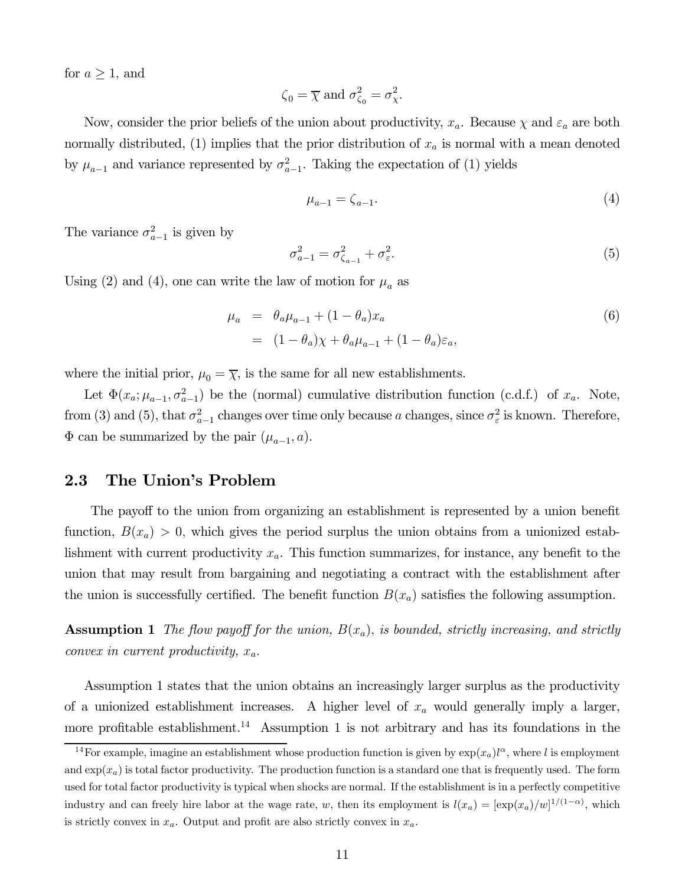for $a \geq 1$, and

$$\zeta_0 = \overline{\chi} \text{ and } \sigma^2_{\zeta_0} = \sigma^2_{\chi}.$$

Now, consider the prior beliefs of the union about productivity, $x_a$. Because $\chi$ and $\varepsilon_a$ are both normally distributed, (1) implies that the prior distribution of $x_a$ is normal with a mean denoted by $\mu_{a-1}$ and variance represented by $\sigma^2_{a-1}$. Taking the expectation of (1) yields

$$\mu_{a-1} = \zeta_{a-1}. \tag{4}$$

The variance $\sigma^2_{a-1}$ is given by

$$\sigma^2_{a-1} = \sigma^2_{\zeta_{a-1}} + \sigma^2_{\varepsilon}. \tag{5}$$

Using (2) and (4), one can write the law of motion for $\mu_a$ as

$$\begin{aligned} \mu_a &= \theta_a \mu_{a-1} + (1 - \theta_a) x_a \\ &= (1 - \theta_a)\chi + \theta_a \mu_{a-1} + (1 - \theta_a)\varepsilon_a, \end{aligned} \tag{6}$$

where the initial prior, $\mu_0 = \overline{\chi}$, is the same for all new establishments.

Let $\Phi(x_a; \mu_{a-1}, \sigma^2_{a-1})$ be the (normal) cumulative distribution function (c.d.f.) of $x_a$. Note, from (3) and (5), that $\sigma^2_{a-1}$ changes over time only because $a$ changes, since $\sigma^2_{\varepsilon}$ is known. Therefore, $\Phi$ can be summarized by the pair $(\mu_{a-1}, a)$.

## 2.3 The Union's Problem

The payoff to the union from organizing an establishment is represented by a union benefit function, $B(x_a) > 0$, which gives the period surplus the union obtains from a unionized establishment with current productivity $x_a$. This function summarizes, for instance, any benefit to the union that may result from bargaining and negotiating a contract with the establishment after the union is successfully certified. The benefit function $B(x_a)$ satisfies the following assumption.

**Assumption 1** *The flow payoff for the union, $B(x_a)$, is bounded, strictly increasing, and strictly convex in current productivity, $x_a$.*

Assumption 1 states that the union obtains an increasingly larger surplus as the productivity of a unionized establishment increases. A higher level of $x_a$ would generally imply a larger, more profitable establishment.[14] Assumption 1 is not arbitrary and has its foundations in the

[14] For example, imagine an establishment whose production function is given by $\exp(x_a)l^{\alpha}$, where $l$ is employment and $\exp(x_a)$ is total factor productivity. The production function is a standard one that is frequently used. The form used for total factor productivity is typical when shocks are normal. If the establishment is in a perfectly competitive industry and can freely hire labor at the wage rate, $w$, then its employment is $l(x_a) = [\exp(x_a)/w]^{1/(1-\alpha)}$, which is strictly convex in $x_a$. Output and profit are also strictly convex in $x_a$.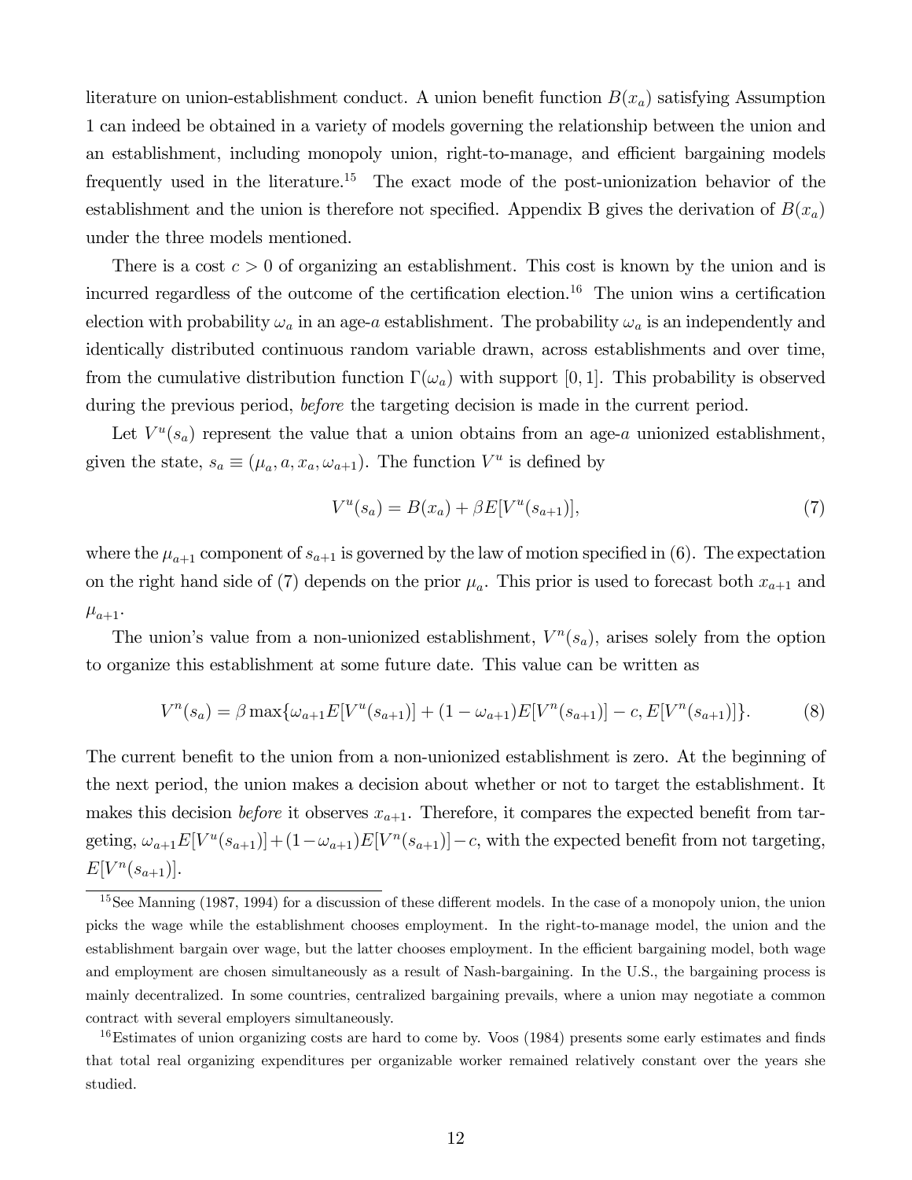literature on union-establishment conduct. A union benefit function $B(x_a)$ satisfying Assumption 1 can indeed be obtained in a variety of models governing the relationship between the union and an establishment, including monopoly union, right-to-manage, and efficient bargaining models frequently used in the literature.[15] The exact mode of the post-unionization behavior of the establishment and the union is therefore not specified. Appendix B gives the derivation of $B(x_a)$ under the three models mentioned.

There is a cost $c > 0$ of organizing an establishment. This cost is known by the union and is incurred regardless of the outcome of the certification election.[16] The union wins a certification election with probability $\omega_a$ in an age-$a$ establishment. The probability $\omega_a$ is an independently and identically distributed continuous random variable drawn, across establishments and over time, from the cumulative distribution function $\Gamma(\omega_a)$ with support $[0, 1]$. This probability is observed during the previous period, *before* the targeting decision is made in the current period.

Let $V^u(s_a)$ represent the value that a union obtains from an age-$a$ unionized establishment, given the state, $s_a \equiv (\mu_a, a, x_a, \omega_{a+1})$. The function $V^u$ is defined by

$$V^u(s_a) = B(x_a) + \beta E[V^u(s_{a+1})], \tag{7}$$

where the $\mu_{a+1}$ component of $s_{a+1}$ is governed by the law of motion specified in (6). The expectation on the right hand side of (7) depends on the prior $\mu_a$. This prior is used to forecast both $x_{a+1}$ and $\mu_{a+1}$.

The union's value from a non-unionized establishment, $V^n(s_a)$, arises solely from the option to organize this establishment at some future date. This value can be written as

$$V^n(s_a) = \beta \max\{\omega_{a+1} E[V^u(s_{a+1})] + (1 - \omega_{a+1}) E[V^n(s_{a+1})] - c, E[V^n(s_{a+1})]\}. \tag{8}$$

The current benefit to the union from a non-unionized establishment is zero. At the beginning of the next period, the union makes a decision about whether or not to target the establishment. It makes this decision *before* it observes $x_{a+1}$. Therefore, it compares the expected benefit from targeting, $\omega_{a+1} E[V^u(s_{a+1})] + (1 - \omega_{a+1}) E[V^n(s_{a+1})] - c$, with the expected benefit from not targeting, $E[V^n(s_{a+1})]$.

---

[15] See Manning (1987, 1994) for a discussion of these different models. In the case of a monopoly union, the union picks the wage while the establishment chooses employment. In the right-to-manage model, the union and the establishment bargain over wage, but the latter chooses employment. In the efficient bargaining model, both wage and employment are chosen simultaneously as a result of Nash-bargaining. In the U.S., the bargaining process is mainly decentralized. In some countries, centralized bargaining prevails, where a union may negotiate a common contract with several employers simultaneously.

[16] Estimates of union organizing costs are hard to come by. Voos (1984) presents some early estimates and finds that total real organizing expenditures per organizable worker remained relatively constant over the years she studied.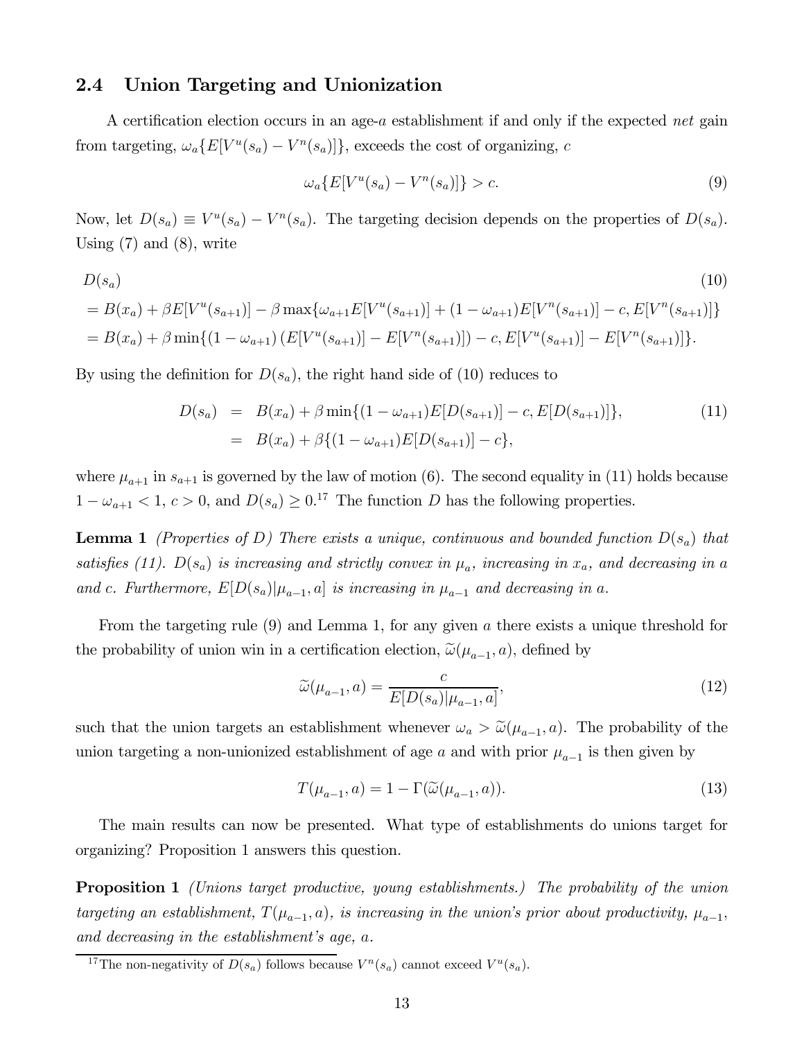### 2.4 Union Targeting and Unionization

A certification election occurs in an age-$a$ establishment if and only if the expected *net* gain from targeting, $\omega_a\{E[V^u(s_a) - V^n(s_a)]\}$, exceeds the cost of organizing, $c$

$$\omega_a\{E[V^u(s_a) - V^n(s_a)]\} > c. \tag{9}$$

Now, let $D(s_a) \equiv V^u(s_a) - V^n(s_a)$. The targeting decision depends on the properties of $D(s_a)$. Using (7) and (8), write

$$\begin{aligned}
&D(s_a) \qquad\qquad\qquad\qquad\qquad\qquad\qquad\qquad\qquad\qquad\qquad\qquad\qquad\qquad\qquad\qquad\qquad (10)\\
&= B(x_a) + \beta E[V^u(s_{a+1})] - \beta \max\{\omega_{a+1} E[V^u(s_{a+1})] + (1-\omega_{a+1})E[V^n(s_{a+1})] - c, E[V^n(s_{a+1})]\} \\
&= B(x_a) + \beta \min\{(1-\omega_{a+1})\left(E[V^u(s_{a+1})] - E[V^n(s_{a+1})]\right) - c, E[V^u(s_{a+1})] - E[V^n(s_{a+1})]\}.
\end{aligned}$$

By using the definition for $D(s_a)$, the right hand side of (10) reduces to

$$\begin{aligned}
D(s_a) &= B(x_a) + \beta \min\{(1-\omega_{a+1})E[D(s_{a+1})] - c, E[D(s_{a+1})]\}, \qquad (11)\\
&= B(x_a) + \beta\{(1-\omega_{a+1})E[D(s_{a+1})] - c\},
\end{aligned}$$

where $\mu_{a+1}$ in $s_{a+1}$ is governed by the law of motion (6). The second equality in (11) holds because $1 - \omega_{a+1} < 1$, $c > 0$, and $D(s_a) \geq 0$.[17] The function $D$ has the following properties.

**Lemma 1** *(Properties of $D$) There exists a unique, continuous and bounded function $D(s_a)$ that satisfies (11). $D(s_a)$ is increasing and strictly convex in $\mu_a$, increasing in $x_a$, and decreasing in $a$ and $c$. Furthermore, $E[D(s_a)|\mu_{a-1}, a]$ is increasing in $\mu_{a-1}$ and decreasing in $a$.*

From the targeting rule (9) and Lemma 1, for any given $a$ there exists a unique threshold for the probability of union win in a certification election, $\widetilde{\omega}(\mu_{a-1}, a)$, defined by

$$\widetilde{\omega}(\mu_{a-1}, a) = \frac{c}{E[D(s_a)|\mu_{a-1}, a]}, \tag{12}$$

such that the union targets an establishment whenever $\omega_a > \widetilde{\omega}(\mu_{a-1}, a)$. The probability of the union targeting a non-unionized establishment of age $a$ and with prior $\mu_{a-1}$ is then given by

$$T(\mu_{a-1}, a) = 1 - \Gamma(\widetilde{\omega}(\mu_{a-1}, a)). \tag{13}$$

The main results can now be presented. What type of establishments do unions target for organizing? Proposition 1 answers this question.

**Proposition 1** *(Unions target productive, young establishments.) The probability of the union targeting an establishment, $T(\mu_{a-1}, a)$, is increasing in the union's prior about productivity, $\mu_{a-1}$, and decreasing in the establishment's age, $a$.*

[17] The non-negativity of $D(s_a)$ follows because $V^n(s_a)$ cannot exceed $V^u(s_a)$.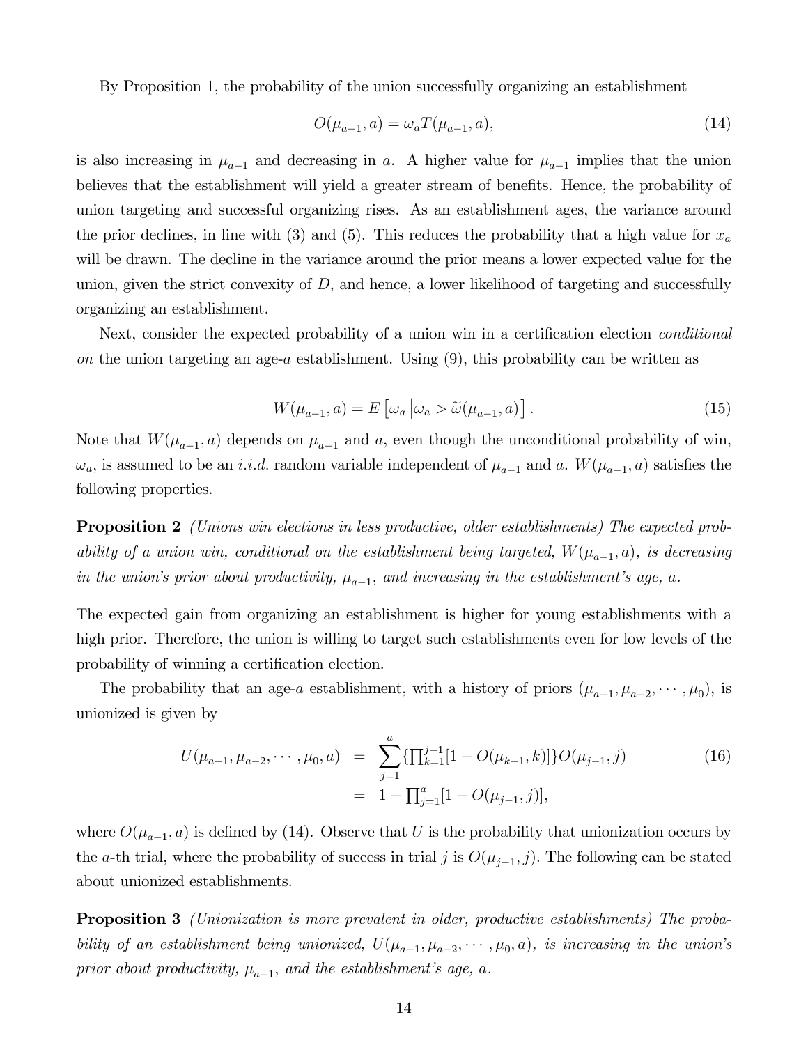By Proposition 1, the probability of the union successfully organizing an establishment

$$O(\mu_{a-1}, a) = \omega_a T(\mu_{a-1}, a), \tag{14}$$

is also increasing in $\mu_{a-1}$ and decreasing in $a$. A higher value for $\mu_{a-1}$ implies that the union believes that the establishment will yield a greater stream of benefits. Hence, the probability of union targeting and successful organizing rises. As an establishment ages, the variance around the prior declines, in line with (3) and (5). This reduces the probability that a high value for $x_a$ will be drawn. The decline in the variance around the prior means a lower expected value for the union, given the strict convexity of $D$, and hence, a lower likelihood of targeting and successfully organizing an establishment.

Next, consider the expected probability of a union win in a certification election *conditional on* the union targeting an age-$a$ establishment. Using (9), this probability can be written as

$$W(\mu_{a-1}, a) = E\left[\omega_a \left| \omega_a > \widetilde{\omega}(\mu_{a-1}, a)\right.\right]. \tag{15}$$

Note that $W(\mu_{a-1}, a)$ depends on $\mu_{a-1}$ and $a$, even though the unconditional probability of win, $\omega_a$, is assumed to be an *i.i.d.* random variable independent of $\mu_{a-1}$ and $a$. $W(\mu_{a-1}, a)$ satisfies the following properties.

**Proposition 2** *(Unions win elections in less productive, older establishments) The expected probability of a union win, conditional on the establishment being targeted, $W(\mu_{a-1}, a)$, is decreasing in the union's prior about productivity, $\mu_{a-1}$, and increasing in the establishment's age, $a$.*

The expected gain from organizing an establishment is higher for young establishments with a high prior. Therefore, the union is willing to target such establishments even for low levels of the probability of winning a certification election.

The probability that an age-$a$ establishment, with a history of priors $(\mu_{a-1}, \mu_{a-2}, \cdots, \mu_0)$, is unionized is given by

$$\begin{aligned} U(\mu_{a-1}, \mu_{a-2}, \cdots, \mu_0, a) &= \sum_{j=1}^{a} \{\textstyle\prod_{k=1}^{j-1}[1 - O(\mu_{k-1}, k)]\} O(\mu_{j-1}, j) \\ &= 1 - \textstyle\prod_{j=1}^{a}[1 - O(\mu_{j-1}, j)], \end{aligned} \tag{16}$$

where $O(\mu_{a-1}, a)$ is defined by (14). Observe that $U$ is the probability that unionization occurs by the $a$-th trial, where the probability of success in trial $j$ is $O(\mu_{j-1}, j)$. The following can be stated about unionized establishments.

**Proposition 3** *(Unionization is more prevalent in older, productive establishments) The probability of an establishment being unionized, $U(\mu_{a-1}, \mu_{a-2}, \cdots, \mu_0, a)$, is increasing in the union's prior about productivity, $\mu_{a-1}$, and the establishment's age, $a$.*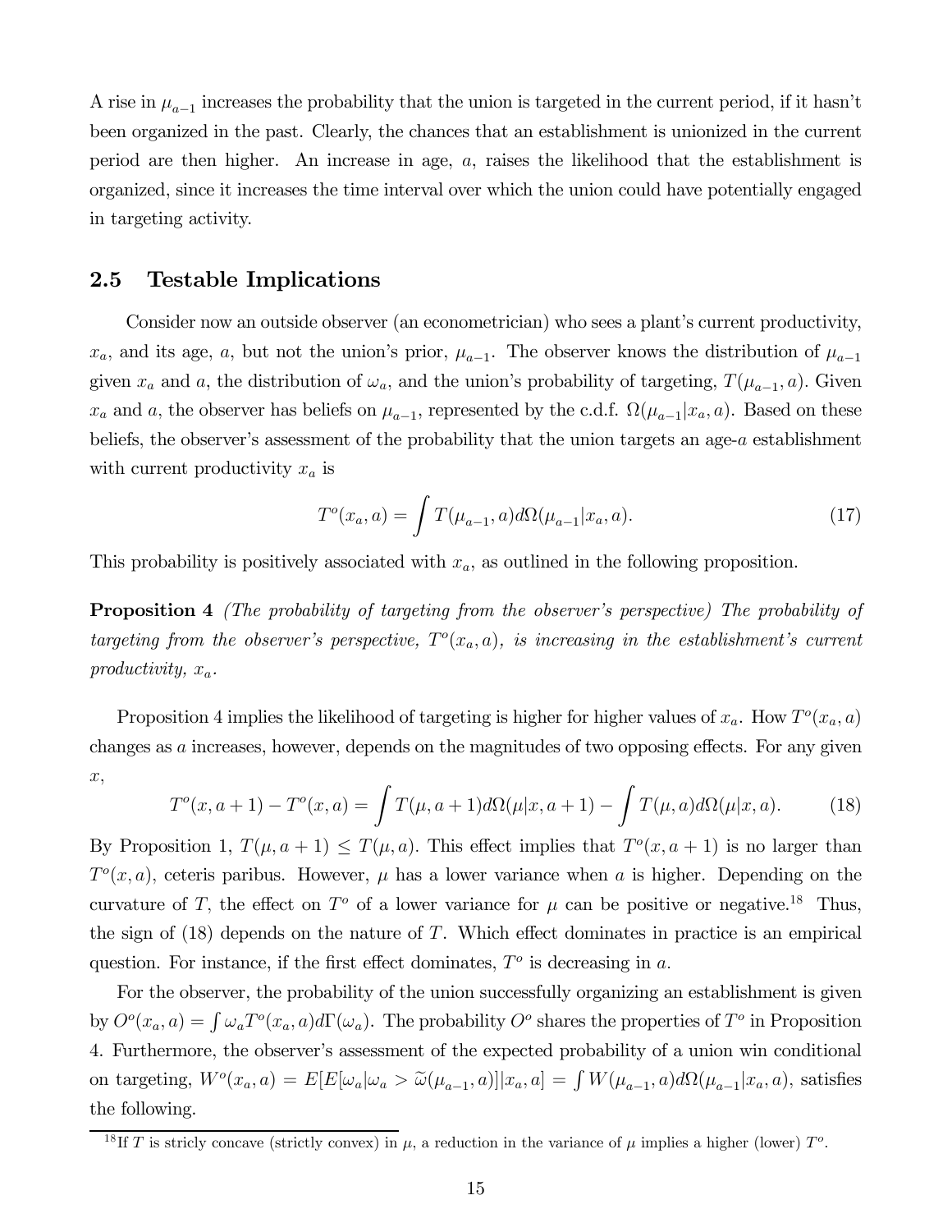A rise in $\mu_{a-1}$ increases the probability that the union is targeted in the current period, if it hasn't been organized in the past. Clearly, the chances that an establishment is unionized in the current period are then higher. An increase in age, $a$, raises the likelihood that the establishment is organized, since it increases the time interval over which the union could have potentially engaged in targeting activity.

## 2.5 Testable Implications

Consider now an outside observer (an econometrician) who sees a plant's current productivity, $x_a$, and its age, $a$, but not the union's prior, $\mu_{a-1}$. The observer knows the distribution of $\mu_{a-1}$ given $x_a$ and $a$, the distribution of $\omega_a$, and the union's probability of targeting, $T(\mu_{a-1}, a)$. Given $x_a$ and $a$, the observer has beliefs on $\mu_{a-1}$, represented by the c.d.f. $\Omega(\mu_{a-1}|x_a, a)$. Based on these beliefs, the observer's assessment of the probability that the union targets an age-$a$ establishment with current productivity $x_a$ is

$$T^o(x_a, a) = \int T(\mu_{a-1}, a) d\Omega(\mu_{a-1}|x_a, a). \tag{17}$$

This probability is positively associated with $x_a$, as outlined in the following proposition.

**Proposition 4** *(The probability of targeting from the observer's perspective) The probability of targeting from the observer's perspective, $T^o(x_a, a)$, is increasing in the establishment's current productivity, $x_a$.*

Proposition 4 implies the likelihood of targeting is higher for higher values of $x_a$. How $T^o(x_a, a)$ changes as $a$ increases, however, depends on the magnitudes of two opposing effects. For any given $x$,

$$T^o(x, a+1) - T^o(x, a) = \int T(\mu, a+1) d\Omega(\mu|x, a+1) - \int T(\mu, a) d\Omega(\mu|x, a). \tag{18}$$

By Proposition 1, $T(\mu, a+1) \leq T(\mu, a)$. This effect implies that $T^o(x, a+1)$ is no larger than $T^o(x, a)$, ceteris paribus. However, $\mu$ has a lower variance when $a$ is higher. Depending on the curvature of $T$, the effect on $T^o$ of a lower variance for $\mu$ can be positive or negative.[18] Thus, the sign of (18) depends on the nature of $T$. Which effect dominates in practice is an empirical question. For instance, if the first effect dominates, $T^o$ is decreasing in $a$.

For the observer, the probability of the union successfully organizing an establishment is given by $O^o(x_a, a) = \int \omega_a T^o(x_a, a) d\Gamma(\omega_a)$. The probability $O^o$ shares the properties of $T^o$ in Proposition 4. Furthermore, the observer's assessment of the expected probability of a union win conditional on targeting, $W^o(x_a, a) = E[E[\omega_a|\omega_a > \widetilde{\omega}(\mu_{a-1}, a)]|x_a, a] = \int W(\mu_{a-1}, a) d\Omega(\mu_{a-1}|x_a, a)$, satisfies the following.

[18] If $T$ is stricly concave (strictly convex) in $\mu$, a reduction in the variance of $\mu$ implies a higher (lower) $T^o$.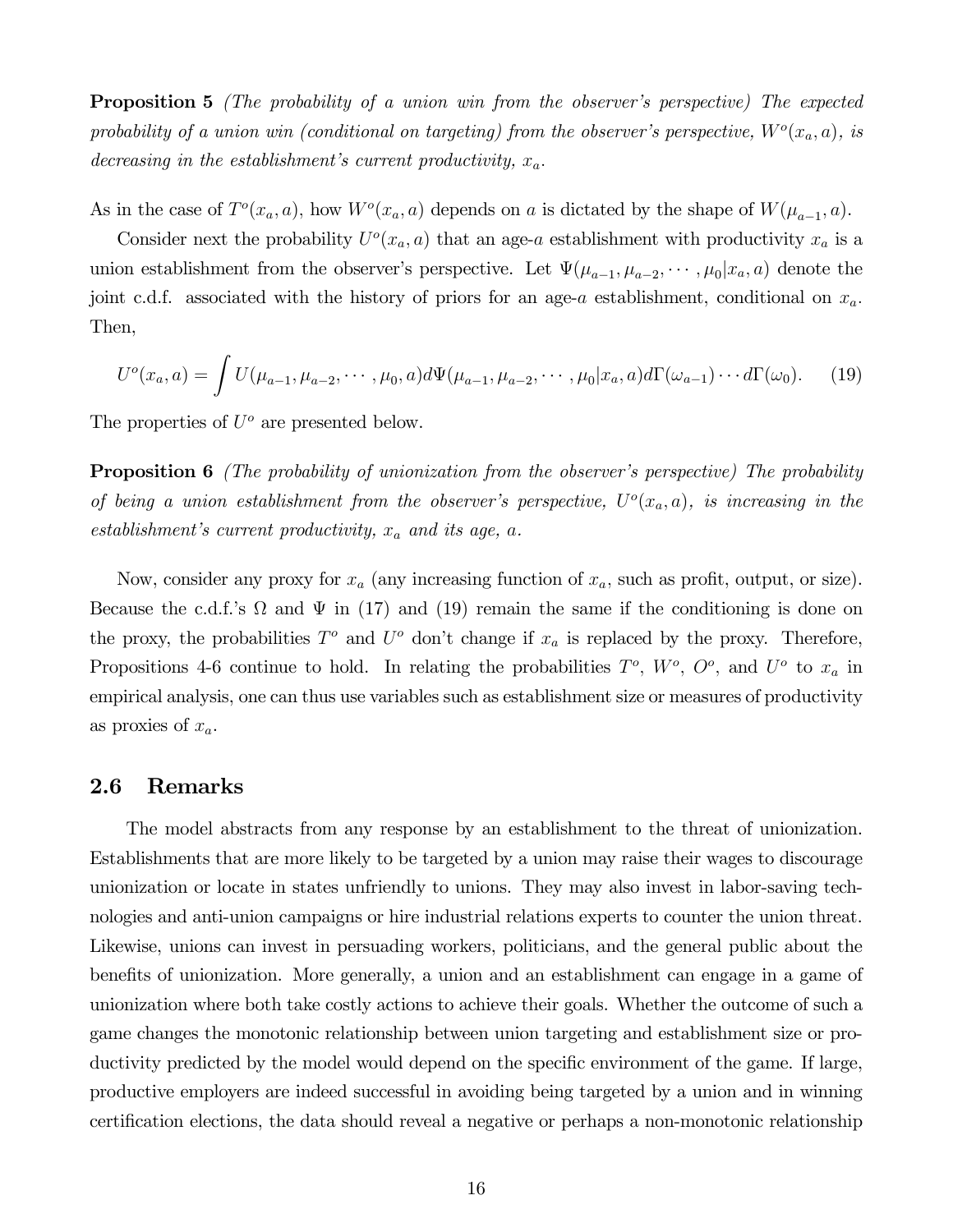**Proposition 5** *(The probability of a union win from the observer's perspective) The expected probability of a union win (conditional on targeting) from the observer's perspective, $W^o(x_a, a)$, is decreasing in the establishment's current productivity, $x_a$.*

As in the case of $T^o(x_a, a)$, how $W^o(x_a, a)$ depends on $a$ is dictated by the shape of $W(\mu_{a-1}, a)$.

Consider next the probability $U^o(x_a, a)$ that an age-$a$ establishment with productivity $x_a$ is a union establishment from the observer's perspective. Let $\Psi(\mu_{a-1}, \mu_{a-2}, \cdots, \mu_0 | x_a, a)$ denote the joint c.d.f. associated with the history of priors for an age-$a$ establishment, conditional on $x_a$. Then,

$$U^o(x_a, a) = \int U(\mu_{a-1}, \mu_{a-2}, \cdots, \mu_0, a) d\Psi(\mu_{a-1}, \mu_{a-2}, \cdots, \mu_0 | x_a, a) d\Gamma(\omega_{a-1}) \cdots d\Gamma(\omega_0). \tag{19}$$

The properties of $U^o$ are presented below.

**Proposition 6** *(The probability of unionization from the observer's perspective) The probability of being a union establishment from the observer's perspective, $U^o(x_a, a)$, is increasing in the establishment's current productivity, $x_a$ and its age, $a$.*

Now, consider any proxy for $x_a$ (any increasing function of $x_a$, such as profit, output, or size). Because the c.d.f.'s $\Omega$ and $\Psi$ in (17) and (19) remain the same if the conditioning is done on the proxy, the probabilities $T^o$ and $U^o$ don't change if $x_a$ is replaced by the proxy. Therefore, Propositions 4-6 continue to hold. In relating the probabilities $T^o$, $W^o$, $O^o$, and $U^o$ to $x_a$ in empirical analysis, one can thus use variables such as establishment size or measures of productivity as proxies of $x_a$.

## 2.6 Remarks

The model abstracts from any response by an establishment to the threat of unionization. Establishments that are more likely to be targeted by a union may raise their wages to discourage unionization or locate in states unfriendly to unions. They may also invest in labor-saving technologies and anti-union campaigns or hire industrial relations experts to counter the union threat. Likewise, unions can invest in persuading workers, politicians, and the general public about the benefits of unionization. More generally, a union and an establishment can engage in a game of unionization where both take costly actions to achieve their goals. Whether the outcome of such a game changes the monotonic relationship between union targeting and establishment size or productivity predicted by the model would depend on the specific environment of the game. If large, productive employers are indeed successful in avoiding being targeted by a union and in winning certification elections, the data should reveal a negative or perhaps a non-monotonic relationship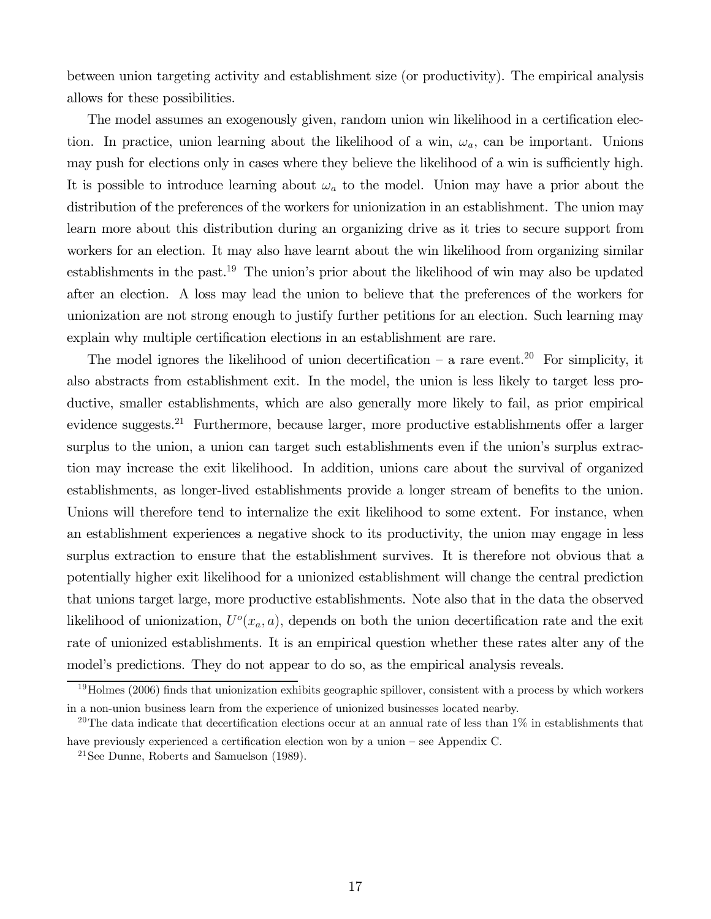between union targeting activity and establishment size (or productivity). The empirical analysis allows for these possibilities.

The model assumes an exogenously given, random union win likelihood in a certification election. In practice, union learning about the likelihood of a win, $\omega_a$, can be important. Unions may push for elections only in cases where they believe the likelihood of a win is sufficiently high. It is possible to introduce learning about $\omega_a$ to the model. Union may have a prior about the distribution of the preferences of the workers for unionization in an establishment. The union may learn more about this distribution during an organizing drive as it tries to secure support from workers for an election. It may also have learnt about the win likelihood from organizing similar establishments in the past.[19] The union's prior about the likelihood of win may also be updated after an election. A loss may lead the union to believe that the preferences of the workers for unionization are not strong enough to justify further petitions for an election. Such learning may explain why multiple certification elections in an establishment are rare.

The model ignores the likelihood of union decertification – a rare event.[20] For simplicity, it also abstracts from establishment exit. In the model, the union is less likely to target less productive, smaller establishments, which are also generally more likely to fail, as prior empirical evidence suggests.[21] Furthermore, because larger, more productive establishments offer a larger surplus to the union, a union can target such establishments even if the union's surplus extraction may increase the exit likelihood. In addition, unions care about the survival of organized establishments, as longer-lived establishments provide a longer stream of benefits to the union. Unions will therefore tend to internalize the exit likelihood to some extent. For instance, when an establishment experiences a negative shock to its productivity, the union may engage in less surplus extraction to ensure that the establishment survives. It is therefore not obvious that a potentially higher exit likelihood for a unionized establishment will change the central prediction that unions target large, more productive establishments. Note also that in the data the observed likelihood of unionization, $U^o(x_a, a)$, depends on both the union decertification rate and the exit rate of unionized establishments. It is an empirical question whether these rates alter any of the model's predictions. They do not appear to do so, as the empirical analysis reveals.

[19] Holmes (2006) finds that unionization exhibits geographic spillover, consistent with a process by which workers in a non-union business learn from the experience of unionized businesses located nearby.

[20] The data indicate that decertification elections occur at an annual rate of less than 1% in establishments that have previously experienced a certification election won by a union – see Appendix C.

[21] See Dunne, Roberts and Samuelson (1989).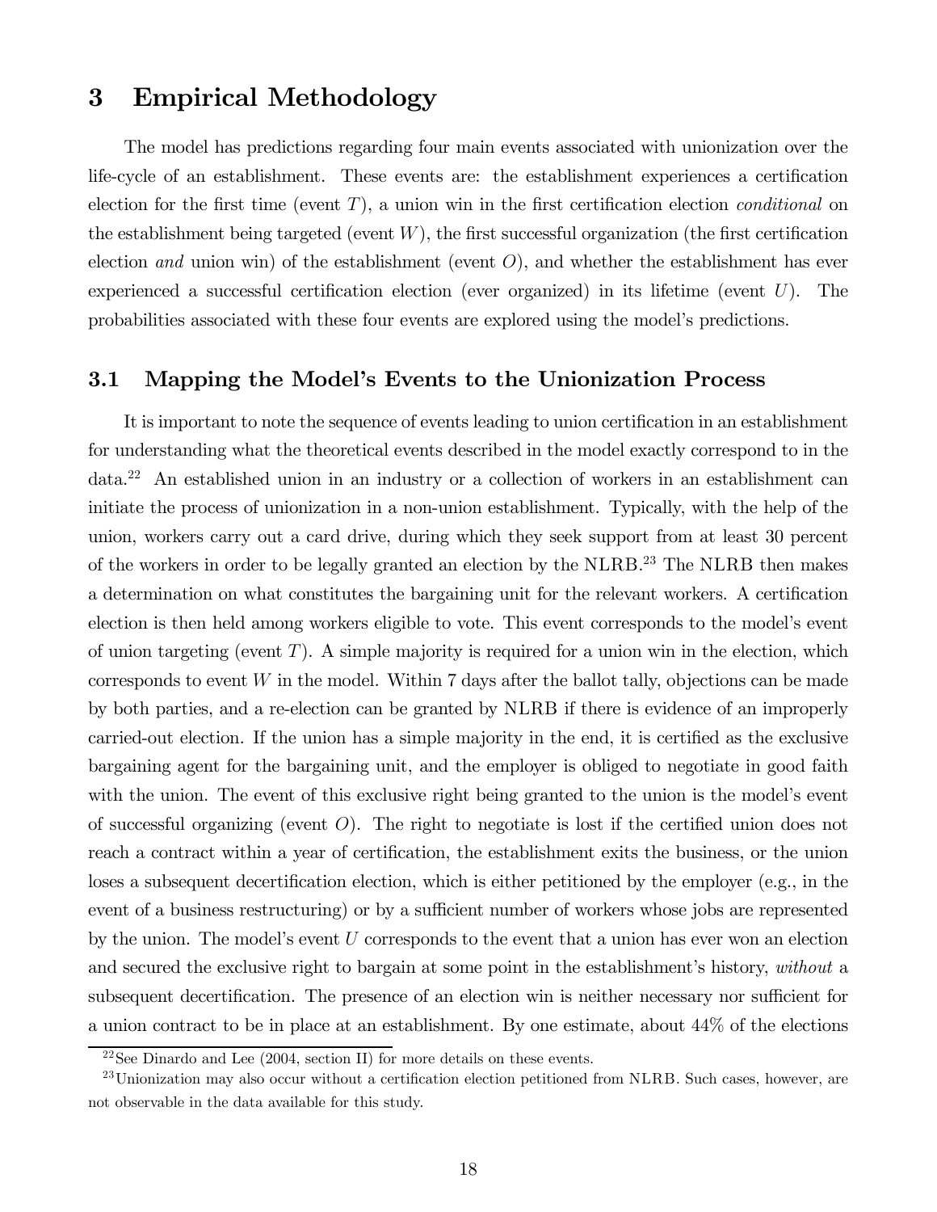# 3 Empirical Methodology

The model has predictions regarding four main events associated with unionization over the life-cycle of an establishment. These events are: the establishment experiences a certification election for the first time (event $T$), a union win in the first certification election *conditional* on the establishment being targeted (event $W$), the first successful organization (the first certification election *and* union win) of the establishment (event $O$), and whether the establishment has ever experienced a successful certification election (ever organized) in its lifetime (event $U$). The probabilities associated with these four events are explored using the model's predictions.

## 3.1 Mapping the Model's Events to the Unionization Process

It is important to note the sequence of events leading to union certification in an establishment for understanding what the theoretical events described in the model exactly correspond to in the data.[22] An established union in an industry or a collection of workers in an establishment can initiate the process of unionization in a non-union establishment. Typically, with the help of the union, workers carry out a card drive, during which they seek support from at least 30 percent of the workers in order to be legally granted an election by the NLRB.[23] The NLRB then makes a determination on what constitutes the bargaining unit for the relevant workers. A certification election is then held among workers eligible to vote. This event corresponds to the model's event of union targeting (event $T$). A simple majority is required for a union win in the election, which corresponds to event $W$ in the model. Within 7 days after the ballot tally, objections can be made by both parties, and a re-election can be granted by NLRB if there is evidence of an improperly carried-out election. If the union has a simple majority in the end, it is certified as the exclusive bargaining agent for the bargaining unit, and the employer is obliged to negotiate in good faith with the union. The event of this exclusive right being granted to the union is the model's event of successful organizing (event $O$). The right to negotiate is lost if the certified union does not reach a contract within a year of certification, the establishment exits the business, or the union loses a subsequent decertification election, which is either petitioned by the employer (e.g., in the event of a business restructuring) or by a sufficient number of workers whose jobs are represented by the union. The model's event $U$ corresponds to the event that a union has ever won an election and secured the exclusive right to bargain at some point in the establishment's history, *without* a subsequent decertification. The presence of an election win is neither necessary nor sufficient for a union contract to be in place at an establishment. By one estimate, about 44% of the elections

[22] See Dinardo and Lee (2004, section II) for more details on these events.

[23] Unionization may also occur without a certification election petitioned from NLRB. Such cases, however, are not observable in the data available for this study.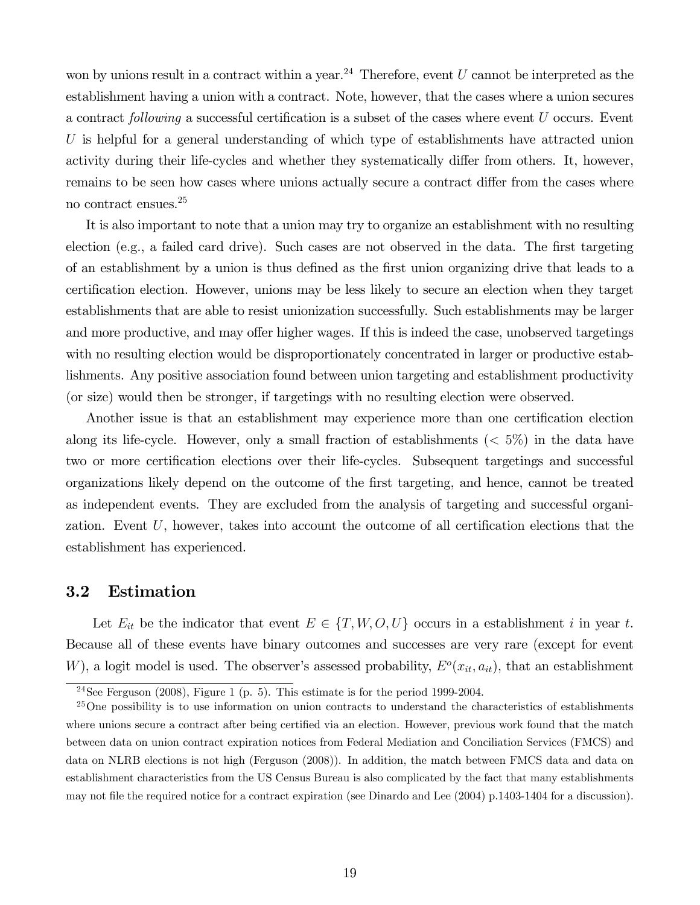won by unions result in a contract within a year.[24] Therefore, event $U$ cannot be interpreted as the establishment having a union with a contract. Note, however, that the cases where a union secures a contract *following* a successful certification is a subset of the cases where event $U$ occurs. Event $U$ is helpful for a general understanding of which type of establishments have attracted union activity during their life-cycles and whether they systematically differ from others. It, however, remains to be seen how cases where unions actually secure a contract differ from the cases where no contract ensues.[25]

It is also important to note that a union may try to organize an establishment with no resulting election (e.g., a failed card drive). Such cases are not observed in the data. The first targeting of an establishment by a union is thus defined as the first union organizing drive that leads to a certification election. However, unions may be less likely to secure an election when they target establishments that are able to resist unionization successfully. Such establishments may be larger and more productive, and may offer higher wages. If this is indeed the case, unobserved targetings with no resulting election would be disproportionately concentrated in larger or productive establishments. Any positive association found between union targeting and establishment productivity (or size) would then be stronger, if targetings with no resulting election were observed.

Another issue is that an establishment may experience more than one certification election along its life-cycle. However, only a small fraction of establishments ($< 5\%$) in the data have two or more certification elections over their life-cycles. Subsequent targetings and successful organizations likely depend on the outcome of the first targeting, and hence, cannot be treated as independent events. They are excluded from the analysis of targeting and successful organization. Event $U$, however, takes into account the outcome of all certification elections that the establishment has experienced.

## 3.2 Estimation

Let $E_{it}$ be the indicator that event $E \in \{T, W, O, U\}$ occurs in a establishment $i$ in year $t$. Because all of these events have binary outcomes and successes are very rare (except for event $W$), a logit model is used. The observer's assessed probability, $E^o(x_{it}, a_{it})$, that an establishment

[24] See Ferguson (2008), Figure 1 (p. 5). This estimate is for the period 1999-2004.

[25] One possibility is to use information on union contracts to understand the characteristics of establishments where unions secure a contract after being certified via an election. However, previous work found that the match between data on union contract expiration notices from Federal Mediation and Conciliation Services (FMCS) and data on NLRB elections is not high (Ferguson (2008)). In addition, the match between FMCS data and data on establishment characteristics from the US Census Bureau is also complicated by the fact that many establishments may not file the required notice for a contract expiration (see Dinardo and Lee (2004) p.1403-1404 for a discussion).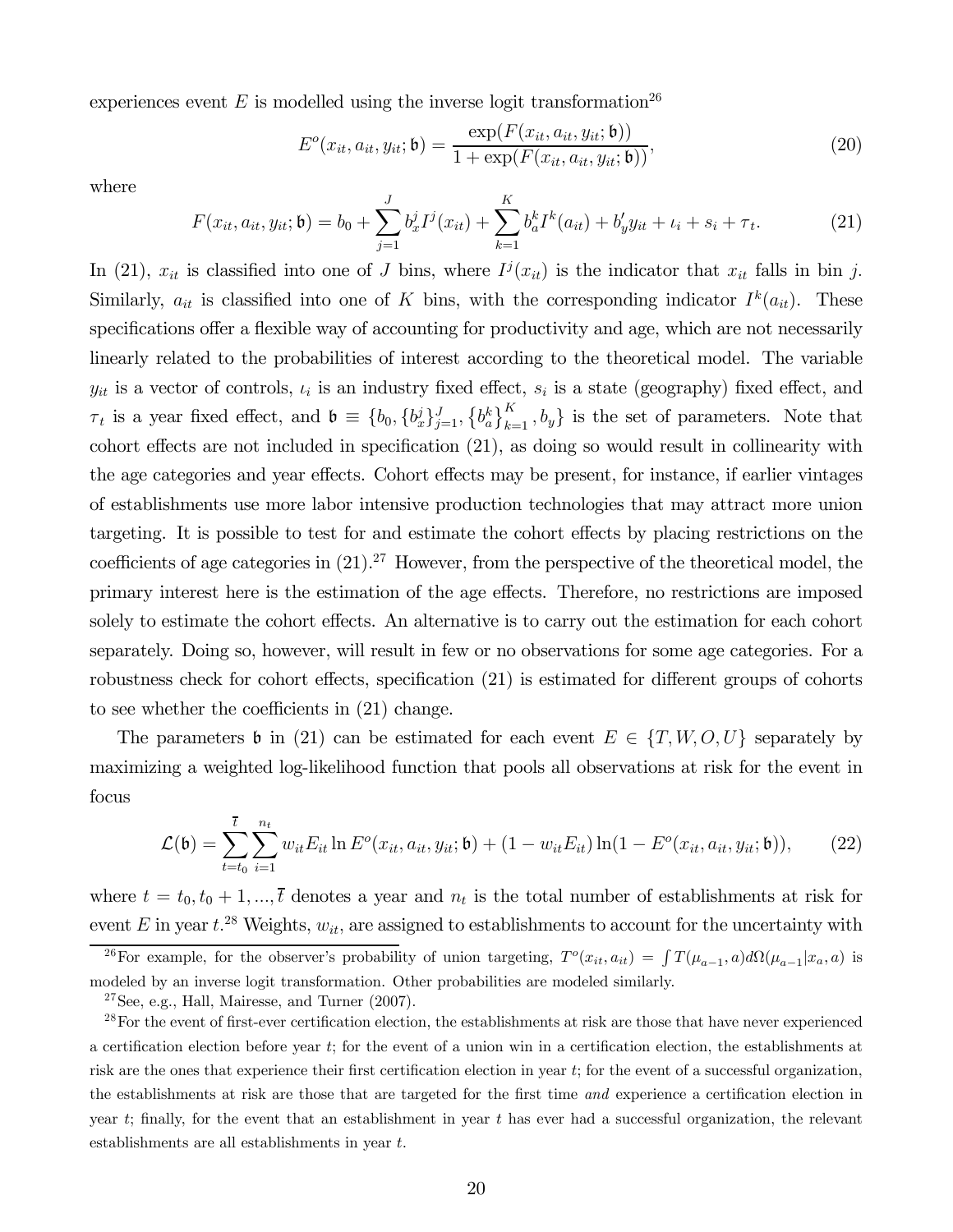experiences event $E$ is modelled using the inverse logit transformation[26]

$$E^o(x_{it}, a_{it}, y_{it}; \mathfrak{b}) = \frac{\exp(F(x_{it}, a_{it}, y_{it}; \mathfrak{b}))}{1 + \exp(F(x_{it}, a_{it}, y_{it}; \mathfrak{b}))}, \tag{20}$$

where

$$F(x_{it}, a_{it}, y_{it}; \mathfrak{b}) = b_0 + \sum_{j=1}^{J} b_x^j I^j(x_{it}) + \sum_{k=1}^{K} b_a^k I^k(a_{it}) + b_y' y_{it} + \iota_i + s_i + \tau_t. \tag{21}$$

In (21), $x_{it}$ is classified into one of $J$ bins, where $I^j(x_{it})$ is the indicator that $x_{it}$ falls in bin $j$. Similarly, $a_{it}$ is classified into one of $K$ bins, with the corresponding indicator $I^k(a_{it})$. These specifications offer a flexible way of accounting for productivity and age, which are not necessarily linearly related to the probabilities of interest according to the theoretical model. The variable $y_{it}$ is a vector of controls, $\iota_i$ is an industry fixed effect, $s_i$ is a state (geography) fixed effect, and $\tau_t$ is a year fixed effect, and $\mathfrak{b} \equiv \{b_0, \{b_x^j\}_{j=1}^J, \{b_a^k\}_{k=1}^K, b_y\}$ is the set of parameters. Note that cohort effects are not included in specification (21), as doing so would result in collinearity with the age categories and year effects. Cohort effects may be present, for instance, if earlier vintages of establishments use more labor intensive production technologies that may attract more union targeting. It is possible to test for and estimate the cohort effects by placing restrictions on the coefficients of age categories in (21).[27] However, from the perspective of the theoretical model, the primary interest here is the estimation of the age effects. Therefore, no restrictions are imposed solely to estimate the cohort effects. An alternative is to carry out the estimation for each cohort separately. Doing so, however, will result in few or no observations for some age categories. For a robustness check for cohort effects, specification (21) is estimated for different groups of cohorts to see whether the coefficients in (21) change.

The parameters $\mathfrak{b}$ in (21) can be estimated for each event $E \in \{T, W, O, U\}$ separately by maximizing a weighted log-likelihood function that pools all observations at risk for the event in focus

$$\mathcal{L}(\mathfrak{b}) = \sum_{t=t_0}^{\bar{t}} \sum_{i=1}^{n_t} w_{it} E_{it} \ln E^o(x_{it}, a_{it}, y_{it}; \mathfrak{b}) + (1 - w_{it} E_{it}) \ln(1 - E^o(x_{it}, a_{it}, y_{it}; \mathfrak{b})), \tag{22}$$

where $t = t_0, t_0 + 1, ..., \bar{t}$ denotes a year and $n_t$ is the total number of establishments at risk for event $E$ in year $t$.[28] Weights, $w_{it}$, are assigned to establishments to account for the uncertainty with

[26] For example, for the observer's probability of union targeting, $T^o(x_{it}, a_{it}) = \int T(\mu_{a-1}, a) d\Omega(\mu_{a-1} | x_a, a)$ is modeled by an inverse logit transformation. Other probabilities are modeled similarly.

[27] See, e.g., Hall, Mairesse, and Turner (2007).

[28] For the event of first-ever certification election, the establishments at risk are those that have never experienced a certification election before year $t$; for the event of a union win in a certification election, the establishments at risk are the ones that experience their first certification election in year $t$; for the event of a successful organization, the establishments at risk are those that are targeted for the first time *and* experience a certification election in year $t$; finally, for the event that an establishment in year $t$ has ever had a successful organization, the relevant establishments are all establishments in year $t$.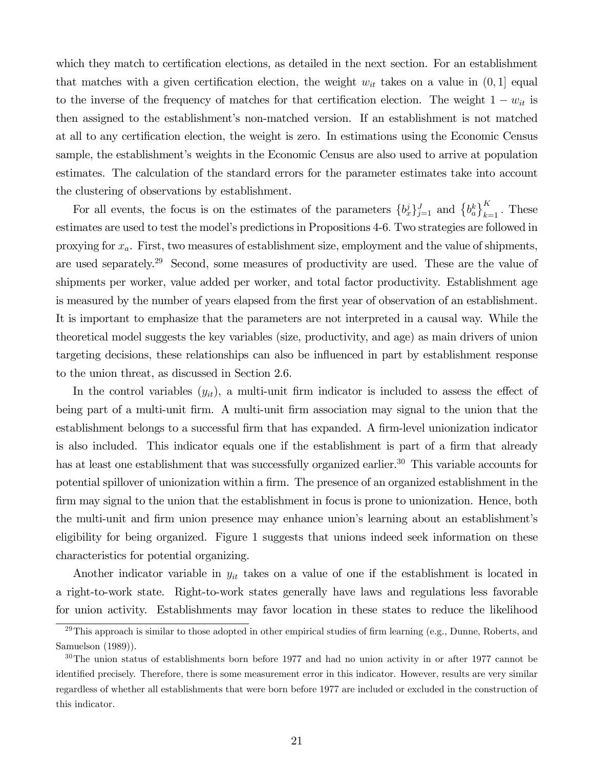which they match to certification elections, as detailed in the next section. For an establishment that matches with a given certification election, the weight $w_{it}$ takes on a value in $(0, 1]$ equal to the inverse of the frequency of matches for that certification election. The weight $1 - w_{it}$ is then assigned to the establishment's non-matched version. If an establishment is not matched at all to any certification election, the weight is zero. In estimations using the Economic Census sample, the establishment's weights in the Economic Census are also used to arrive at population estimates. The calculation of the standard errors for the parameter estimates take into account the clustering of observations by establishment.

For all events, the focus is on the estimates of the parameters $\{b_x^j\}_{j=1}^J$ and $\{b_a^k\}_{k=1}^K$. These estimates are used to test the model's predictions in Propositions 4-6. Two strategies are followed in proxying for $x_a$. First, two measures of establishment size, employment and the value of shipments, are used separately.[29] Second, some measures of productivity are used. These are the value of shipments per worker, value added per worker, and total factor productivity. Establishment age is measured by the number of years elapsed from the first year of observation of an establishment. It is important to emphasize that the parameters are not interpreted in a causal way. While the theoretical model suggests the key variables (size, productivity, and age) as main drivers of union targeting decisions, these relationships can also be influenced in part by establishment response to the union threat, as discussed in Section 2.6.

In the control variables ($y_{it}$), a multi-unit firm indicator is included to assess the effect of being part of a multi-unit firm. A multi-unit firm association may signal to the union that the establishment belongs to a successful firm that has expanded. A firm-level unionization indicator is also included. This indicator equals one if the establishment is part of a firm that already has at least one establishment that was successfully organized earlier.[30] This variable accounts for potential spillover of unionization within a firm. The presence of an organized establishment in the firm may signal to the union that the establishment in focus is prone to unionization. Hence, both the multi-unit and firm union presence may enhance union's learning about an establishment's eligibility for being organized. Figure 1 suggests that unions indeed seek information on these characteristics for potential organizing.

Another indicator variable in $y_{it}$ takes on a value of one if the establishment is located in a right-to-work state. Right-to-work states generally have laws and regulations less favorable for union activity. Establishments may favor location in these states to reduce the likelihood

[29] This approach is similar to those adopted in other empirical studies of firm learning (e.g., Dunne, Roberts, and Samuelson (1989)).

[30] The union status of establishments born before 1977 and had no union activity in or after 1977 cannot be identified precisely. Therefore, there is some measurement error in this indicator. However, results are very similar regardless of whether all establishments that were born before 1977 are included or excluded in the construction of this indicator.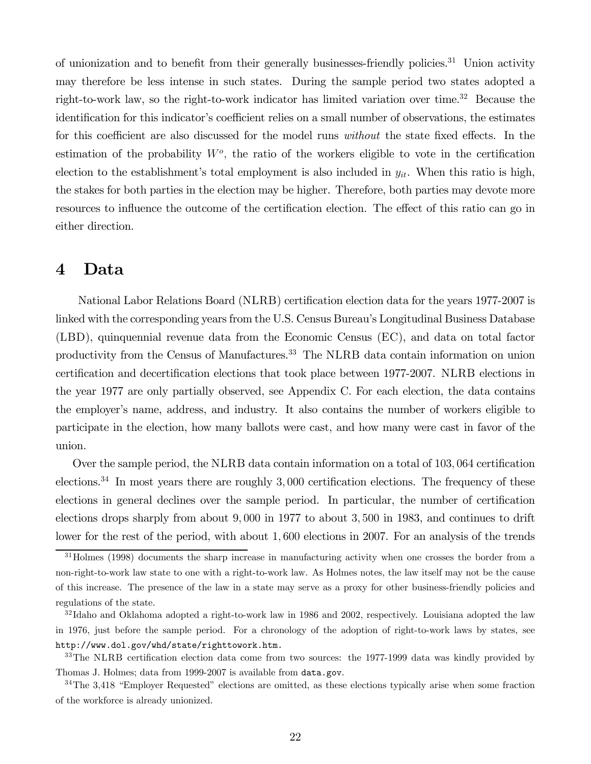of unionization and to benefit from their generally businesses-friendly policies.[31] Union activity may therefore be less intense in such states. During the sample period two states adopted a right-to-work law, so the right-to-work indicator has limited variation over time.[32] Because the identification for this indicator's coefficient relies on a small number of observations, the estimates for this coefficient are also discussed for the model runs *without* the state fixed effects. In the estimation of the probability $W^o$, the ratio of the workers eligible to vote in the certification election to the establishment's total employment is also included in $y_{it}$. When this ratio is high, the stakes for both parties in the election may be higher. Therefore, both parties may devote more resources to influence the outcome of the certification election. The effect of this ratio can go in either direction.

# 4 Data

National Labor Relations Board (NLRB) certification election data for the years 1977-2007 is linked with the corresponding years from the U.S. Census Bureau's Longitudinal Business Database (LBD), quinquennial revenue data from the Economic Census (EC), and data on total factor productivity from the Census of Manufactures.[33] The NLRB data contain information on union certification and decertification elections that took place between 1977-2007. NLRB elections in the year 1977 are only partially observed, see Appendix C. For each election, the data contains the employer's name, address, and industry. It also contains the number of workers eligible to participate in the election, how many ballots were cast, and how many were cast in favor of the union.

Over the sample period, the NLRB data contain information on a total of 103,064 certification elections.[34] In most years there are roughly 3,000 certification elections. The frequency of these elections in general declines over the sample period. In particular, the number of certification elections drops sharply from about 9,000 in 1977 to about 3,500 in 1983, and continues to drift lower for the rest of the period, with about 1,600 elections in 2007. For an analysis of the trends

[31] Holmes (1998) documents the sharp increase in manufacturing activity when one crosses the border from a non-right-to-work law state to one with a right-to-work law. As Holmes notes, the law itself may not be the cause of this increase. The presence of the law in a state may serve as a proxy for other business-friendly policies and regulations of the state.

[32] Idaho and Oklahoma adopted a right-to-work law in 1986 and 2002, respectively. Louisiana adopted the law in 1976, just before the sample period. For a chronology of the adoption of right-to-work laws by states, see http://www.dol.gov/whd/state/righttowork.htm.

[33] The NLRB certification election data come from two sources: the 1977-1999 data was kindly provided by Thomas J. Holmes; data from 1999-2007 is available from data.gov.

[34] The 3,418 "Employer Requested" elections are omitted, as these elections typically arise when some fraction of the workforce is already unionized.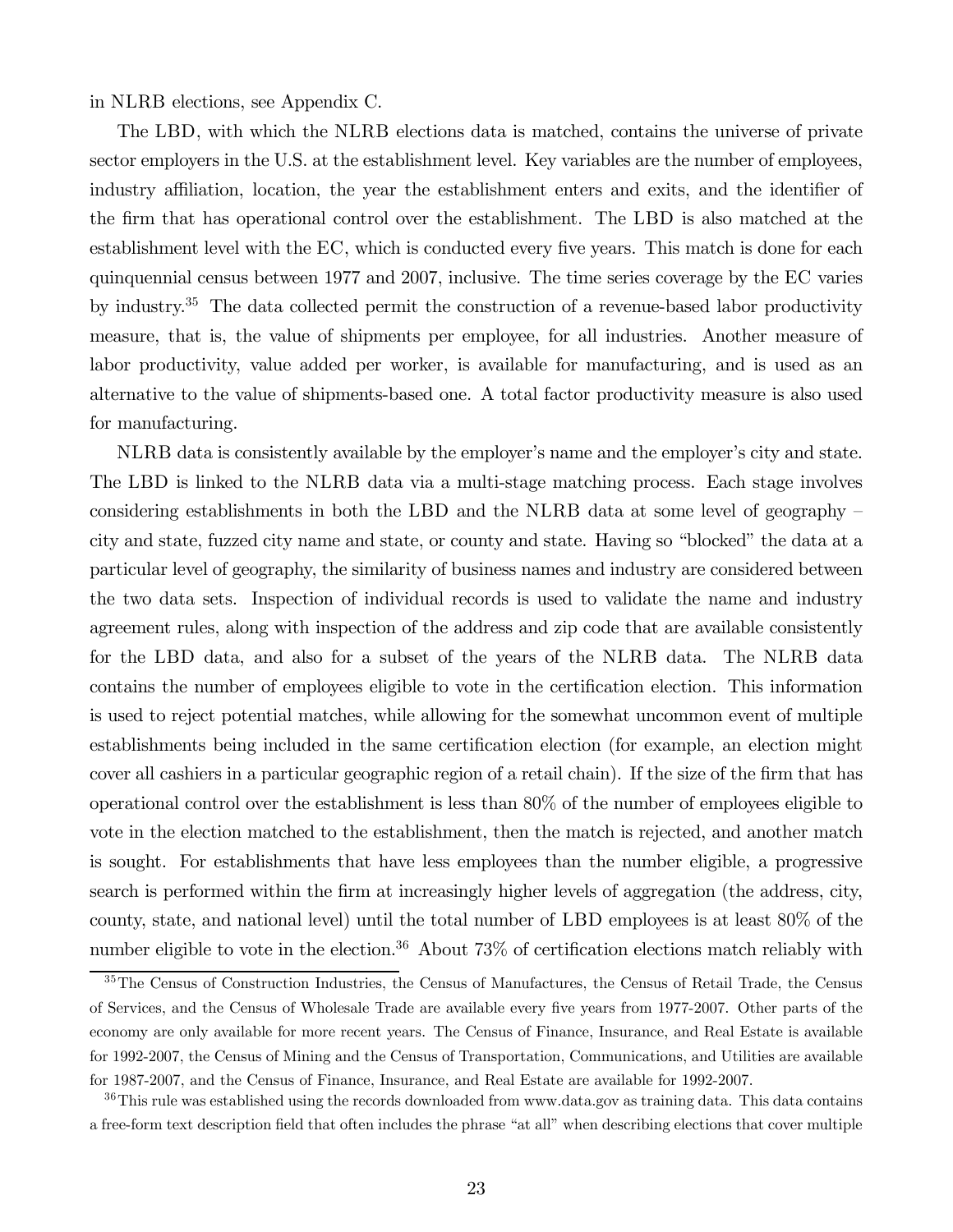in NLRB elections, see Appendix C.

The LBD, with which the NLRB elections data is matched, contains the universe of private sector employers in the U.S. at the establishment level. Key variables are the number of employees, industry affiliation, location, the year the establishment enters and exits, and the identifier of the firm that has operational control over the establishment. The LBD is also matched at the establishment level with the EC, which is conducted every five years. This match is done for each quinquennial census between 1977 and 2007, inclusive. The time series coverage by the EC varies by industry.[35] The data collected permit the construction of a revenue-based labor productivity measure, that is, the value of shipments per employee, for all industries. Another measure of labor productivity, value added per worker, is available for manufacturing, and is used as an alternative to the value of shipments-based one. A total factor productivity measure is also used for manufacturing.

NLRB data is consistently available by the employer's name and the employer's city and state. The LBD is linked to the NLRB data via a multi-stage matching process. Each stage involves considering establishments in both the LBD and the NLRB data at some level of geography – city and state, fuzzed city name and state, or county and state. Having so "blocked" the data at a particular level of geography, the similarity of business names and industry are considered between the two data sets. Inspection of individual records is used to validate the name and industry agreement rules, along with inspection of the address and zip code that are available consistently for the LBD data, and also for a subset of the years of the NLRB data. The NLRB data contains the number of employees eligible to vote in the certification election. This information is used to reject potential matches, while allowing for the somewhat uncommon event of multiple establishments being included in the same certification election (for example, an election might cover all cashiers in a particular geographic region of a retail chain). If the size of the firm that has operational control over the establishment is less than 80% of the number of employees eligible to vote in the election matched to the establishment, then the match is rejected, and another match is sought. For establishments that have less employees than the number eligible, a progressive search is performed within the firm at increasingly higher levels of aggregation (the address, city, county, state, and national level) until the total number of LBD employees is at least 80% of the number eligible to vote in the election.[36] About 73% of certification elections match reliably with

[35] The Census of Construction Industries, the Census of Manufactures, the Census of Retail Trade, the Census of Services, and the Census of Wholesale Trade are available every five years from 1977-2007. Other parts of the economy are only available for more recent years. The Census of Finance, Insurance, and Real Estate is available for 1992-2007, the Census of Mining and the Census of Transportation, Communications, and Utilities are available for 1987-2007, and the Census of Finance, Insurance, and Real Estate are available for 1992-2007.

[36] This rule was established using the records downloaded from www.data.gov as training data. This data contains a free-form text description field that often includes the phrase "at all" when describing elections that cover multiple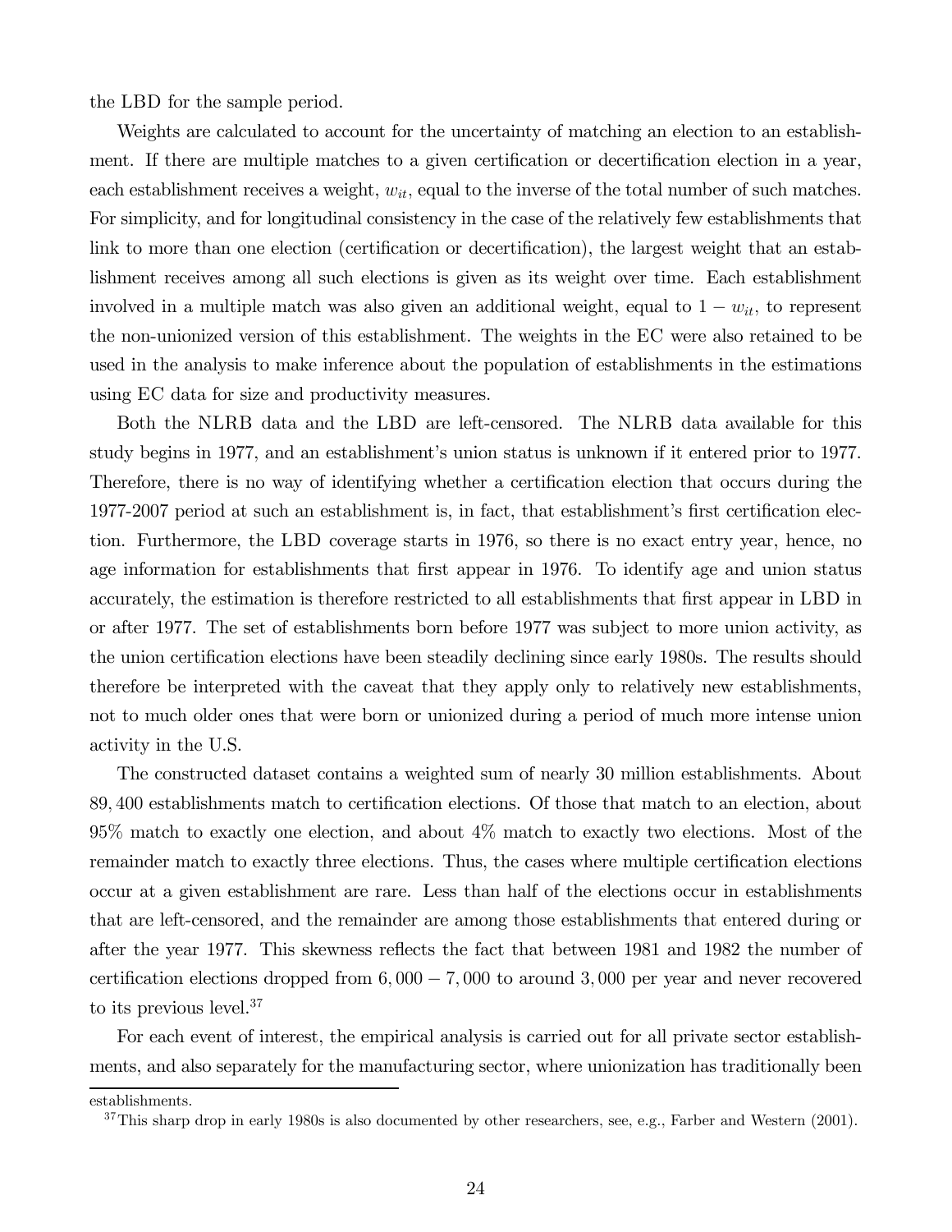the LBD for the sample period.

Weights are calculated to account for the uncertainty of matching an election to an establishment. If there are multiple matches to a given certification or decertification election in a year, each establishment receives a weight, $w_{it}$, equal to the inverse of the total number of such matches. For simplicity, and for longitudinal consistency in the case of the relatively few establishments that link to more than one election (certification or decertification), the largest weight that an establishment receives among all such elections is given as its weight over time. Each establishment involved in a multiple match was also given an additional weight, equal to $1 - w_{it}$, to represent the non-unionized version of this establishment. The weights in the EC were also retained to be used in the analysis to make inference about the population of establishments in the estimations using EC data for size and productivity measures.

Both the NLRB data and the LBD are left-censored. The NLRB data available for this study begins in 1977, and an establishment's union status is unknown if it entered prior to 1977. Therefore, there is no way of identifying whether a certification election that occurs during the 1977-2007 period at such an establishment is, in fact, that establishment's first certification election. Furthermore, the LBD coverage starts in 1976, so there is no exact entry year, hence, no age information for establishments that first appear in 1976. To identify age and union status accurately, the estimation is therefore restricted to all establishments that first appear in LBD in or after 1977. The set of establishments born before 1977 was subject to more union activity, as the union certification elections have been steadily declining since early 1980s. The results should therefore be interpreted with the caveat that they apply only to relatively new establishments, not to much older ones that were born or unionized during a period of much more intense union activity in the U.S.

The constructed dataset contains a weighted sum of nearly 30 million establishments. About 89,400 establishments match to certification elections. Of those that match to an election, about 95% match to exactly one election, and about 4% match to exactly two elections. Most of the remainder match to exactly three elections. Thus, the cases where multiple certification elections occur at a given establishment are rare. Less than half of the elections occur in establishments that are left-censored, and the remainder are among those establishments that entered during or after the year 1977. This skewness reflects the fact that between 1981 and 1982 the number of certification elections dropped from $6,000 - 7,000$ to around 3,000 per year and never recovered to its previous level.[37]

For each event of interest, the empirical analysis is carried out for all private sector establishments, and also separately for the manufacturing sector, where unionization has traditionally been

establishments.

[37] This sharp drop in early 1980s is also documented by other researchers, see, e.g., Farber and Western (2001).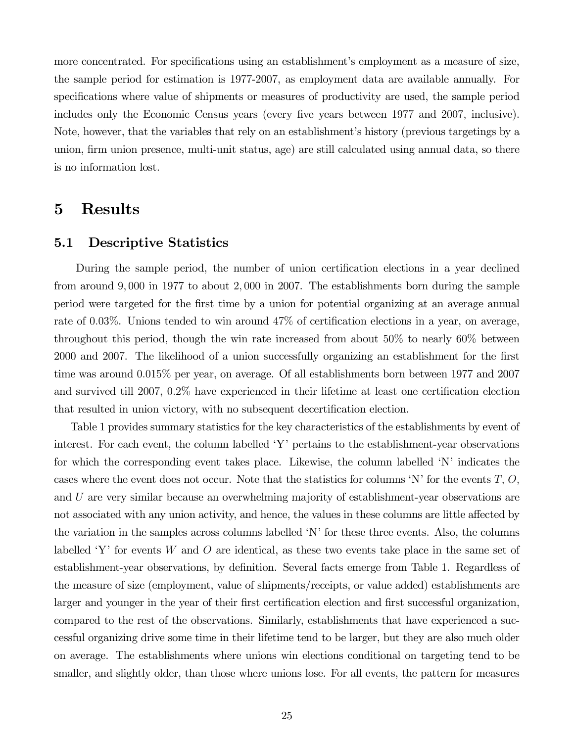more concentrated. For specifications using an establishment's employment as a measure of size, the sample period for estimation is 1977-2007, as employment data are available annually. For specifications where value of shipments or measures of productivity are used, the sample period includes only the Economic Census years (every five years between 1977 and 2007, inclusive). Note, however, that the variables that rely on an establishment's history (previous targetings by a union, firm union presence, multi-unit status, age) are still calculated using annual data, so there is no information lost.

# 5 Results

## 5.1 Descriptive Statistics

During the sample period, the number of union certification elections in a year declined from around $9,000$ in 1977 to about $2,000$ in 2007. The establishments born during the sample period were targeted for the first time by a union for potential organizing at an average annual rate of 0.03%. Unions tended to win around 47% of certification elections in a year, on average, throughout this period, though the win rate increased from about 50% to nearly 60% between 2000 and 2007. The likelihood of a union successfully organizing an establishment for the first time was around 0.015% per year, on average. Of all establishments born between 1977 and 2007 and survived till 2007, 0.2% have experienced in their lifetime at least one certification election that resulted in union victory, with no subsequent decertification election.

Table 1 provides summary statistics for the key characteristics of the establishments by event of interest. For each event, the column labelled 'Y' pertains to the establishment-year observations for which the corresponding event takes place. Likewise, the column labelled 'N' indicates the cases where the event does not occur. Note that the statistics for columns 'N' for the events $T$, $O$, and $U$ are very similar because an overwhelming majority of establishment-year observations are not associated with any union activity, and hence, the values in these columns are little affected by the variation in the samples across columns labelled 'N' for these three events. Also, the columns labelled 'Y' for events $W$ and $O$ are identical, as these two events take place in the same set of establishment-year observations, by definition. Several facts emerge from Table 1. Regardless of the measure of size (employment, value of shipments/receipts, or value added) establishments are larger and younger in the year of their first certification election and first successful organization, compared to the rest of the observations. Similarly, establishments that have experienced a successful organizing drive some time in their lifetime tend to be larger, but they are also much older on average. The establishments where unions win elections conditional on targeting tend to be smaller, and slightly older, than those where unions lose. For all events, the pattern for measures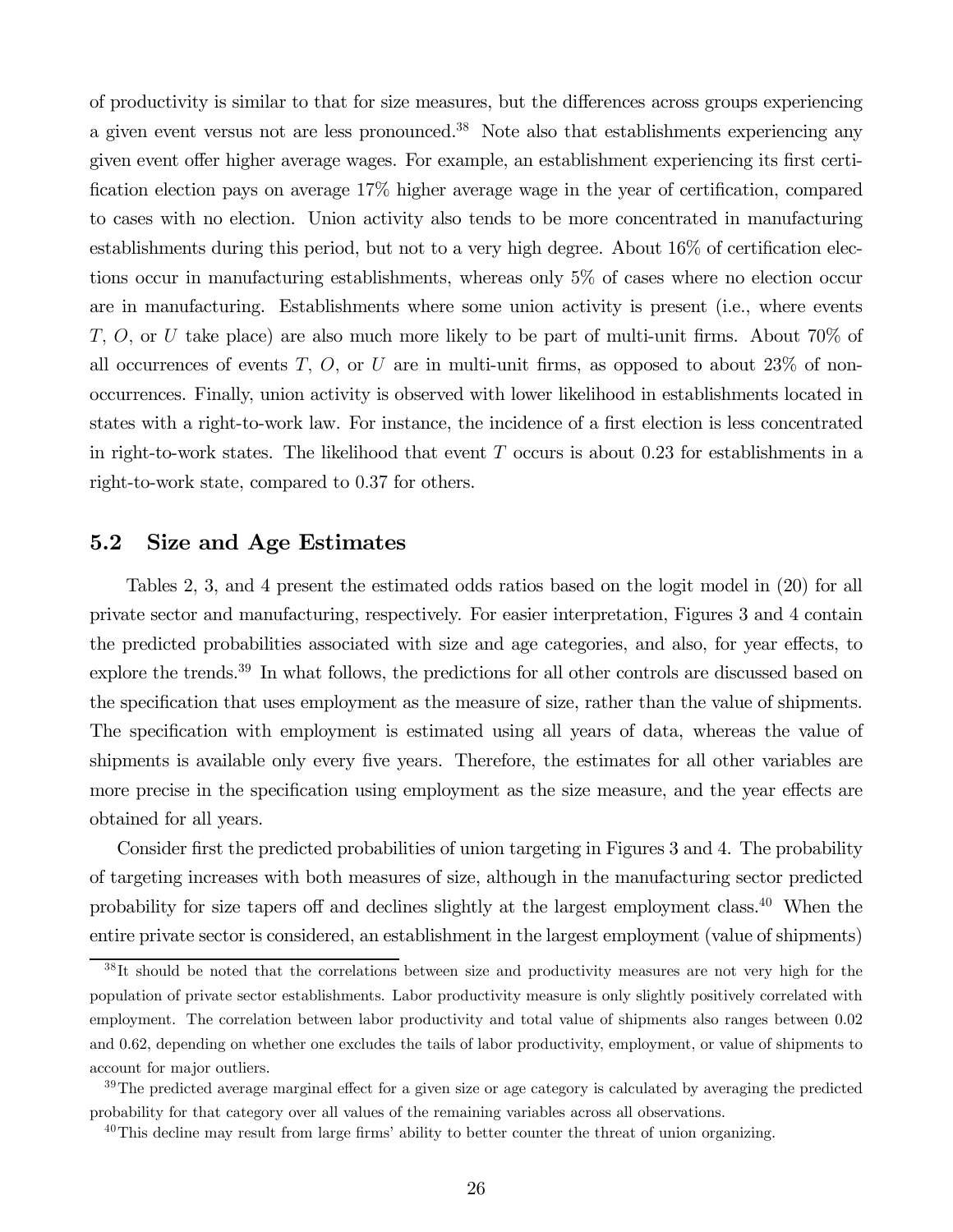of productivity is similar to that for size measures, but the differences across groups experiencing a given event versus not are less pronounced.[38] Note also that establishments experiencing any given event offer higher average wages. For example, an establishment experiencing its first certification election pays on average 17% higher average wage in the year of certification, compared to cases with no election. Union activity also tends to be more concentrated in manufacturing establishments during this period, but not to a very high degree. About 16% of certification elections occur in manufacturing establishments, whereas only 5% of cases where no election occur are in manufacturing. Establishments where some union activity is present (i.e., where events $T$, $O$, or $U$ take place) are also much more likely to be part of multi-unit firms. About 70% of all occurrences of events $T$, $O$, or $U$ are in multi-unit firms, as opposed to about 23% of non-occurrences. Finally, union activity is observed with lower likelihood in establishments located in states with a right-to-work law. For instance, the incidence of a first election is less concentrated in right-to-work states. The likelihood that event $T$ occurs is about 0.23 for establishments in a right-to-work state, compared to 0.37 for others.

## 5.2 Size and Age Estimates

Tables 2, 3, and 4 present the estimated odds ratios based on the logit model in (20) for all private sector and manufacturing, respectively. For easier interpretation, Figures 3 and 4 contain the predicted probabilities associated with size and age categories, and also, for year effects, to explore the trends.[39] In what follows, the predictions for all other controls are discussed based on the specification that uses employment as the measure of size, rather than the value of shipments. The specification with employment is estimated using all years of data, whereas the value of shipments is available only every five years. Therefore, the estimates for all other variables are more precise in the specification using employment as the size measure, and the year effects are obtained for all years.

Consider first the predicted probabilities of union targeting in Figures 3 and 4. The probability of targeting increases with both measures of size, although in the manufacturing sector predicted probability for size tapers off and declines slightly at the largest employment class.[40] When the entire private sector is considered, an establishment in the largest employment (value of shipments)

[38] It should be noted that the correlations between size and productivity measures are not very high for the population of private sector establishments. Labor productivity measure is only slightly positively correlated with employment. The correlation between labor productivity and total value of shipments also ranges between 0.02 and 0.62, depending on whether one excludes the tails of labor productivity, employment, or value of shipments to account for major outliers.

[39] The predicted average marginal effect for a given size or age category is calculated by averaging the predicted probability for that category over all values of the remaining variables across all observations.

[40] This decline may result from large firms' ability to better counter the threat of union organizing.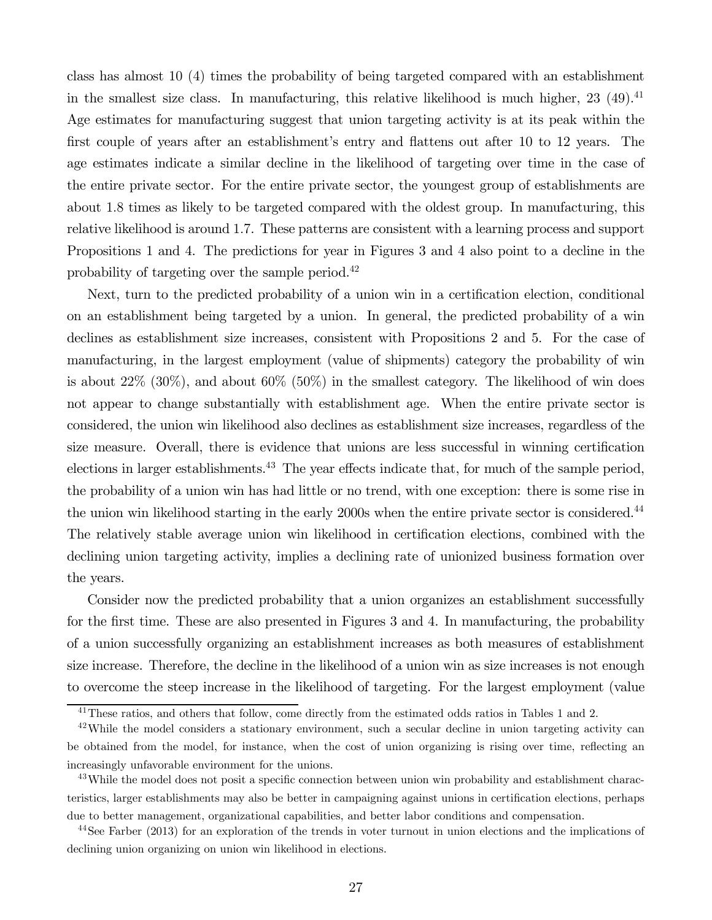class has almost 10 (4) times the probability of being targeted compared with an establishment in the smallest size class. In manufacturing, this relative likelihood is much higher, 23 (49).[41] Age estimates for manufacturing suggest that union targeting activity is at its peak within the first couple of years after an establishment's entry and flattens out after 10 to 12 years. The age estimates indicate a similar decline in the likelihood of targeting over time in the case of the entire private sector. For the entire private sector, the youngest group of establishments are about 1.8 times as likely to be targeted compared with the oldest group. In manufacturing, this relative likelihood is around 1.7. These patterns are consistent with a learning process and support Propositions 1 and 4. The predictions for year in Figures 3 and 4 also point to a decline in the probability of targeting over the sample period.[42]

Next, turn to the predicted probability of a union win in a certification election, conditional on an establishment being targeted by a union. In general, the predicted probability of a win declines as establishment size increases, consistent with Propositions 2 and 5. For the case of manufacturing, in the largest employment (value of shipments) category the probability of win is about 22% (30%), and about 60% (50%) in the smallest category. The likelihood of win does not appear to change substantially with establishment age. When the entire private sector is considered, the union win likelihood also declines as establishment size increases, regardless of the size measure. Overall, there is evidence that unions are less successful in winning certification elections in larger establishments.[43] The year effects indicate that, for much of the sample period, the probability of a union win has had little or no trend, with one exception: there is some rise in the union win likelihood starting in the early 2000s when the entire private sector is considered.[44] The relatively stable average union win likelihood in certification elections, combined with the declining union targeting activity, implies a declining rate of unionized business formation over the years.

Consider now the predicted probability that a union organizes an establishment successfully for the first time. These are also presented in Figures 3 and 4. In manufacturing, the probability of a union successfully organizing an establishment increases as both measures of establishment size increase. Therefore, the decline in the likelihood of a union win as size increases is not enough to overcome the steep increase in the likelihood of targeting. For the largest employment (value

[41] These ratios, and others that follow, come directly from the estimated odds ratios in Tables 1 and 2.

[42] While the model considers a stationary environment, such a secular decline in union targeting activity can be obtained from the model, for instance, when the cost of union organizing is rising over time, reflecting an increasingly unfavorable environment for the unions.

[43] While the model does not posit a specific connection between union win probability and establishment characteristics, larger establishments may also be better in campaigning against unions in certification elections, perhaps due to better management, organizational capabilities, and better labor conditions and compensation.

[44] See Farber (2013) for an exploration of the trends in voter turnout in union elections and the implications of declining union organizing on union win likelihood in elections.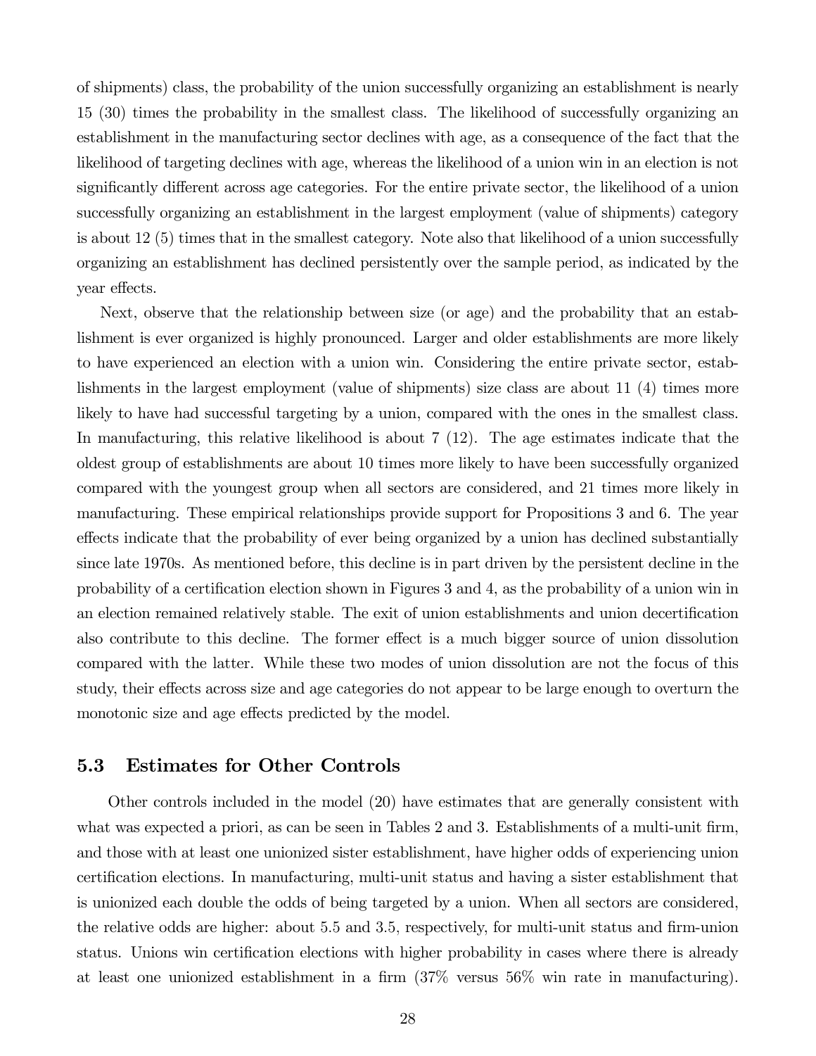of shipments) class, the probability of the union successfully organizing an establishment is nearly 15 (30) times the probability in the smallest class. The likelihood of successfully organizing an establishment in the manufacturing sector declines with age, as a consequence of the fact that the likelihood of targeting declines with age, whereas the likelihood of a union win in an election is not significantly different across age categories. For the entire private sector, the likelihood of a union successfully organizing an establishment in the largest employment (value of shipments) category is about 12 (5) times that in the smallest category. Note also that likelihood of a union successfully organizing an establishment has declined persistently over the sample period, as indicated by the year effects.

Next, observe that the relationship between size (or age) and the probability that an establishment is ever organized is highly pronounced. Larger and older establishments are more likely to have experienced an election with a union win. Considering the entire private sector, establishments in the largest employment (value of shipments) size class are about 11 (4) times more likely to have had successful targeting by a union, compared with the ones in the smallest class. In manufacturing, this relative likelihood is about 7 (12). The age estimates indicate that the oldest group of establishments are about 10 times more likely to have been successfully organized compared with the youngest group when all sectors are considered, and 21 times more likely in manufacturing. These empirical relationships provide support for Propositions 3 and 6. The year effects indicate that the probability of ever being organized by a union has declined substantially since late 1970s. As mentioned before, this decline is in part driven by the persistent decline in the probability of a certification election shown in Figures 3 and 4, as the probability of a union win in an election remained relatively stable. The exit of union establishments and union decertification also contribute to this decline. The former effect is a much bigger source of union dissolution compared with the latter. While these two modes of union dissolution are not the focus of this study, their effects across size and age categories do not appear to be large enough to overturn the monotonic size and age effects predicted by the model.

### 5.3 Estimates for Other Controls

Other controls included in the model (20) have estimates that are generally consistent with what was expected a priori, as can be seen in Tables 2 and 3. Establishments of a multi-unit firm, and those with at least one unionized sister establishment, have higher odds of experiencing union certification elections. In manufacturing, multi-unit status and having a sister establishment that is unionized each double the odds of being targeted by a union. When all sectors are considered, the relative odds are higher: about 5.5 and 3.5, respectively, for multi-unit status and firm-union status. Unions win certification elections with higher probability in cases where there is already at least one unionized establishment in a firm (37% versus 56% win rate in manufacturing).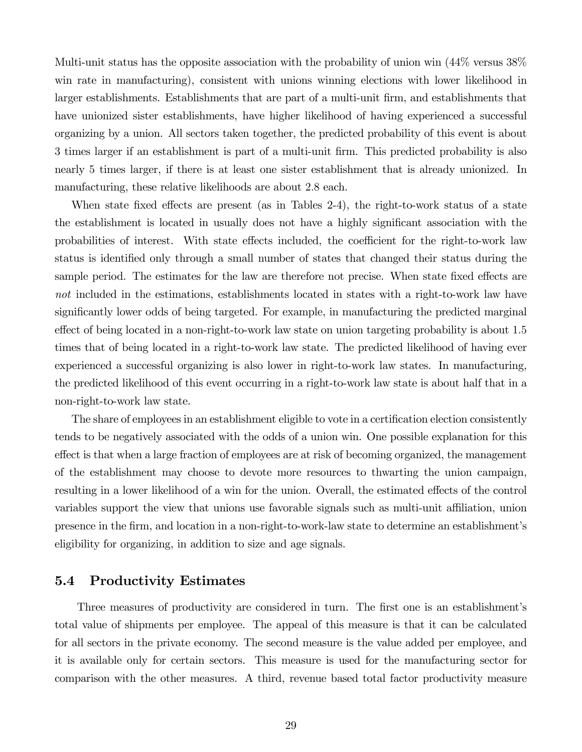Multi-unit status has the opposite association with the probability of union win (44% versus 38% win rate in manufacturing), consistent with unions winning elections with lower likelihood in larger establishments. Establishments that are part of a multi-unit firm, and establishments that have unionized sister establishments, have higher likelihood of having experienced a successful organizing by a union. All sectors taken together, the predicted probability of this event is about 3 times larger if an establishment is part of a multi-unit firm. This predicted probability is also nearly 5 times larger, if there is at least one sister establishment that is already unionized. In manufacturing, these relative likelihoods are about 2.8 each.

When state fixed effects are present (as in Tables 2-4), the right-to-work status of a state the establishment is located in usually does not have a highly significant association with the probabilities of interest. With state effects included, the coefficient for the right-to-work law status is identified only through a small number of states that changed their status during the sample period. The estimates for the law are therefore not precise. When state fixed effects are *not* included in the estimations, establishments located in states with a right-to-work law have significantly lower odds of being targeted. For example, in manufacturing the predicted marginal effect of being located in a non-right-to-work law state on union targeting probability is about 1.5 times that of being located in a right-to-work law state. The predicted likelihood of having ever experienced a successful organizing is also lower in right-to-work law states. In manufacturing, the predicted likelihood of this event occurring in a right-to-work law state is about half that in a non-right-to-work law state.

The share of employees in an establishment eligible to vote in a certification election consistently tends to be negatively associated with the odds of a union win. One possible explanation for this effect is that when a large fraction of employees are at risk of becoming organized, the management of the establishment may choose to devote more resources to thwarting the union campaign, resulting in a lower likelihood of a win for the union. Overall, the estimated effects of the control variables support the view that unions use favorable signals such as multi-unit affiliation, union presence in the firm, and location in a non-right-to-work-law state to determine an establishment's eligibility for organizing, in addition to size and age signals.

## 5.4 Productivity Estimates

Three measures of productivity are considered in turn. The first one is an establishment's total value of shipments per employee. The appeal of this measure is that it can be calculated for all sectors in the private economy. The second measure is the value added per employee, and it is available only for certain sectors. This measure is used for the manufacturing sector for comparison with the other measures. A third, revenue based total factor productivity measure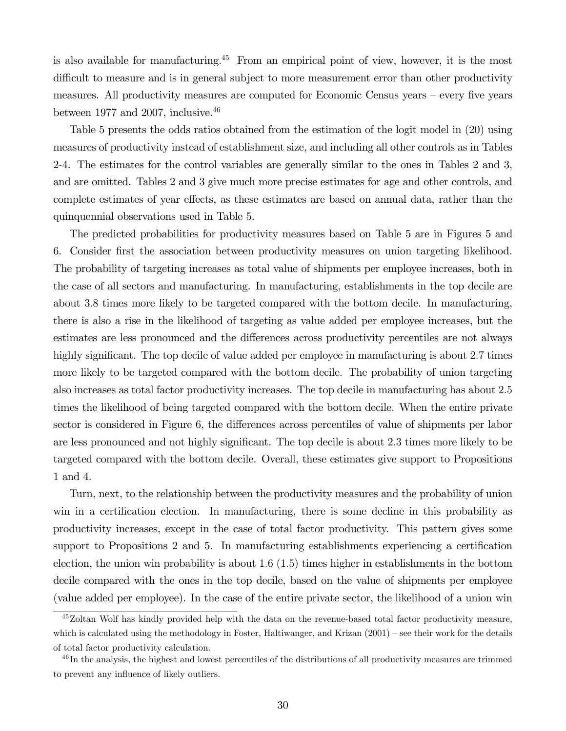is also available for manufacturing.[45] From an empirical point of view, however, it is the most difficult to measure and is in general subject to more measurement error than other productivity measures. All productivity measures are computed for Economic Census years – every five years between 1977 and 2007, inclusive.[46]

Table 5 presents the odds ratios obtained from the estimation of the logit model in (20) using measures of productivity instead of establishment size, and including all other controls as in Tables 2-4. The estimates for the control variables are generally similar to the ones in Tables 2 and 3, and are omitted. Tables 2 and 3 give much more precise estimates for age and other controls, and complete estimates of year effects, as these estimates are based on annual data, rather than the quinquennial observations used in Table 5.

The predicted probabilities for productivity measures based on Table 5 are in Figures 5 and 6. Consider first the association between productivity measures on union targeting likelihood. The probability of targeting increases as total value of shipments per employee increases, both in the case of all sectors and manufacturing. In manufacturing, establishments in the top decile are about 3.8 times more likely to be targeted compared with the bottom decile. In manufacturing, there is also a rise in the likelihood of targeting as value added per employee increases, but the estimates are less pronounced and the differences across productivity percentiles are not always highly significant. The top decile of value added per employee in manufacturing is about 2.7 times more likely to be targeted compared with the bottom decile. The probability of union targeting also increases as total factor productivity increases. The top decile in manufacturing has about 2.5 times the likelihood of being targeted compared with the bottom decile. When the entire private sector is considered in Figure 6, the differences across percentiles of value of shipments per labor are less pronounced and not highly significant. The top decile is about 2.3 times more likely to be targeted compared with the bottom decile. Overall, these estimates give support to Propositions 1 and 4.

Turn, next, to the relationship between the productivity measures and the probability of union win in a certification election. In manufacturing, there is some decline in this probability as productivity increases, except in the case of total factor productivity. This pattern gives some support to Propositions 2 and 5. In manufacturing establishments experiencing a certification election, the union win probability is about 1.6 (1.5) times higher in establishments in the bottom decile compared with the ones in the top decile, based on the value of shipments per employee (value added per employee). In the case of the entire private sector, the likelihood of a union win

[45] Zoltan Wolf has kindly provided help with the data on the revenue-based total factor productivity measure, which is calculated using the methodology in Foster, Haltiwanger, and Krizan (2001) – see their work for the details of total factor productivity calculation.

[46] In the analysis, the highest and lowest percentiles of the distributions of all productivity measures are trimmed to prevent any influence of likely outliers.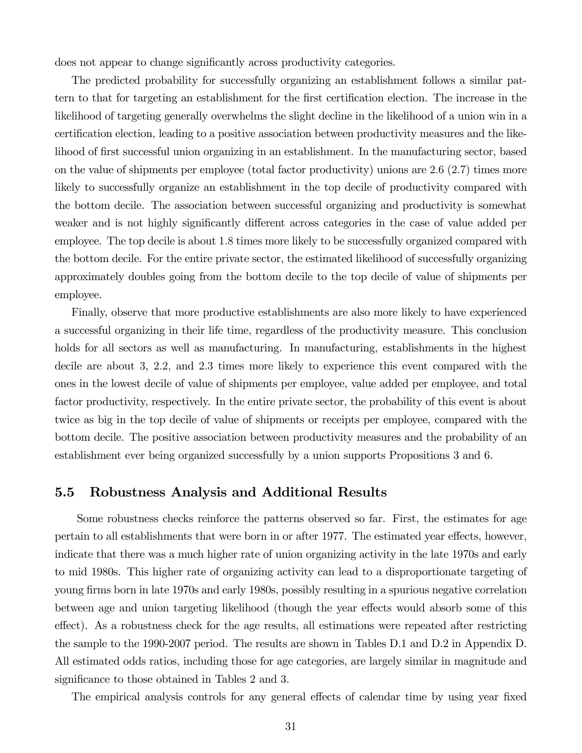does not appear to change significantly across productivity categories.

The predicted probability for successfully organizing an establishment follows a similar pattern to that for targeting an establishment for the first certification election. The increase in the likelihood of targeting generally overwhelms the slight decline in the likelihood of a union win in a certification election, leading to a positive association between productivity measures and the likelihood of first successful union organizing in an establishment. In the manufacturing sector, based on the value of shipments per employee (total factor productivity) unions are 2.6 (2.7) times more likely to successfully organize an establishment in the top decile of productivity compared with the bottom decile. The association between successful organizing and productivity is somewhat weaker and is not highly significantly different across categories in the case of value added per employee. The top decile is about 1.8 times more likely to be successfully organized compared with the bottom decile. For the entire private sector, the estimated likelihood of successfully organizing approximately doubles going from the bottom decile to the top decile of value of shipments per employee.

Finally, observe that more productive establishments are also more likely to have experienced a successful organizing in their life time, regardless of the productivity measure. This conclusion holds for all sectors as well as manufacturing. In manufacturing, establishments in the highest decile are about 3, 2.2, and 2.3 times more likely to experience this event compared with the ones in the lowest decile of value of shipments per employee, value added per employee, and total factor productivity, respectively. In the entire private sector, the probability of this event is about twice as big in the top decile of value of shipments or receipts per employee, compared with the bottom decile. The positive association between productivity measures and the probability of an establishment ever being organized successfully by a union supports Propositions 3 and 6.

### 5.5 Robustness Analysis and Additional Results

Some robustness checks reinforce the patterns observed so far. First, the estimates for age pertain to all establishments that were born in or after 1977. The estimated year effects, however, indicate that there was a much higher rate of union organizing activity in the late 1970s and early to mid 1980s. This higher rate of organizing activity can lead to a disproportionate targeting of young firms born in late 1970s and early 1980s, possibly resulting in a spurious negative correlation between age and union targeting likelihood (though the year effects would absorb some of this effect). As a robustness check for the age results, all estimations were repeated after restricting the sample to the 1990-2007 period. The results are shown in Tables D.1 and D.2 in Appendix D. All estimated odds ratios, including those for age categories, are largely similar in magnitude and significance to those obtained in Tables 2 and 3.

The empirical analysis controls for any general effects of calendar time by using year fixed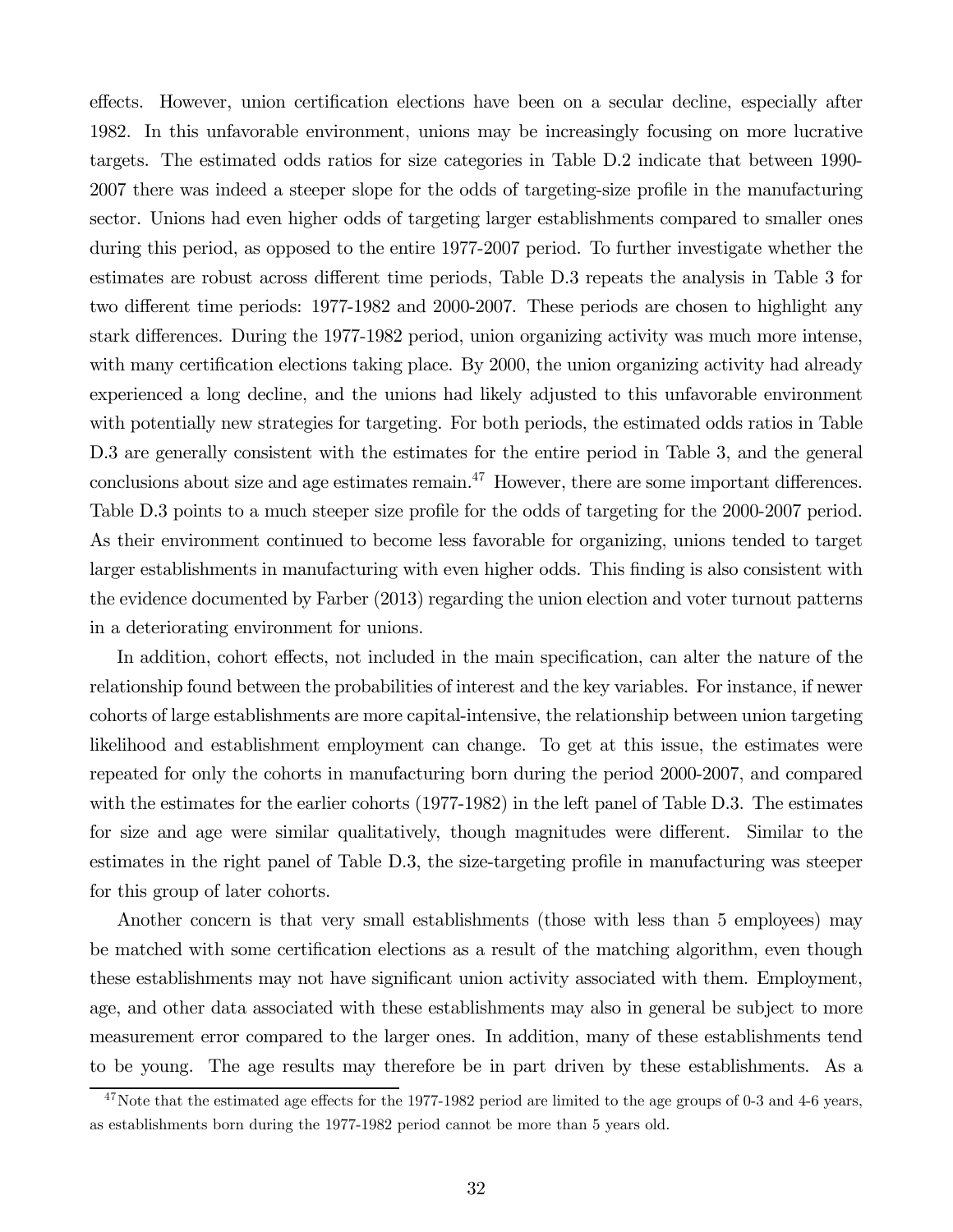effects. However, union certification elections have been on a secular decline, especially after 1982. In this unfavorable environment, unions may be increasingly focusing on more lucrative targets. The estimated odds ratios for size categories in Table D.2 indicate that between 1990-2007 there was indeed a steeper slope for the odds of targeting-size profile in the manufacturing sector. Unions had even higher odds of targeting larger establishments compared to smaller ones during this period, as opposed to the entire 1977-2007 period. To further investigate whether the estimates are robust across different time periods, Table D.3 repeats the analysis in Table 3 for two different time periods: 1977-1982 and 2000-2007. These periods are chosen to highlight any stark differences. During the 1977-1982 period, union organizing activity was much more intense, with many certification elections taking place. By 2000, the union organizing activity had already experienced a long decline, and the unions had likely adjusted to this unfavorable environment with potentially new strategies for targeting. For both periods, the estimated odds ratios in Table D.3 are generally consistent with the estimates for the entire period in Table 3, and the general conclusions about size and age estimates remain.[47] However, there are some important differences. Table D.3 points to a much steeper size profile for the odds of targeting for the 2000-2007 period. As their environment continued to become less favorable for organizing, unions tended to target larger establishments in manufacturing with even higher odds. This finding is also consistent with the evidence documented by Farber (2013) regarding the union election and voter turnout patterns in a deteriorating environment for unions.

In addition, cohort effects, not included in the main specification, can alter the nature of the relationship found between the probabilities of interest and the key variables. For instance, if newer cohorts of large establishments are more capital-intensive, the relationship between union targeting likelihood and establishment employment can change. To get at this issue, the estimates were repeated for only the cohorts in manufacturing born during the period 2000-2007, and compared with the estimates for the earlier cohorts (1977-1982) in the left panel of Table D.3. The estimates for size and age were similar qualitatively, though magnitudes were different. Similar to the estimates in the right panel of Table D.3, the size-targeting profile in manufacturing was steeper for this group of later cohorts.

Another concern is that very small establishments (those with less than 5 employees) may be matched with some certification elections as a result of the matching algorithm, even though these establishments may not have significant union activity associated with them. Employment, age, and other data associated with these establishments may also in general be subject to more measurement error compared to the larger ones. In addition, many of these establishments tend to be young. The age results may therefore be in part driven by these establishments. As a

[47] Note that the estimated age effects for the 1977-1982 period are limited to the age groups of 0-3 and 4-6 years, as establishments born during the 1977-1982 period cannot be more than 5 years old.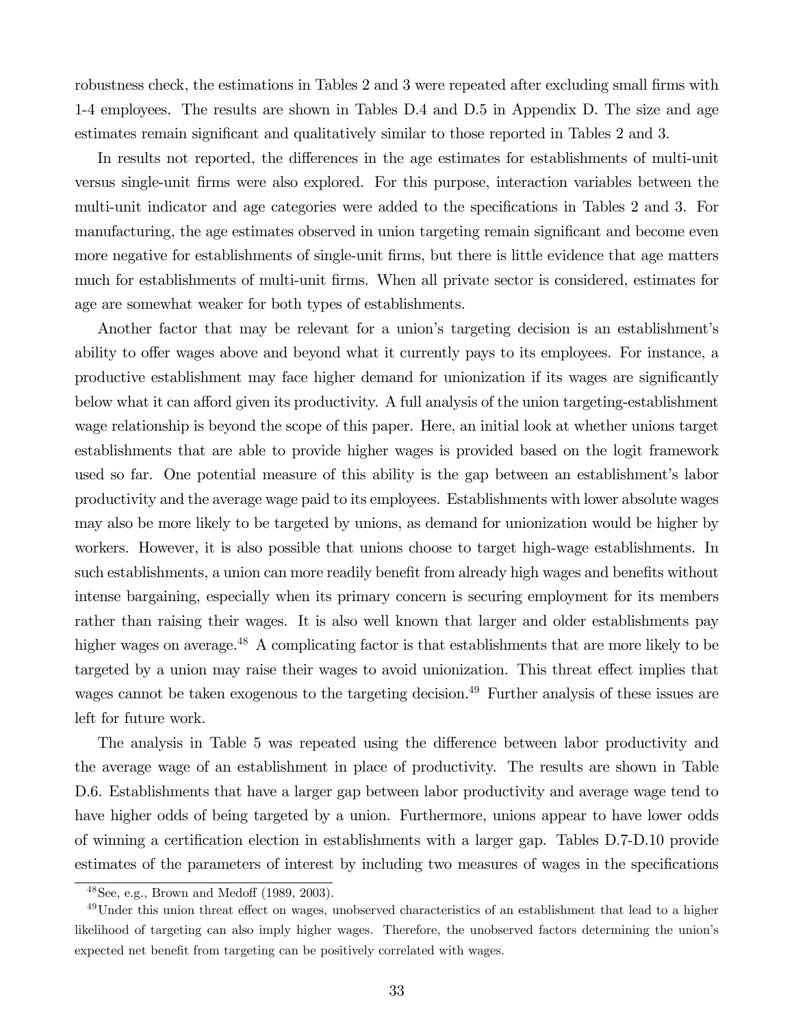robustness check, the estimations in Tables 2 and 3 were repeated after excluding small firms with 1-4 employees. The results are shown in Tables D.4 and D.5 in Appendix D. The size and age estimates remain significant and qualitatively similar to those reported in Tables 2 and 3.

In results not reported, the differences in the age estimates for establishments of multi-unit versus single-unit firms were also explored. For this purpose, interaction variables between the multi-unit indicator and age categories were added to the specifications in Tables 2 and 3. For manufacturing, the age estimates observed in union targeting remain significant and become even more negative for establishments of single-unit firms, but there is little evidence that age matters much for establishments of multi-unit firms. When all private sector is considered, estimates for age are somewhat weaker for both types of establishments.

Another factor that may be relevant for a union's targeting decision is an establishment's ability to offer wages above and beyond what it currently pays to its employees. For instance, a productive establishment may face higher demand for unionization if its wages are significantly below what it can afford given its productivity. A full analysis of the union targeting-establishment wage relationship is beyond the scope of this paper. Here, an initial look at whether unions target establishments that are able to provide higher wages is provided based on the logit framework used so far. One potential measure of this ability is the gap between an establishment's labor productivity and the average wage paid to its employees. Establishments with lower absolute wages may also be more likely to be targeted by unions, as demand for unionization would be higher by workers. However, it is also possible that unions choose to target high-wage establishments. In such establishments, a union can more readily benefit from already high wages and benefits without intense bargaining, especially when its primary concern is securing employment for its members rather than raising their wages. It is also well known that larger and older establishments pay higher wages on average.[48] A complicating factor is that establishments that are more likely to be targeted by a union may raise their wages to avoid unionization. This threat effect implies that wages cannot be taken exogenous to the targeting decision.[49] Further analysis of these issues are left for future work.

The analysis in Table 5 was repeated using the difference between labor productivity and the average wage of an establishment in place of productivity. The results are shown in Table D.6. Establishments that have a larger gap between labor productivity and average wage tend to have higher odds of being targeted by a union. Furthermore, unions appear to have lower odds of winning a certification election in establishments with a larger gap. Tables D.7-D.10 provide estimates of the parameters of interest by including two measures of wages in the specifications

[48] See, e.g., Brown and Medoff (1989, 2003).

[49] Under this union threat effect on wages, unobserved characteristics of an establishment that lead to a higher likelihood of targeting can also imply higher wages. Therefore, the unobserved factors determining the union's expected net benefit from targeting can be positively correlated with wages.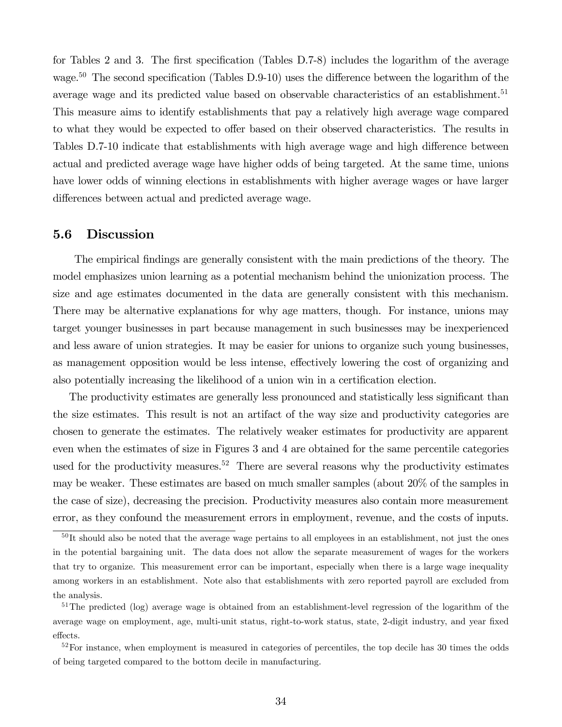for Tables 2 and 3. The first specification (Tables D.7-8) includes the logarithm of the average wage.[50] The second specification (Tables D.9-10) uses the difference between the logarithm of the average wage and its predicted value based on observable characteristics of an establishment.[51] This measure aims to identify establishments that pay a relatively high average wage compared to what they would be expected to offer based on their observed characteristics. The results in Tables D.7-10 indicate that establishments with high average wage and high difference between actual and predicted average wage have higher odds of being targeted. At the same time, unions have lower odds of winning elections in establishments with higher average wages or have larger differences between actual and predicted average wage.

### 5.6 Discussion

The empirical findings are generally consistent with the main predictions of the theory. The model emphasizes union learning as a potential mechanism behind the unionization process. The size and age estimates documented in the data are generally consistent with this mechanism. There may be alternative explanations for why age matters, though. For instance, unions may target younger businesses in part because management in such businesses may be inexperienced and less aware of union strategies. It may be easier for unions to organize such young businesses, as management opposition would be less intense, effectively lowering the cost of organizing and also potentially increasing the likelihood of a union win in a certification election.

The productivity estimates are generally less pronounced and statistically less significant than the size estimates. This result is not an artifact of the way size and productivity categories are chosen to generate the estimates. The relatively weaker estimates for productivity are apparent even when the estimates of size in Figures 3 and 4 are obtained for the same percentile categories used for the productivity measures.[52] There are several reasons why the productivity estimates may be weaker. These estimates are based on much smaller samples (about 20% of the samples in the case of size), decreasing the precision. Productivity measures also contain more measurement error, as they confound the measurement errors in employment, revenue, and the costs of inputs.

[50] It should also be noted that the average wage pertains to all employees in an establishment, not just the ones in the potential bargaining unit. The data does not allow the separate measurement of wages for the workers that try to organize. This measurement error can be important, especially when there is a large wage inequality among workers in an establishment. Note also that establishments with zero reported payroll are excluded from the analysis.

[51] The predicted (log) average wage is obtained from an establishment-level regression of the logarithm of the average wage on employment, age, multi-unit status, right-to-work status, state, 2-digit industry, and year fixed effects.

[52] For instance, when employment is measured in categories of percentiles, the top decile has 30 times the odds of being targeted compared to the bottom decile in manufacturing.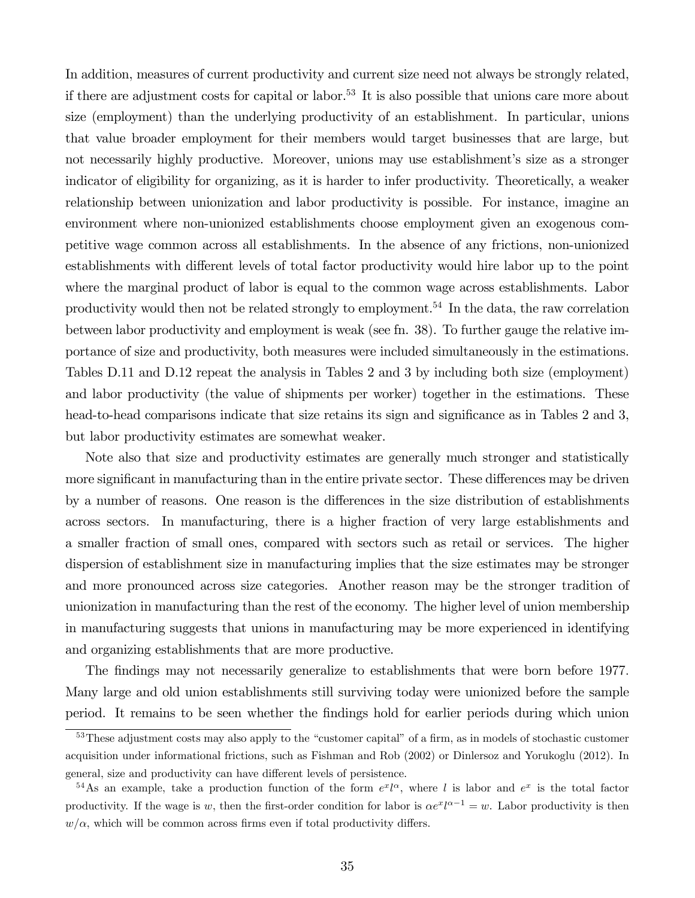In addition, measures of current productivity and current size need not always be strongly related, if there are adjustment costs for capital or labor.[53] It is also possible that unions care more about size (employment) than the underlying productivity of an establishment. In particular, unions that value broader employment for their members would target businesses that are large, but not necessarily highly productive. Moreover, unions may use establishment's size as a stronger indicator of eligibility for organizing, as it is harder to infer productivity. Theoretically, a weaker relationship between unionization and labor productivity is possible. For instance, imagine an environment where non-unionized establishments choose employment given an exogenous competitive wage common across all establishments. In the absence of any frictions, non-unionized establishments with different levels of total factor productivity would hire labor up to the point where the marginal product of labor is equal to the common wage across establishments. Labor productivity would then not be related strongly to employment.[54] In the data, the raw correlation between labor productivity and employment is weak (see fn. 38). To further gauge the relative importance of size and productivity, both measures were included simultaneously in the estimations. Tables D.11 and D.12 repeat the analysis in Tables 2 and 3 by including both size (employment) and labor productivity (the value of shipments per worker) together in the estimations. These head-to-head comparisons indicate that size retains its sign and significance as in Tables 2 and 3, but labor productivity estimates are somewhat weaker.

Note also that size and productivity estimates are generally much stronger and statistically more significant in manufacturing than in the entire private sector. These differences may be driven by a number of reasons. One reason is the differences in the size distribution of establishments across sectors. In manufacturing, there is a higher fraction of very large establishments and a smaller fraction of small ones, compared with sectors such as retail or services. The higher dispersion of establishment size in manufacturing implies that the size estimates may be stronger and more pronounced across size categories. Another reason may be the stronger tradition of unionization in manufacturing than the rest of the economy. The higher level of union membership in manufacturing suggests that unions in manufacturing may be more experienced in identifying and organizing establishments that are more productive.

The findings may not necessarily generalize to establishments that were born before 1977. Many large and old union establishments still surviving today were unionized before the sample period. It remains to be seen whether the findings hold for earlier periods during which union

[53] These adjustment costs may also apply to the "customer capital" of a firm, as in models of stochastic customer acquisition under informational frictions, such as Fishman and Rob (2002) or Dinlersoz and Yorukoglu (2012). In general, size and productivity can have different levels of persistence.

[54] As an example, take a production function of the form $e^x l^\alpha$, where $l$ is labor and $e^x$ is the total factor productivity. If the wage is $w$, then the first-order condition for labor is $\alpha e^x l^{\alpha-1} = w$. Labor productivity is then $w/\alpha$, which will be common across firms even if total productivity differs.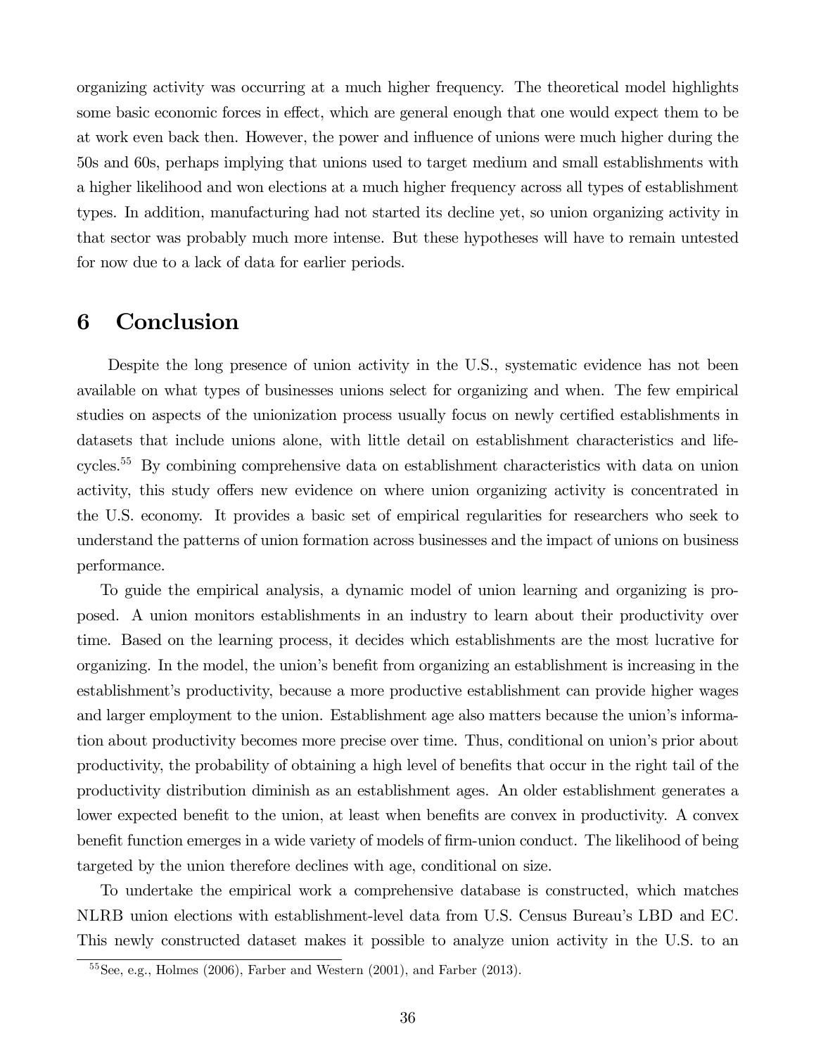organizing activity was occurring at a much higher frequency. The theoretical model highlights some basic economic forces in effect, which are general enough that one would expect them to be at work even back then. However, the power and influence of unions were much higher during the 50s and 60s, perhaps implying that unions used to target medium and small establishments with a higher likelihood and won elections at a much higher frequency across all types of establishment types. In addition, manufacturing had not started its decline yet, so union organizing activity in that sector was probably much more intense. But these hypotheses will have to remain untested for now due to a lack of data for earlier periods.

# 6 Conclusion

Despite the long presence of union activity in the U.S., systematic evidence has not been available on what types of businesses unions select for organizing and when. The few empirical studies on aspects of the unionization process usually focus on newly certified establishments in datasets that include unions alone, with little detail on establishment characteristics and life-cycles.[55] By combining comprehensive data on establishment characteristics with data on union activity, this study offers new evidence on where union organizing activity is concentrated in the U.S. economy. It provides a basic set of empirical regularities for researchers who seek to understand the patterns of union formation across businesses and the impact of unions on business performance.

To guide the empirical analysis, a dynamic model of union learning and organizing is proposed. A union monitors establishments in an industry to learn about their productivity over time. Based on the learning process, it decides which establishments are the most lucrative for organizing. In the model, the union's benefit from organizing an establishment is increasing in the establishment's productivity, because a more productive establishment can provide higher wages and larger employment to the union. Establishment age also matters because the union's information about productivity becomes more precise over time. Thus, conditional on union's prior about productivity, the probability of obtaining a high level of benefits that occur in the right tail of the productivity distribution diminish as an establishment ages. An older establishment generates a lower expected benefit to the union, at least when benefits are convex in productivity. A convex benefit function emerges in a wide variety of models of firm-union conduct. The likelihood of being targeted by the union therefore declines with age, conditional on size.

To undertake the empirical work a comprehensive database is constructed, which matches NLRB union elections with establishment-level data from U.S. Census Bureau's LBD and EC. This newly constructed dataset makes it possible to analyze union activity in the U.S. to an

[55] See, e.g., Holmes (2006), Farber and Western (2001), and Farber (2013).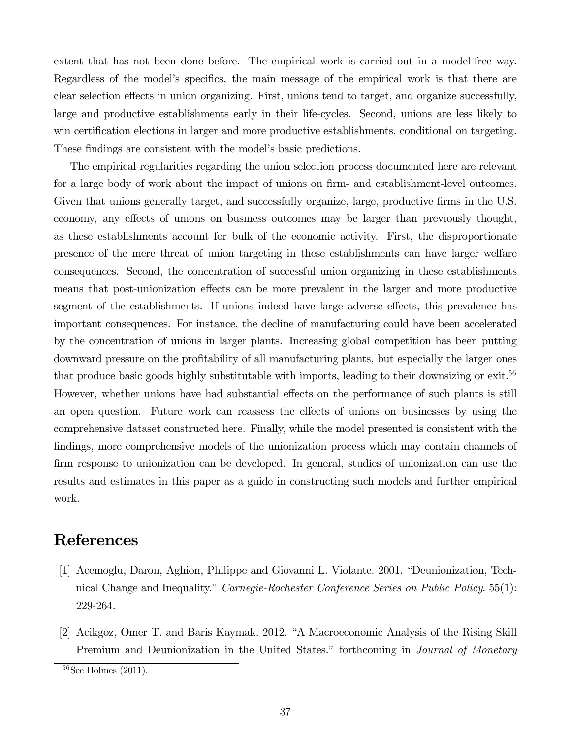extent that has not been done before. The empirical work is carried out in a model-free way. Regardless of the model's specifics, the main message of the empirical work is that there are clear selection effects in union organizing. First, unions tend to target, and organize successfully, large and productive establishments early in their life-cycles. Second, unions are less likely to win certification elections in larger and more productive establishments, conditional on targeting. These findings are consistent with the model's basic predictions.

The empirical regularities regarding the union selection process documented here are relevant for a large body of work about the impact of unions on firm- and establishment-level outcomes. Given that unions generally target, and successfully organize, large, productive firms in the U.S. economy, any effects of unions on business outcomes may be larger than previously thought, as these establishments account for bulk of the economic activity. First, the disproportionate presence of the mere threat of union targeting in these establishments can have larger welfare consequences. Second, the concentration of successful union organizing in these establishments means that post-unionization effects can be more prevalent in the larger and more productive segment of the establishments. If unions indeed have large adverse effects, this prevalence has important consequences. For instance, the decline of manufacturing could have been accelerated by the concentration of unions in larger plants. Increasing global competition has been putting downward pressure on the profitability of all manufacturing plants, but especially the larger ones that produce basic goods highly substitutable with imports, leading to their downsizing or exit.[56] However, whether unions have had substantial effects on the performance of such plants is still an open question. Future work can reassess the effects of unions on businesses by using the comprehensive dataset constructed here. Finally, while the model presented is consistent with the findings, more comprehensive models of the unionization process which may contain channels of firm response to unionization can be developed. In general, studies of unionization can use the results and estimates in this paper as a guide in constructing such models and further empirical work.

# References

[1] Acemoglu, Daron, Aghion, Philippe and Giovanni L. Violante. 2001. "Deunionization, Technical Change and Inequality." *Carnegie-Rochester Conference Series on Public Policy*. 55(1): 229-264.

[2] Acikgoz, Omer T. and Baris Kaymak. 2012. "A Macroeconomic Analysis of the Rising Skill Premium and Deunionization in the United States." forthcoming in *Journal of Monetary*

[56] See Holmes (2011).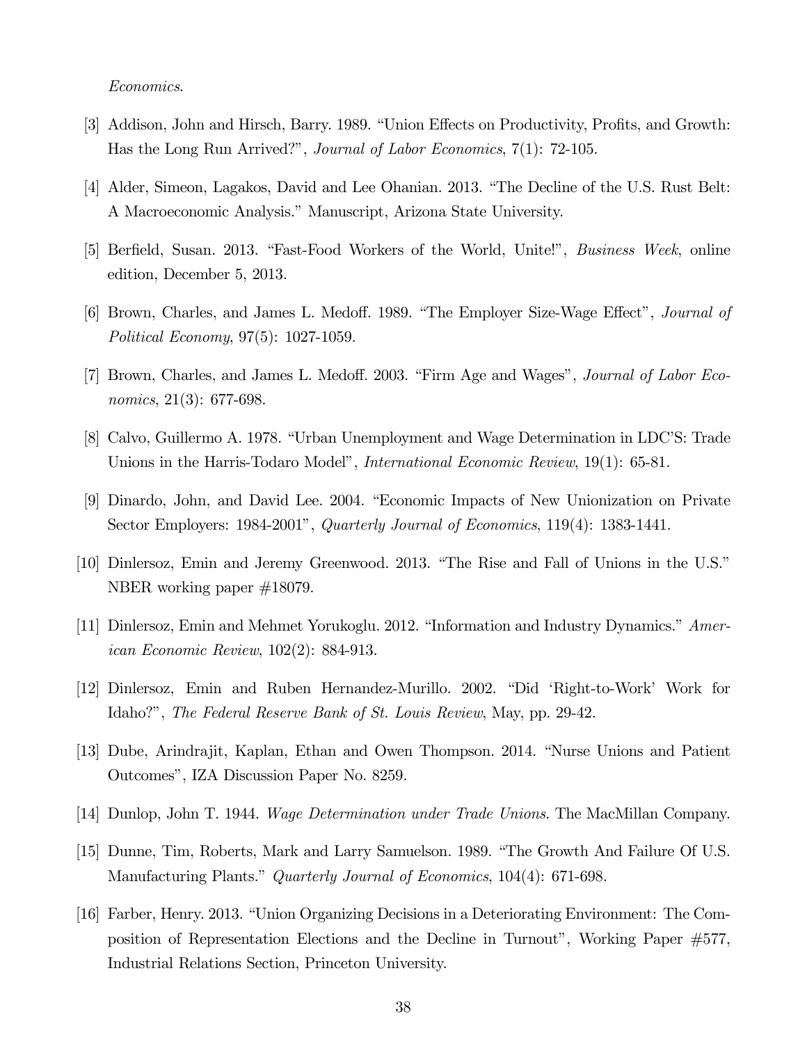*Economics*.

[3] Addison, John and Hirsch, Barry. 1989. "Union Effects on Productivity, Profits, and Growth: Has the Long Run Arrived?", *Journal of Labor Economics*, 7(1): 72-105.

[4] Alder, Simeon, Lagakos, David and Lee Ohanian. 2013. "The Decline of the U.S. Rust Belt: A Macroeconomic Analysis." Manuscript, Arizona State University.

[5] Berfield, Susan. 2013. "Fast-Food Workers of the World, Unite!", *Business Week*, online edition, December 5, 2013.

[6] Brown, Charles, and James L. Medoff. 1989. "The Employer Size-Wage Effect", *Journal of Political Economy*, 97(5): 1027-1059.

[7] Brown, Charles, and James L. Medoff. 2003. "Firm Age and Wages", *Journal of Labor Economics*, 21(3): 677-698.

[8] Calvo, Guillermo A. 1978. "Urban Unemployment and Wage Determination in LDC'S: Trade Unions in the Harris-Todaro Model", *International Economic Review*, 19(1): 65-81.

[9] Dinardo, John, and David Lee. 2004. "Economic Impacts of New Unionization on Private Sector Employers: 1984-2001", *Quarterly Journal of Economics*, 119(4): 1383-1441.

[10] Dinlersoz, Emin and Jeremy Greenwood. 2013. "The Rise and Fall of Unions in the U.S." NBER working paper #18079.

[11] Dinlersoz, Emin and Mehmet Yorukoglu. 2012. "Information and Industry Dynamics." *American Economic Review*, 102(2): 884-913.

[12] Dinlersoz, Emin and Ruben Hernandez-Murillo. 2002. "Did 'Right-to-Work' Work for Idaho?", *The Federal Reserve Bank of St. Louis Review*, May, pp. 29-42.

[13] Dube, Arindrajit, Kaplan, Ethan and Owen Thompson. 2014. "Nurse Unions and Patient Outcomes", IZA Discussion Paper No. 8259.

[14] Dunlop, John T. 1944. *Wage Determination under Trade Unions*. The MacMillan Company.

[15] Dunne, Tim, Roberts, Mark and Larry Samuelson. 1989. "The Growth And Failure Of U.S. Manufacturing Plants." *Quarterly Journal of Economics*, 104(4): 671-698.

[16] Farber, Henry. 2013. "Union Organizing Decisions in a Deteriorating Environment: The Composition of Representation Elections and the Decline in Turnout", Working Paper #577, Industrial Relations Section, Princeton University.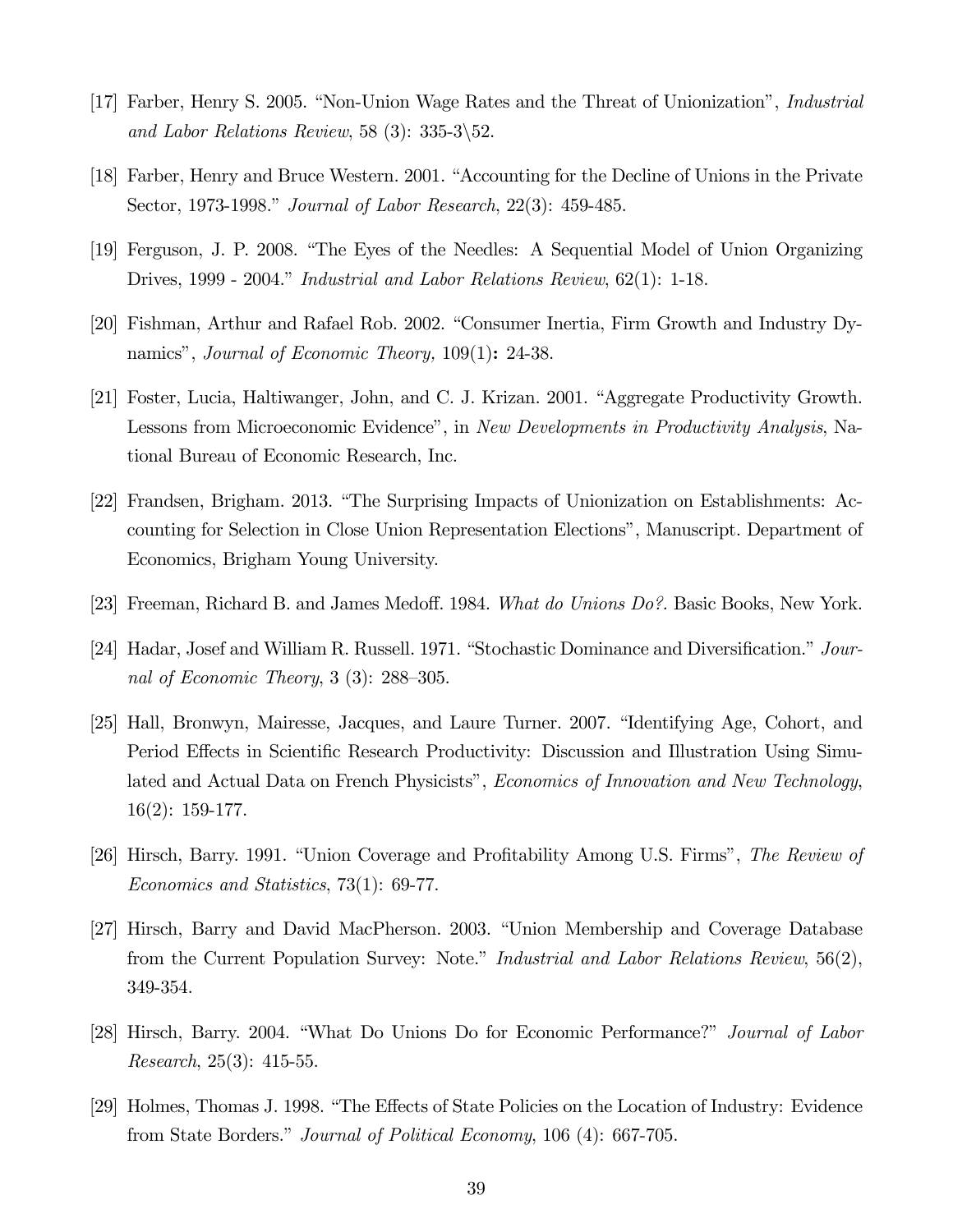[17] Farber, Henry S. 2005. "Non-Union Wage Rates and the Threat of Unionization", *Industrial and Labor Relations Review*, 58 (3): 335-3\52.

[18] Farber, Henry and Bruce Western. 2001. "Accounting for the Decline of Unions in the Private Sector, 1973-1998." *Journal of Labor Research*, 22(3): 459-485.

[19] Ferguson, J. P. 2008. "The Eyes of the Needles: A Sequential Model of Union Organizing Drives, 1999 - 2004." *Industrial and Labor Relations Review*, 62(1): 1-18.

[20] Fishman, Arthur and Rafael Rob. 2002. "Consumer Inertia, Firm Growth and Industry Dynamics", *Journal of Economic Theory,* 109(1)**:** 24-38.

[21] Foster, Lucia, Haltiwanger, John, and C. J. Krizan. 2001. "Aggregate Productivity Growth. Lessons from Microeconomic Evidence", in *New Developments in Productivity Analysis*, National Bureau of Economic Research, Inc.

[22] Frandsen, Brigham. 2013. "The Surprising Impacts of Unionization on Establishments: Accounting for Selection in Close Union Representation Elections", Manuscript. Department of Economics, Brigham Young University.

[23] Freeman, Richard B. and James Medoff. 1984. *What do Unions Do?*. Basic Books, New York.

[24] Hadar, Josef and William R. Russell. 1971. "Stochastic Dominance and Diversification." *Journal of Economic Theory*, 3 (3): 288–305.

[25] Hall, Bronwyn, Mairesse, Jacques, and Laure Turner. 2007. "Identifying Age, Cohort, and Period Effects in Scientific Research Productivity: Discussion and Illustration Using Simulated and Actual Data on French Physicists", *Economics of Innovation and New Technology*, 16(2): 159-177.

[26] Hirsch, Barry. 1991. "Union Coverage and Profitability Among U.S. Firms", *The Review of Economics and Statistics*, 73(1): 69-77.

[27] Hirsch, Barry and David MacPherson. 2003. "Union Membership and Coverage Database from the Current Population Survey: Note." *Industrial and Labor Relations Review*, 56(2), 349-354.

[28] Hirsch, Barry. 2004. "What Do Unions Do for Economic Performance?" *Journal of Labor Research*, 25(3): 415-55.

[29] Holmes, Thomas J. 1998. "The Effects of State Policies on the Location of Industry: Evidence from State Borders." *Journal of Political Economy*, 106 (4): 667-705.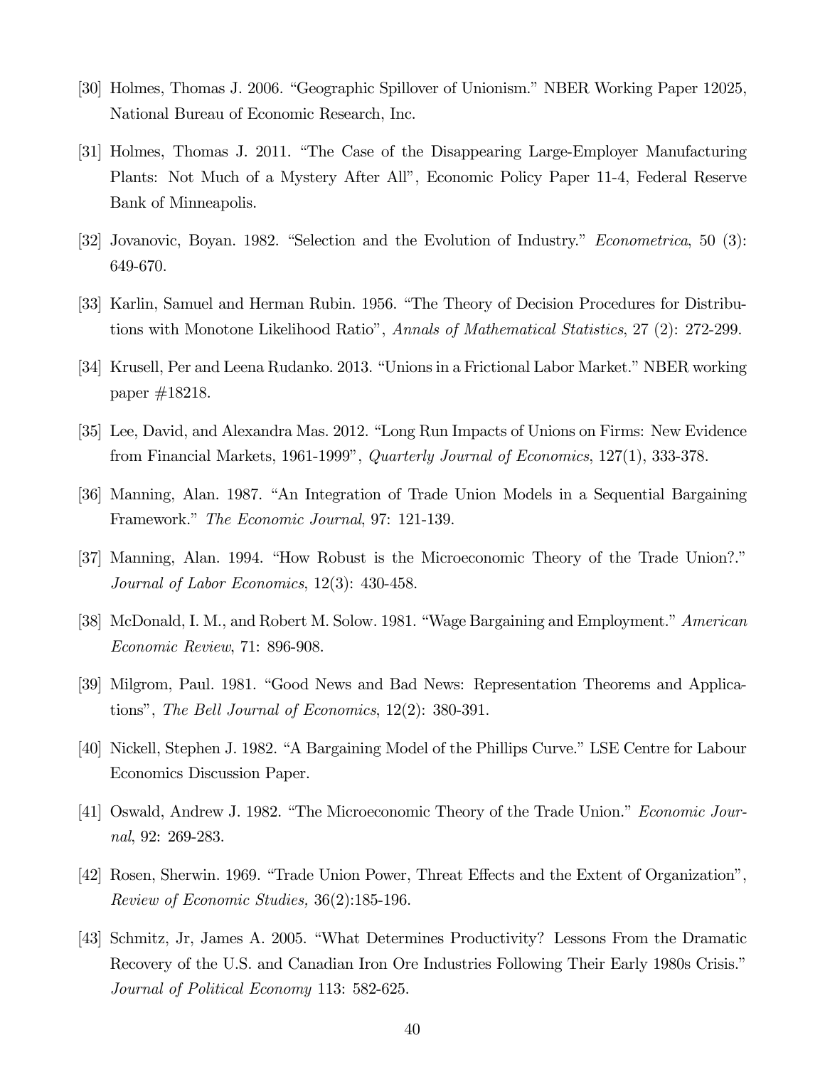[30] Holmes, Thomas J. 2006. "Geographic Spillover of Unionism." NBER Working Paper 12025, National Bureau of Economic Research, Inc.

[31] Holmes, Thomas J. 2011. "The Case of the Disappearing Large-Employer Manufacturing Plants: Not Much of a Mystery After All", Economic Policy Paper 11-4, Federal Reserve Bank of Minneapolis.

[32] Jovanovic, Boyan. 1982. "Selection and the Evolution of Industry." *Econometrica*, 50 (3): 649-670.

[33] Karlin, Samuel and Herman Rubin. 1956. "The Theory of Decision Procedures for Distributions with Monotone Likelihood Ratio", *Annals of Mathematical Statistics*, 27 (2): 272-299.

[34] Krusell, Per and Leena Rudanko. 2013. "Unions in a Frictional Labor Market." NBER working paper #18218.

[35] Lee, David, and Alexandra Mas. 2012. "Long Run Impacts of Unions on Firms: New Evidence from Financial Markets, 1961-1999", *Quarterly Journal of Economics*, 127(1), 333-378.

[36] Manning, Alan. 1987. "An Integration of Trade Union Models in a Sequential Bargaining Framework." *The Economic Journal*, 97: 121-139.

[37] Manning, Alan. 1994. "How Robust is the Microeconomic Theory of the Trade Union?." *Journal of Labor Economics*, 12(3): 430-458.

[38] McDonald, I. M., and Robert M. Solow. 1981. "Wage Bargaining and Employment." *American Economic Review*, 71: 896-908.

[39] Milgrom, Paul. 1981. "Good News and Bad News: Representation Theorems and Applications", *The Bell Journal of Economics*, 12(2): 380-391.

[40] Nickell, Stephen J. 1982. "A Bargaining Model of the Phillips Curve." LSE Centre for Labour Economics Discussion Paper.

[41] Oswald, Andrew J. 1982. "The Microeconomic Theory of the Trade Union." *Economic Journal*, 92: 269-283.

[42] Rosen, Sherwin. 1969. "Trade Union Power, Threat Effects and the Extent of Organization", *Review of Economic Studies,* 36(2):185-196.

[43] Schmitz, Jr, James A. 2005. "What Determines Productivity? Lessons From the Dramatic Recovery of the U.S. and Canadian Iron Ore Industries Following Their Early 1980s Crisis." *Journal of Political Economy* 113: 582-625.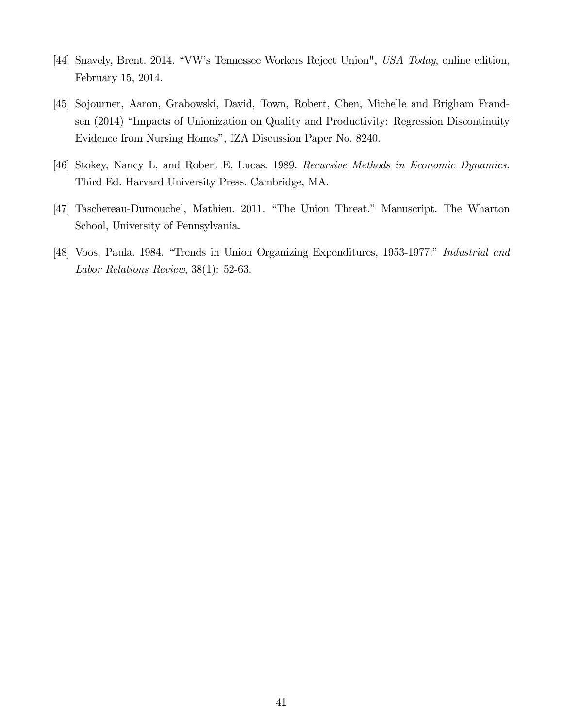[44] Snavely, Brent. 2014. "VW's Tennessee Workers Reject Union", *USA Today*, online edition, February 15, 2014.

[45] Sojourner, Aaron, Grabowski, David, Town, Robert, Chen, Michelle and Brigham Frandsen (2014) "Impacts of Unionization on Quality and Productivity: Regression Discontinuity Evidence from Nursing Homes", IZA Discussion Paper No. 8240.

[46] Stokey, Nancy L, and Robert E. Lucas. 1989. *Recursive Methods in Economic Dynamics.* Third Ed. Harvard University Press. Cambridge, MA.

[47] Taschereau-Dumouchel, Mathieu. 2011. "The Union Threat." Manuscript. The Wharton School, University of Pennsylvania.

[48] Voos, Paula. 1984. "Trends in Union Organizing Expenditures, 1953-1977." *Industrial and Labor Relations Review*, 38(1): 52-63.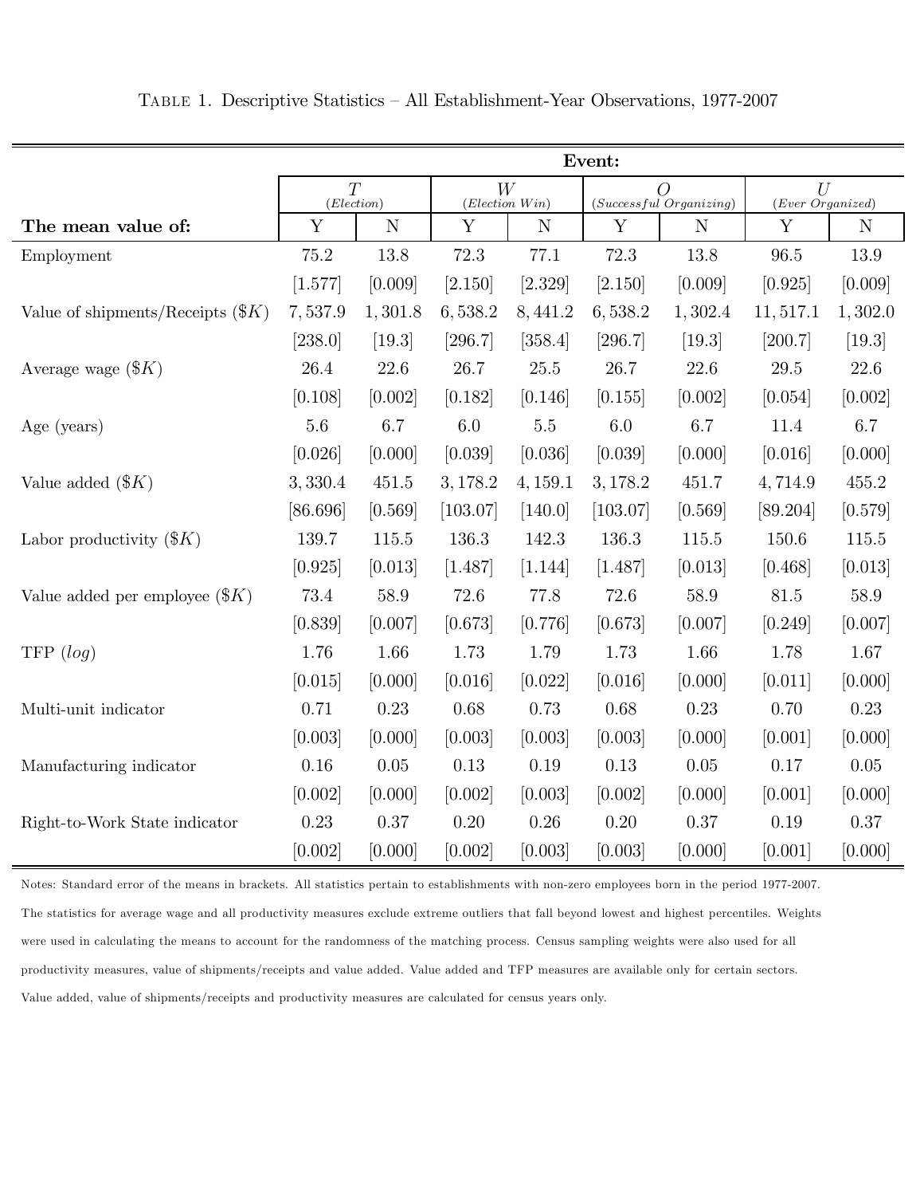Table 1. Descriptive Statistics – All Establishment-Year Observations, 1977-2007

| | **Event:** | | | | | | | |
|---|---|---|---|---|---|---|---|---|
| | $T$ (*Election*) | | $W$ (*Election Win*) | | $O$ (*Successful Organizing*) | | $U$ (*Ever Organized*) | |
| **The mean value of:** | Y | N | Y | N | Y | N | Y | N |
| Employment | 75.2 | 13.8 | 72.3 | 77.1 | 72.3 | 13.8 | 96.5 | 13.9 |
| | [1.577] | [0.009] | [2.150] | [2.329] | [2.150] | [0.009] | [0.925] | [0.009] |
| Value of shipments/Receipts ($K) | 7,537.9 | 1,301.8 | 6,538.2 | 8,441.2 | 6,538.2 | 1,302.4 | 11,517.1 | 1,302.0 |
| | [238.0] | [19.3] | [296.7] | [358.4] | [296.7] | [19.3] | [200.7] | [19.3] |
| Average wage ($K) | 26.4 | 22.6 | 26.7 | 25.5 | 26.7 | 22.6 | 29.5 | 22.6 |
| | [0.108] | [0.002] | [0.182] | [0.146] | [0.155] | [0.002] | [0.054] | [0.002] |
| Age (years) | 5.6 | 6.7 | 6.0 | 5.5 | 6.0 | 6.7 | 11.4 | 6.7 |
| | [0.026] | [0.000] | [0.039] | [0.036] | [0.039] | [0.000] | [0.016] | [0.000] |
| Value added ($K) | 3,330.4 | 451.5 | 3,178.2 | 4,159.1 | 3,178.2 | 451.7 | 4,714.9 | 455.2 |
| | [86.696] | [0.569] | [103.07] | [140.0] | [103.07] | [0.569] | [89.204] | [0.579] |
| Labor productivity ($K) | 139.7 | 115.5 | 136.3 | 142.3 | 136.3 | 115.5 | 150.6 | 115.5 |
| | [0.925] | [0.013] | [1.487] | [1.144] | [1.487] | [0.013] | [0.468] | [0.013] |
| Value added per employee ($K) | 73.4 | 58.9 | 72.6 | 77.8 | 72.6 | 58.9 | 81.5 | 58.9 |
| | [0.839] | [0.007] | [0.673] | [0.776] | [0.673] | [0.007] | [0.249] | [0.007] |
| TFP (*log*) | 1.76 | 1.66 | 1.73 | 1.79 | 1.73 | 1.66 | 1.78 | 1.67 |
| | [0.015] | [0.000] | [0.016] | [0.022] | [0.016] | [0.000] | [0.011] | [0.000] |
| Multi-unit indicator | 0.71 | 0.23 | 0.68 | 0.73 | 0.68 | 0.23 | 0.70 | 0.23 |
| | [0.003] | [0.000] | [0.003] | [0.003] | [0.003] | [0.000] | [0.001] | [0.000] |
| Manufacturing indicator | 0.16 | 0.05 | 0.13 | 0.19 | 0.13 | 0.05 | 0.17 | 0.05 |
| | [0.002] | [0.000] | [0.002] | [0.003] | [0.002] | [0.000] | [0.001] | [0.000] |
| Right-to-Work State indicator | 0.23 | 0.37 | 0.20 | 0.26 | 0.20 | 0.37 | 0.19 | 0.37 |
| | [0.002] | [0.000] | [0.002] | [0.003] | [0.003] | [0.000] | [0.001] | [0.000] |

Notes: Standard error of the means in brackets. All statistics pertain to establishments with non-zero employees born in the period 1977-2007. The statistics for average wage and all productivity measures exclude extreme outliers that fall beyond lowest and highest percentiles. Weights were used in calculating the means to account for the randomness of the matching process. Census sampling weights were also used for all productivity measures, value of shipments/receipts and value added. Value added and TFP measures are available only for certain sectors. Value added, value of shipments/receipts and productivity measures are calculated for census years only.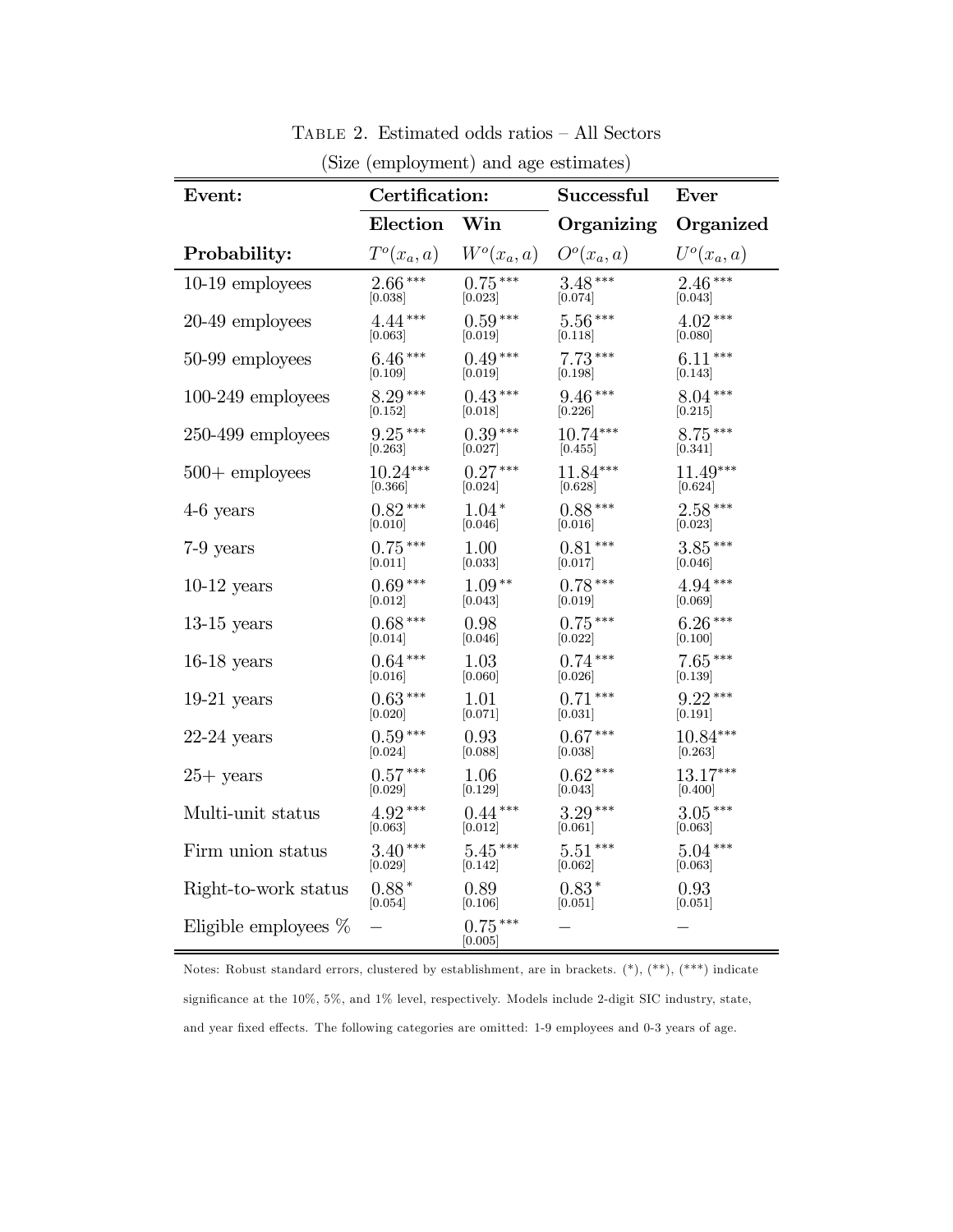Table 2. Estimated odds ratios – All Sectors

(Size (employment) and age estimates)

| **Event:** | **Certification:** | | **Successful** | **Ever** |
|---|---|---|---|---|
| | **Election** | **Win** | **Organizing** | **Organized** |
| **Probability:** | $T^o(x_a, a)$ | $W^o(x_a, a)$ | $O^o(x_a, a)$ | $U^o(x_a, a)$ |
| 10-19 employees | 2.66*** [0.038] | 0.75*** [0.023] | 3.48*** [0.074] | 2.46*** [0.043] |
| 20-49 employees | 4.44*** [0.063] | 0.59*** [0.019] | 5.56*** [0.118] | 4.02*** [0.080] |
| 50-99 employees | 6.46*** [0.109] | 0.49*** [0.019] | 7.73*** [0.198] | 6.11*** [0.143] |
| 100-249 employees | 8.29*** [0.152] | 0.43*** [0.018] | 9.46*** [0.226] | 8.04*** [0.215] |
| 250-499 employees | 9.25*** [0.263] | 0.39*** [0.027] | 10.74*** [0.455] | 8.75*** [0.341] |
| 500+ employees | 10.24*** [0.366] | 0.27*** [0.024] | 11.84*** [0.628] | 11.49*** [0.624] |
| 4-6 years | 0.82*** [0.010] | 1.04* [0.046] | 0.88*** [0.016] | 2.58*** [0.023] |
| 7-9 years | 0.75*** [0.011] | 1.00 [0.033] | 0.81*** [0.017] | 3.85*** [0.046] |
| 10-12 years | 0.69*** [0.012] | 1.09** [0.043] | 0.78*** [0.019] | 4.94*** [0.069] |
| 13-15 years | 0.68*** [0.014] | 0.98 [0.046] | 0.75*** [0.022] | 6.26*** [0.100] |
| 16-18 years | 0.64*** [0.016] | 1.03 [0.060] | 0.74*** [0.026] | 7.65*** [0.139] |
| 19-21 years | 0.63*** [0.020] | 1.01 [0.071] | 0.71*** [0.031] | 9.22*** [0.191] |
| 22-24 years | 0.59*** [0.024] | 0.93 [0.088] | 0.67*** [0.038] | 10.84*** [0.263] |
| 25+ years | 0.57*** [0.029] | 1.06 [0.129] | 0.62*** [0.043] | 13.17*** [0.400] |
| Multi-unit status | 4.92*** [0.063] | 0.44*** [0.012] | 3.29*** [0.061] | 3.05*** [0.063] |
| Firm union status | 3.40*** [0.029] | 5.45*** [0.142] | 5.51*** [0.062] | 5.04*** [0.063] |
| Right-to-work status | 0.88* [0.054] | 0.89 [0.106] | 0.83* [0.051] | 0.93 [0.051] |
| Eligible employees % | – | 0.75*** [0.005] | – | – |

Notes: Robust standard errors, clustered by establishment, are in brackets. (*), (**), (***) indicate significance at the 10%, 5%, and 1% level, respectively. Models include 2-digit SIC industry, state, and year fixed effects. The following categories are omitted: 1-9 employees and 0-3 years of age.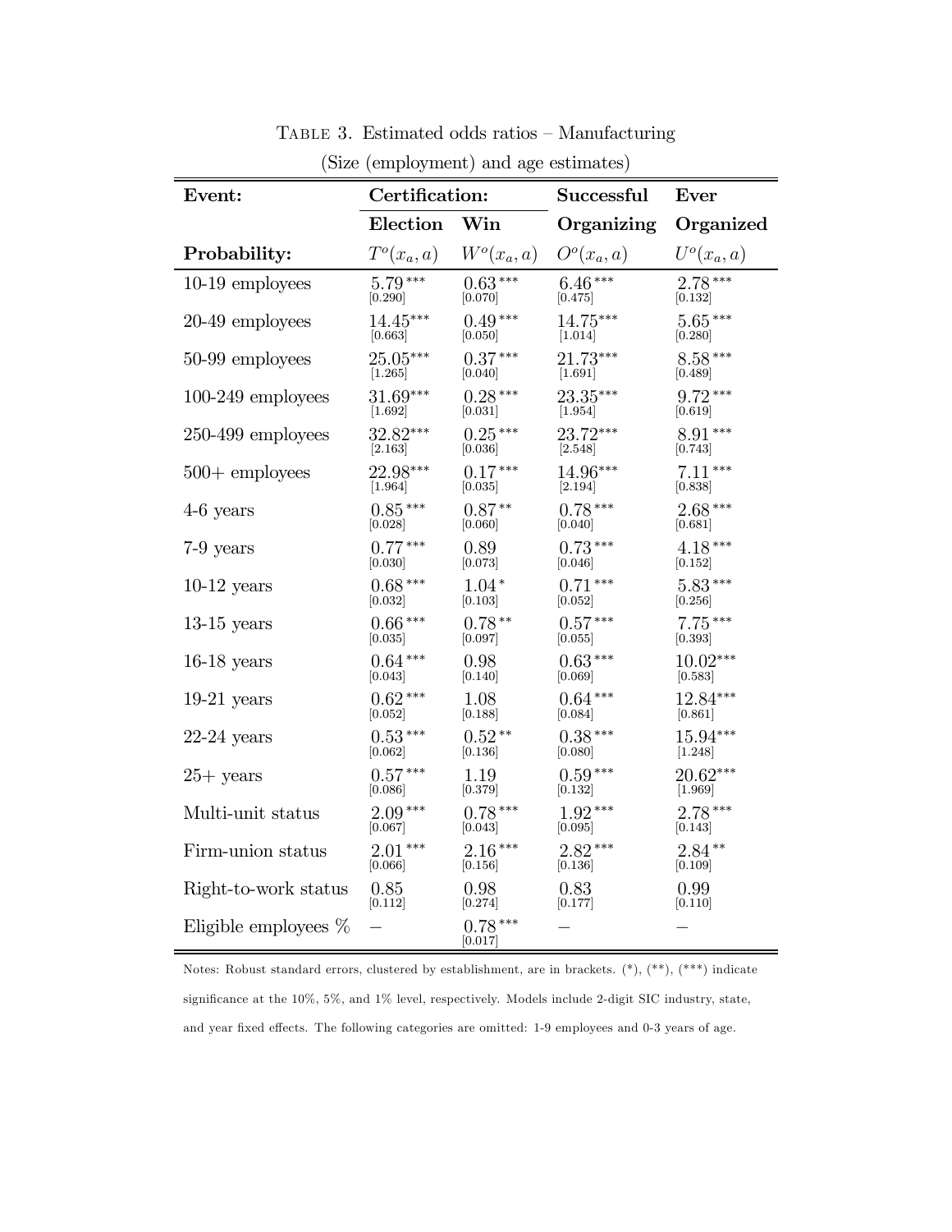Table 3. Estimated odds ratios – Manufacturing

(Size (employment) and age estimates)

| Event: | Certification: | | Successful | Ever |
|---|---|---|---|---|
| | Election | Win | Organizing | Organized |
| Probability: | $T^o(x_a, a)$ | $W^o(x_a, a)$ | $O^o(x_a, a)$ | $U^o(x_a, a)$ |
| 10-19 employees | 5.79*** [0.290] | 0.63*** [0.070] | 6.46*** [0.475] | 2.78*** [0.132] |
| 20-49 employees | 14.45*** [0.663] | 0.49*** [0.050] | 14.75*** [1.014] | 5.65*** [0.280] |
| 50-99 employees | 25.05*** [1.265] | 0.37*** [0.040] | 21.73*** [1.691] | 8.58*** [0.489] |
| 100-249 employees | 31.69*** [1.692] | 0.28*** [0.031] | 23.35*** [1.954] | 9.72*** [0.619] |
| 250-499 employees | 32.82*** [2.163] | 0.25*** [0.036] | 23.72*** [2.548] | 8.91*** [0.743] |
| 500+ employees | 22.98*** [1.964] | 0.17*** [0.035] | 14.96*** [2.194] | 7.11*** [0.838] |
| 4-6 years | 0.85*** [0.028] | 0.87** [0.060] | 0.78*** [0.040] | 2.68*** [0.681] |
| 7-9 years | 0.77*** [0.030] | 0.89 [0.073] | 0.73*** [0.046] | 4.18*** [0.152] |
| 10-12 years | 0.68*** [0.032] | 1.04* [0.103] | 0.71*** [0.052] | 5.83*** [0.256] |
| 13-15 years | 0.66*** [0.035] | 0.78** [0.097] | 0.57*** [0.055] | 7.75*** [0.393] |
| 16-18 years | 0.64*** [0.043] | 0.98 [0.140] | 0.63*** [0.069] | 10.02*** [0.583] |
| 19-21 years | 0.62*** [0.052] | 1.08 [0.188] | 0.64*** [0.084] | 12.84*** [0.861] |
| 22-24 years | 0.53*** [0.062] | 0.52** [0.136] | 0.38*** [0.080] | 15.94*** [1.248] |
| 25+ years | 0.57*** [0.086] | 1.19 [0.379] | 0.59*** [0.132] | 20.62*** [1.969] |
| Multi-unit status | 2.09*** [0.067] | 0.78*** [0.043] | 1.92*** [0.095] | 2.78*** [0.143] |
| Firm-union status | 2.01*** [0.066] | 2.16*** [0.156] | 2.82*** [0.136] | 2.84** [0.109] |
| Right-to-work status | 0.85 [0.112] | 0.98 [0.274] | 0.83 [0.177] | 0.99 [0.110] |
| Eligible employees % | – | 0.78*** [0.017] | – | – |

Notes: Robust standard errors, clustered by establishment, are in brackets. (*), (**), (***) indicate significance at the 10%, 5%, and 1% level, respectively. Models include 2-digit SIC industry, state, and year fixed effects. The following categories are omitted: 1-9 employees and 0-3 years of age.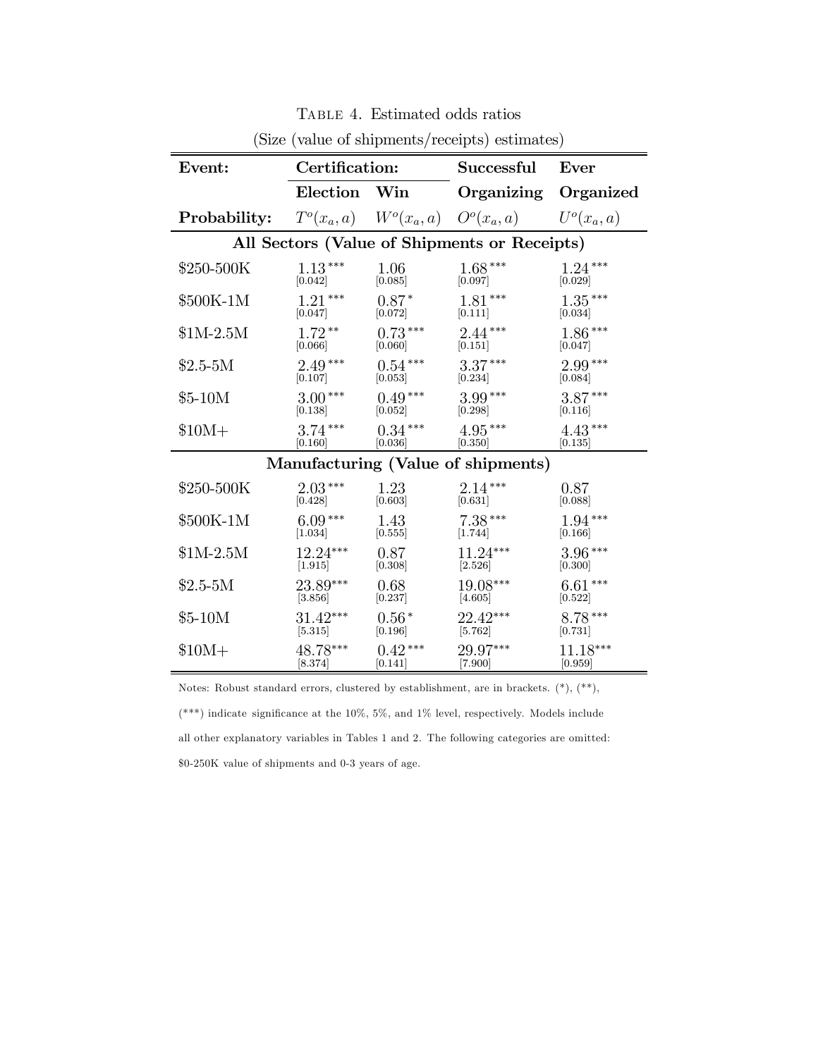Table 4. Estimated odds ratios

(Size (value of shipments/receipts) estimates)

| **Event:** | **Certification:** | | **Successful** | **Ever** |
|---|---|---|---|---|
| | **Election** | **Win** | **Organizing** | **Organized** |
| **Probability:** | $T^o(x_a, a)$ | $W^o(x_a, a)$ | $O^o(x_a, a)$ | $U^o(x_a, a)$ |
| **All Sectors (Value of Shipments or Receipts)** | | | | |
| \$250-500K | 1.13*** [0.042] | 1.06 [0.085] | 1.68*** [0.097] | 1.24*** [0.029] |
| \$500K-1M | 1.21*** [0.047] | 0.87* [0.072] | 1.81*** [0.111] | 1.35*** [0.034] |
| \$1M-2.5M | 1.72** [0.066] | 0.73*** [0.060] | 2.44*** [0.151] | 1.86*** [0.047] |
| \$2.5-5M | 2.49*** [0.107] | 0.54*** [0.053] | 3.37*** [0.234] | 2.99*** [0.084] |
| \$5-10M | 3.00*** [0.138] | 0.49*** [0.052] | 3.99*** [0.298] | 3.87*** [0.116] |
| \$10M+ | 3.74*** [0.160] | 0.34*** [0.036] | 4.95*** [0.350] | 4.43*** [0.135] |
| **Manufacturing (Value of shipments)** | | | | |
| \$250-500K | 2.03*** [0.428] | 1.23 [0.603] | 2.14*** [0.631] | 0.87 [0.088] |
| \$500K-1M | 6.09*** [1.034] | 1.43 [0.555] | 7.38*** [1.744] | 1.94*** [0.166] |
| \$1M-2.5M | 12.24*** [1.915] | 0.87 [0.308] | 11.24*** [2.526] | 3.96*** [0.300] |
| \$2.5-5M | 23.89*** [3.856] | 0.68 [0.237] | 19.08*** [4.605] | 6.61*** [0.522] |
| \$5-10M | 31.42*** [5.315] | 0.56* [0.196] | 22.42*** [5.762] | 8.78*** [0.731] |
| \$10M+ | 48.78*** [8.374] | 0.42*** [0.141] | 29.97*** [7.900] | 11.18*** [0.959] |

Notes: Robust standard errors, clustered by establishment, are in brackets. (*), (**), (***) indicate significance at the 10%, 5%, and 1% level, respectively. Models include all other explanatory variables in Tables 1 and 2. The following categories are omitted: \$0-250K value of shipments and 0-3 years of age.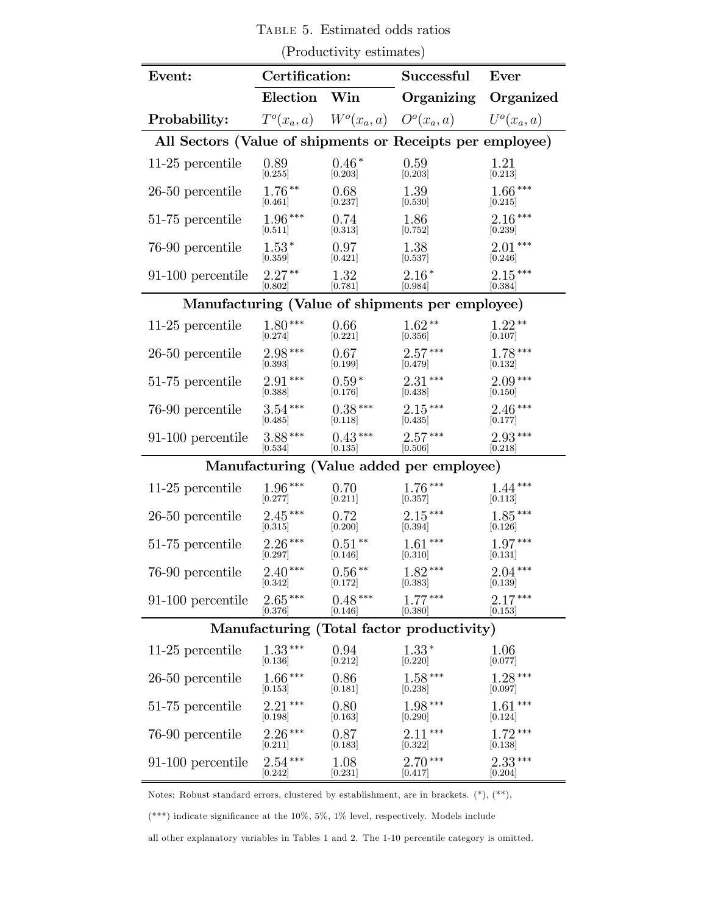Table 5. Estimated odds ratios

(Productivity estimates)

| Event: | Certification: Election | Win | Successful Organizing | Ever Organized |
|---|---|---|---|---|
| Probability: | $T^o(x_a, a)$ | $W^o(x_a, a)$ | $O^o(x_a, a)$ | $U^o(x_a, a)$ |
| **All Sectors (Value of shipments or Receipts per employee)** | | | | |
| 11-25 percentile | 0.89 [0.255] | 0.46* [0.203] | 0.59 [0.203] | 1.21 [0.213] |
| 26-50 percentile | 1.76** [0.461] | 0.68 [0.237] | 1.39 [0.530] | 1.66*** [0.215] |
| 51-75 percentile | 1.96*** [0.511] | 0.74 [0.313] | 1.86 [0.752] | 2.16*** [0.239] |
| 76-90 percentile | 1.53* [0.359] | 0.97 [0.421] | 1.38 [0.537] | 2.01*** [0.246] |
| 91-100 percentile | 2.27** [0.802] | 1.32 [0.781] | 2.16* [0.984] | 2.15*** [0.384] |
| **Manufacturing (Value of shipments per employee)** | | | | |
| 11-25 percentile | 1.80*** [0.274] | 0.66 [0.221] | 1.62** [0.356] | 1.22** [0.107] |
| 26-50 percentile | 2.98*** [0.393] | 0.67 [0.199] | 2.57*** [0.479] | 1.78*** [0.132] |
| 51-75 percentile | 2.91*** [0.388] | 0.59* [0.176] | 2.31*** [0.438] | 2.09*** [0.150] |
| 76-90 percentile | 3.54*** [0.485] | 0.38*** [0.118] | 2.15*** [0.435] | 2.46*** [0.177] |
| 91-100 percentile | 3.88*** [0.534] | 0.43*** [0.135] | 2.57*** [0.506] | 2.93*** [0.218] |
| **Manufacturing (Value added per employee)** | | | | |
| 11-25 percentile | 1.96*** [0.277] | 0.70 [0.211] | 1.76*** [0.357] | 1.44*** [0.113] |
| 26-50 percentile | 2.45*** [0.315] | 0.72 [0.200] | 2.15*** [0.394] | 1.85*** [0.126] |
| 51-75 percentile | 2.26*** [0.297] | 0.51** [0.146] | 1.61*** [0.310] | 1.97*** [0.131] |
| 76-90 percentile | 2.40*** [0.342] | 0.56** [0.172] | 1.82*** [0.383] | 2.04*** [0.139] |
| 91-100 percentile | 2.65*** [0.376] | 0.48*** [0.146] | 1.77*** [0.380] | 2.17*** [0.153] |
| **Manufacturing (Total factor productivity)** | | | | |
| 11-25 percentile | 1.33*** [0.136] | 0.94 [0.212] | 1.33* [0.220] | 1.06 [0.077] |
| 26-50 percentile | 1.66*** [0.153] | 0.86 [0.181] | 1.58*** [0.238] | 1.28*** [0.097] |
| 51-75 percentile | 2.21*** [0.198] | 0.80 [0.163] | 1.98*** [0.290] | 1.61*** [0.124] |
| 76-90 percentile | 2.26*** [0.211] | 0.87 [0.183] | 2.11*** [0.322] | 1.72*** [0.138] |
| 91-100 percentile | 2.54*** [0.242] | 1.08 [0.231] | 2.70*** [0.417] | 2.33*** [0.204] |

Notes: Robust standard errors, clustered by establishment, are in brackets. (*), (**), (***) indicate significance at the 10%, 5%, 1% level, respectively. Models include all other explanatory variables in Tables 1 and 2. The 1-10 percentile category is omitted.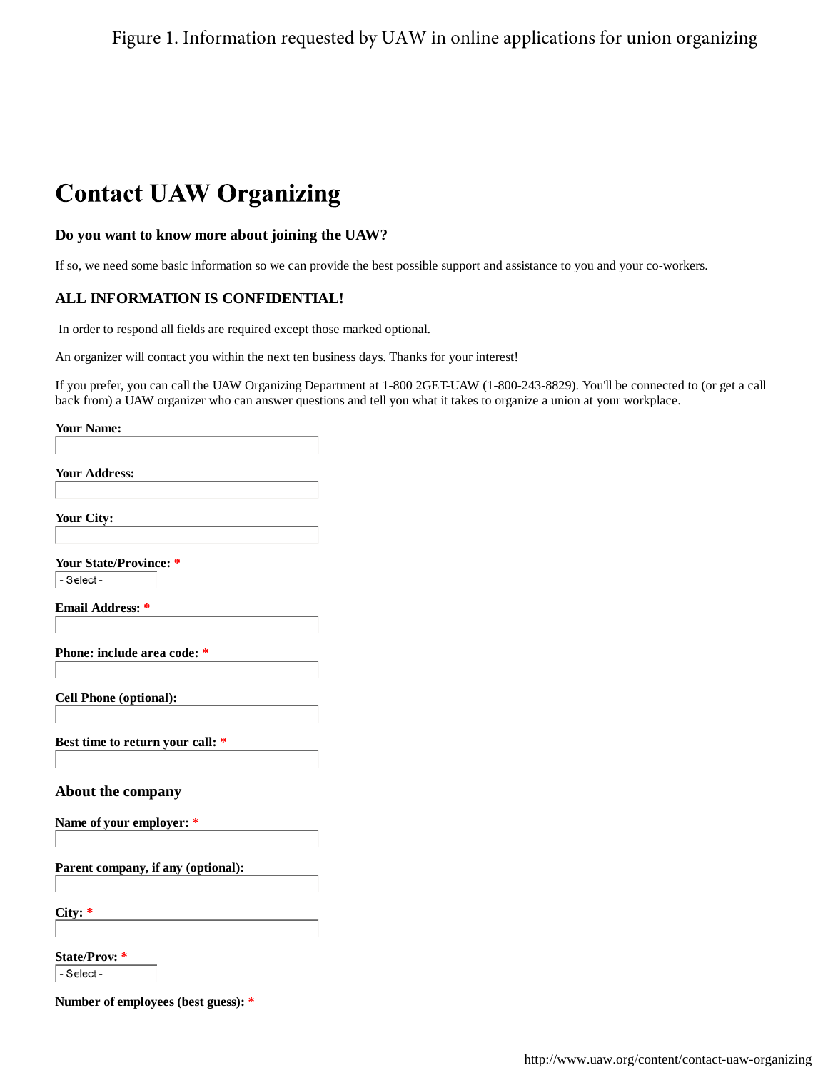Figure 1. Information requested by UAW in online applications for union organizing

# Contact UAW Organizing

### Do you want to know more about joining the UAW?

If so, we need some basic information so we can provide the best possible support and assistance to you and your co-workers.

### ALL INFORMATION IS CONFIDENTIAL!

In order to respond all fields are required except those marked optional.

An organizer will contact you within the next ten business days. Thanks for your interest!

If you prefer, you can call the UAW Organizing Department at 1-800 2GET-UAW (1-800-243-8829). You'll be connected to (or get a call back from) a UAW organizer who can answer questions and tell you what it takes to organize a union at your workplace.

**Your Name:**

**Your Address:**

**Your City:**

**Your State/Province:** *

- Select -

**Email Address:** *

**Phone: include area code:** *

**Cell Phone (optional):**

**Best time to return your call:** *

### About the company

**Name of your employer:** *

**Parent company, if any (optional):**

**City:** *

**State/Prov:** *

- Select -

**Number of employees (best guess):** *

http://www.uaw.org/content/contact-uaw-organizing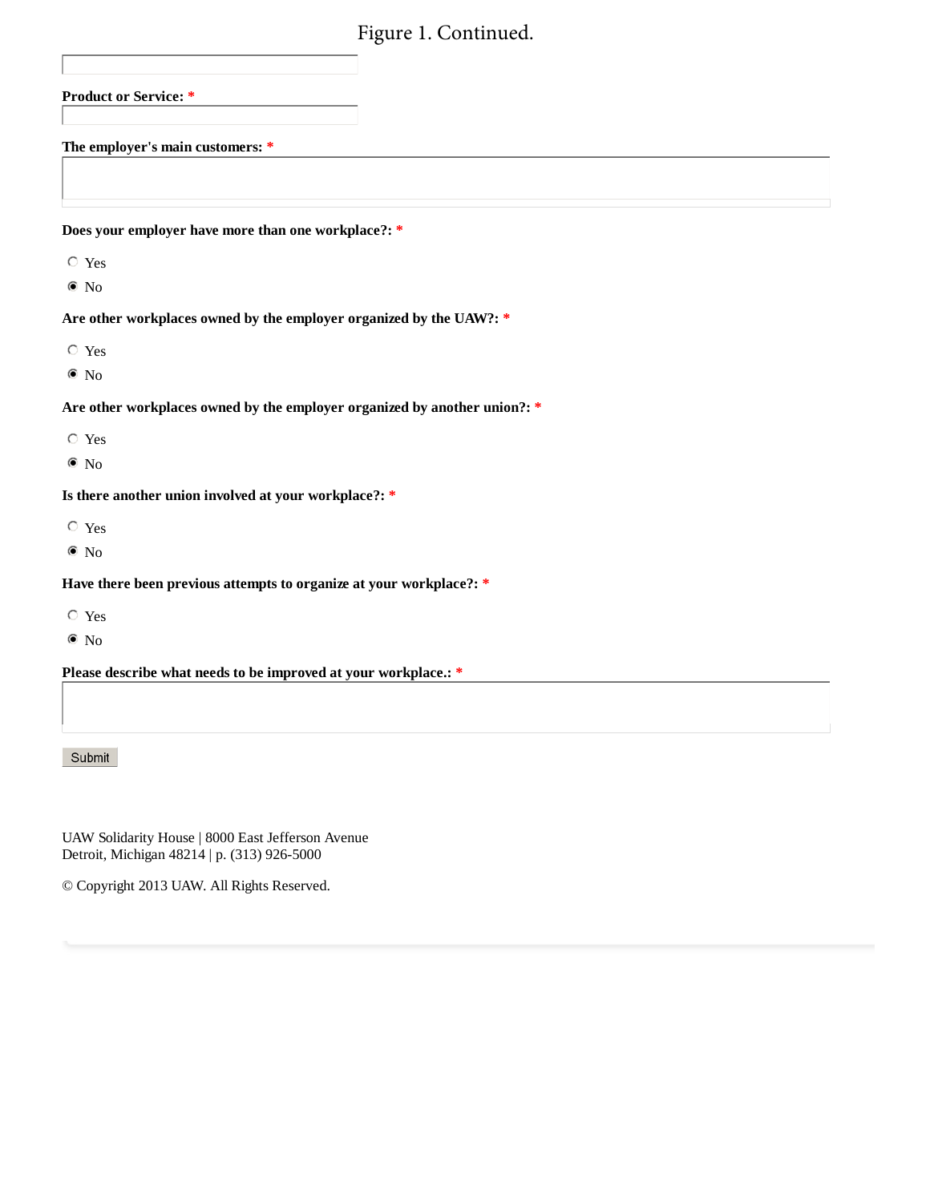Figure 1. Continued.

**Product or Service:** *

**The employer's main customers:** *

**Does your employer have more than one workplace?:** *

- ○ Yes
- ◉ No

**Are other workplaces owned by the employer organized by the UAW?:** *

- ○ Yes
- ◉ No

**Are other workplaces owned by the employer organized by another union?:** *

- ○ Yes
- ◉ No

**Is there another union involved at your workplace?:** *

- ○ Yes
- ◉ No

**Have there been previous attempts to organize at your workplace?:** *

- ○ Yes
- ◉ No

**Please describe what needs to be improved at your workplace.:** *

Submit

UAW Solidarity House | 8000 East Jefferson Avenue
Detroit, Michigan 48214 | p. (313) 926-5000

© Copyright 2013 UAW. All Rights Reserved.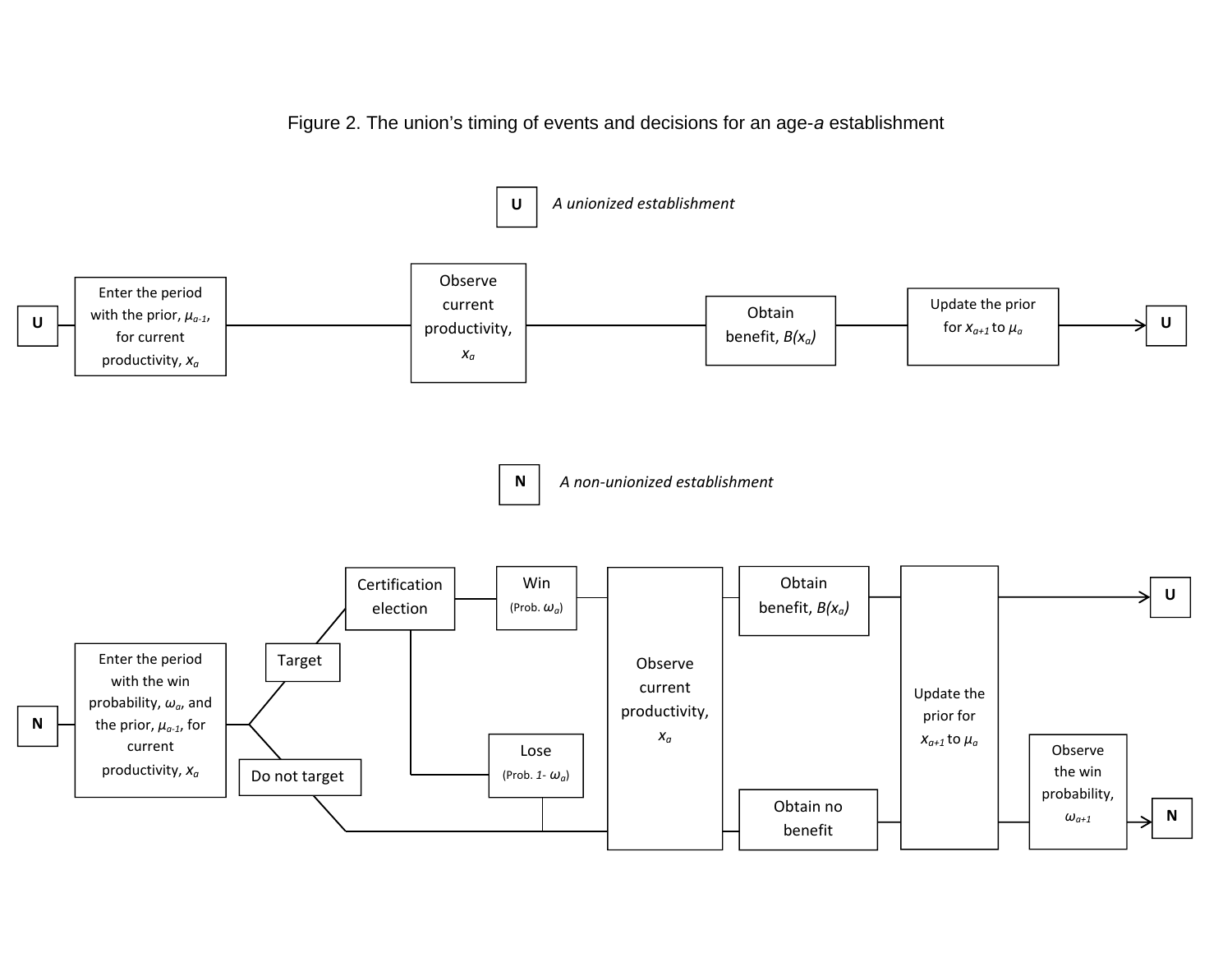Figure 2. The union's timing of events and decisions for an age-*a* establishment

**U** *A unionized establishment*

U → Enter the period with the prior, $\mu_{a-1}$, for current productivity, $x_a$ → Observe current productivity, $x_a$ → Obtain benefit, $B(x_a)$ → Update the prior for $x_{a+1}$ to $\mu_a$ → U

**N** *A non-unionized establishment*

N → Enter the period with the win probability, $\omega_a$, and the prior, $\mu_{a-1}$, for current productivity, $x_a$

- Target → Certification election
  - Win (Prob. $\omega_a$) → Observe current productivity, $x_a$ → Obtain benefit, $B(x_a)$ → Update the prior for $x_{a+1}$ to $\mu_a$ → U
  - Lose (Prob. $1- \omega_a$) → Observe current productivity, $x_a$ → Obtain no benefit → Update the prior for $x_{a+1}$ to $\mu_a$ → Observe the win probability, $\omega_{a+1}$ → N
- Do not target → Observe current productivity, $x_a$ → Obtain no benefit → Update the prior for $x_{a+1}$ to $\mu_a$ → Observe the win probability, $\omega_{a+1}$ → N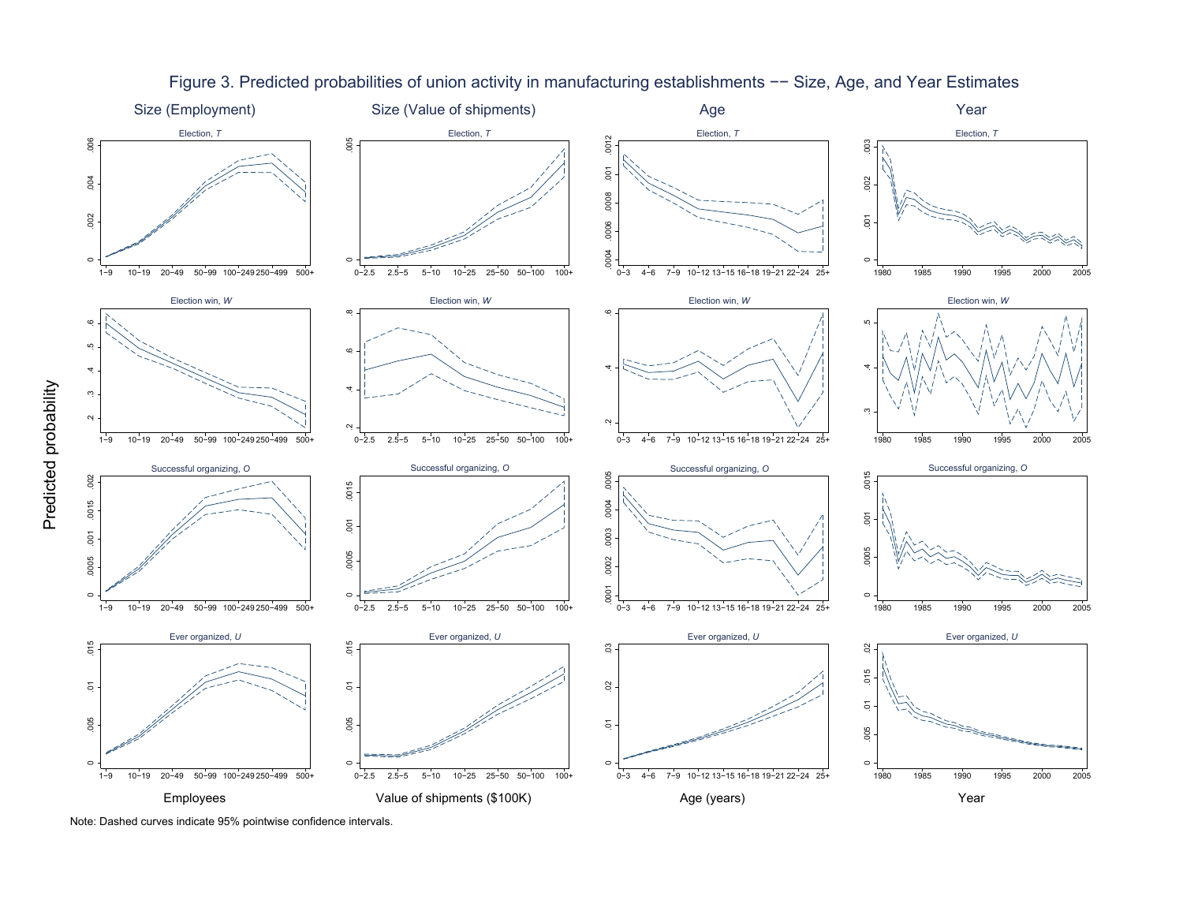Figure 3. Predicted probabilities of union activity in manufacturing establishments −− Size, Age, and Year Estimates

Note: Dashed curves indicate 95% pointwise confidence intervals.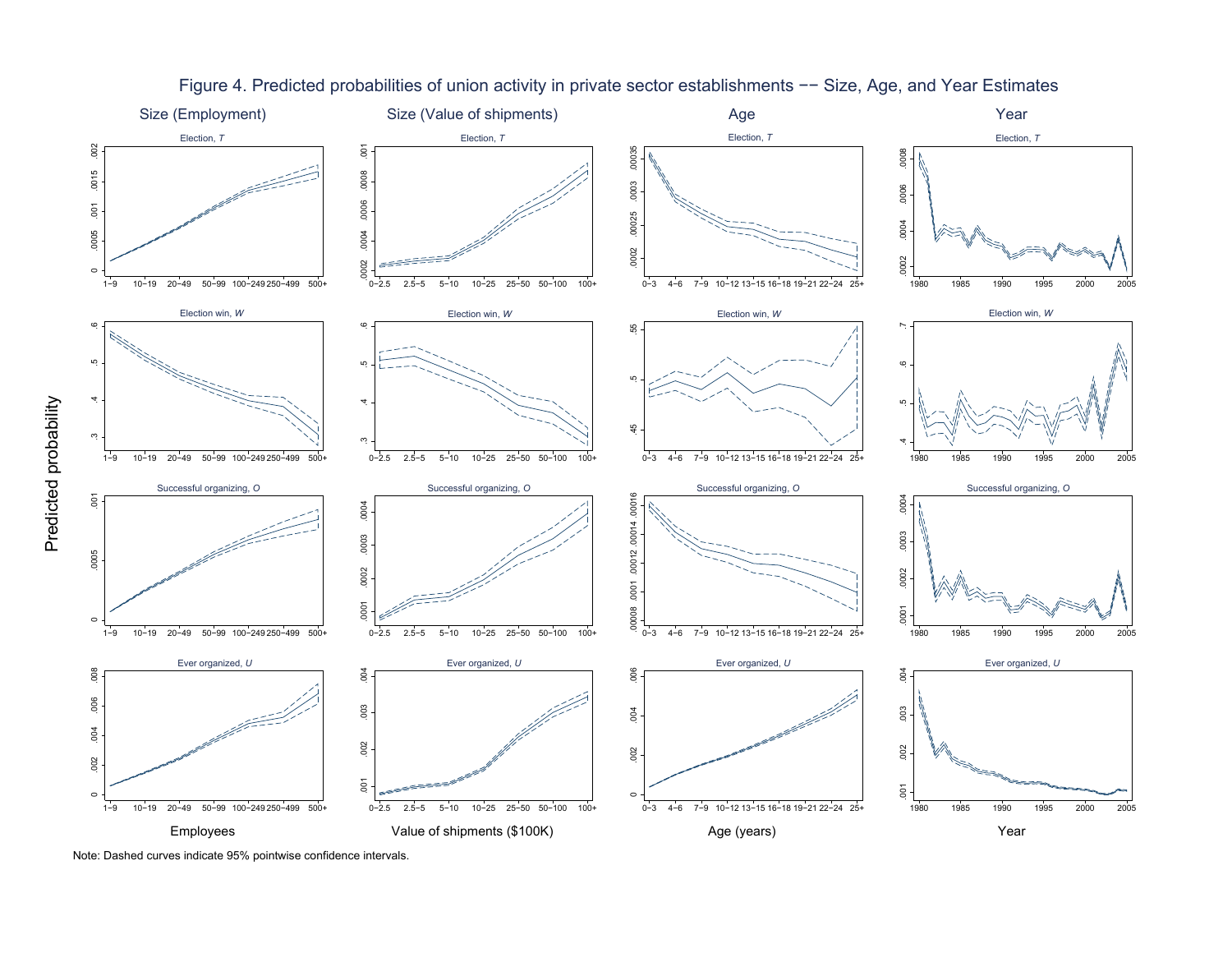Figure 4. Predicted probabilities of union activity in private sector establishments −− Size, Age, and Year Estimates

Note: Dashed curves indicate 95% pointwise confidence intervals.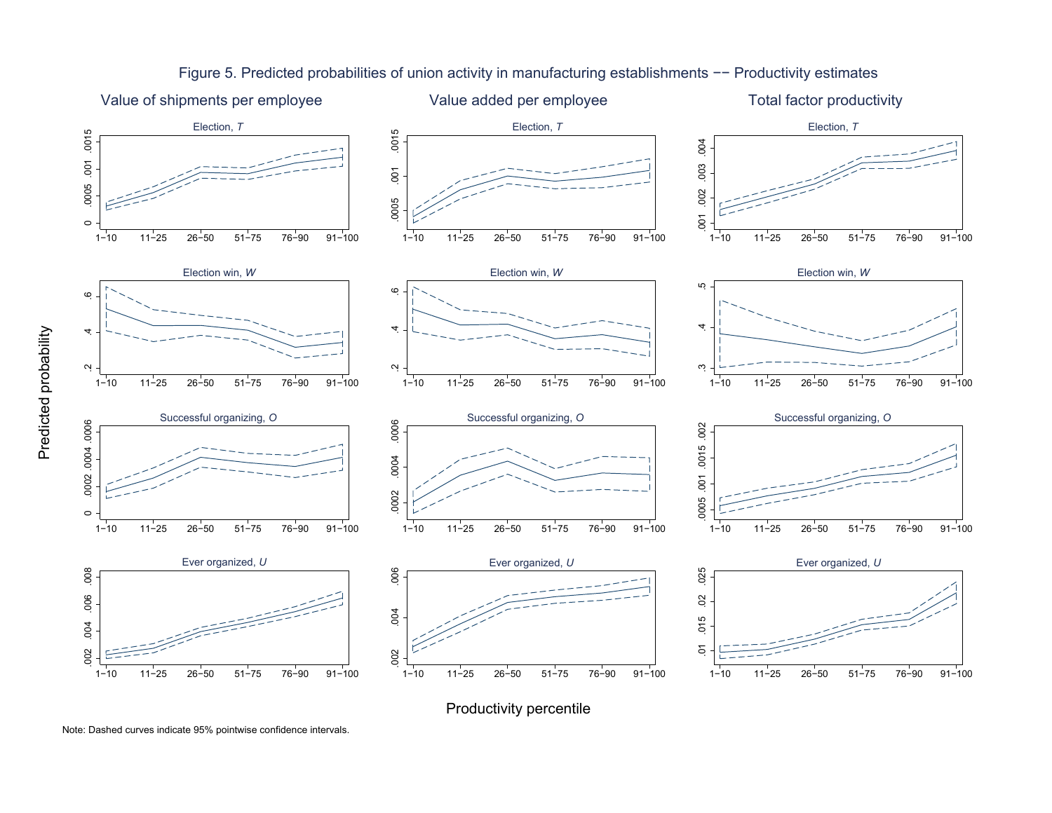Figure 5. Predicted probabilities of union activity in manufacturing establishments -- Productivity estimates

Note: Dashed curves indicate 95% pointwise confidence intervals.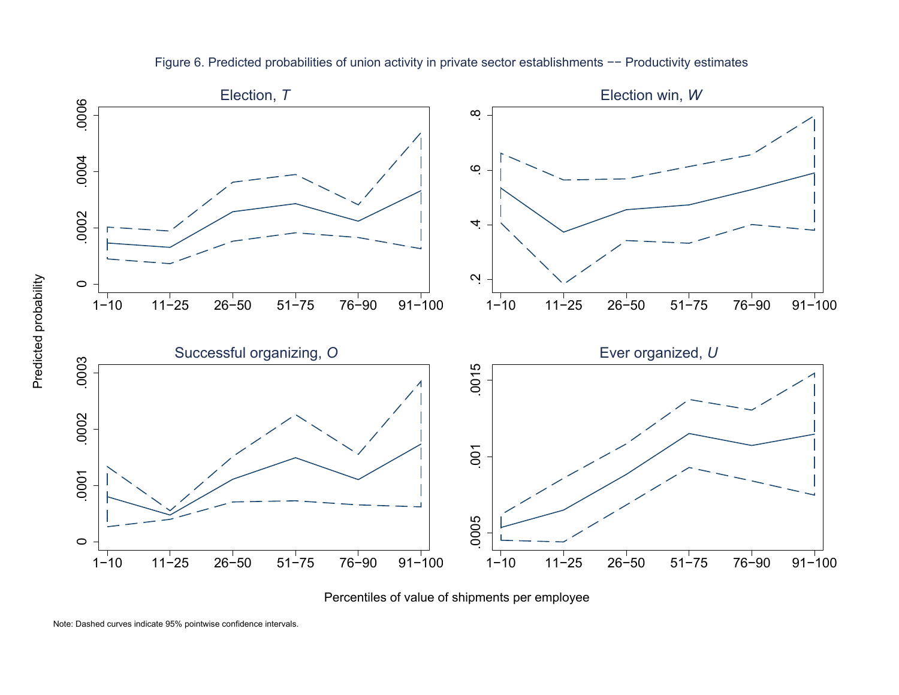Figure 6. Predicted probabilities of union activity in private sector establishments −− Productivity estimates

Election, *T*

Election win, *W*

Successful organizing, *O*

Ever organized, *U*

Predicted probability

Percentiles of value of shipments per employee

Note: Dashed curves indicate 95% pointwise confidence intervals.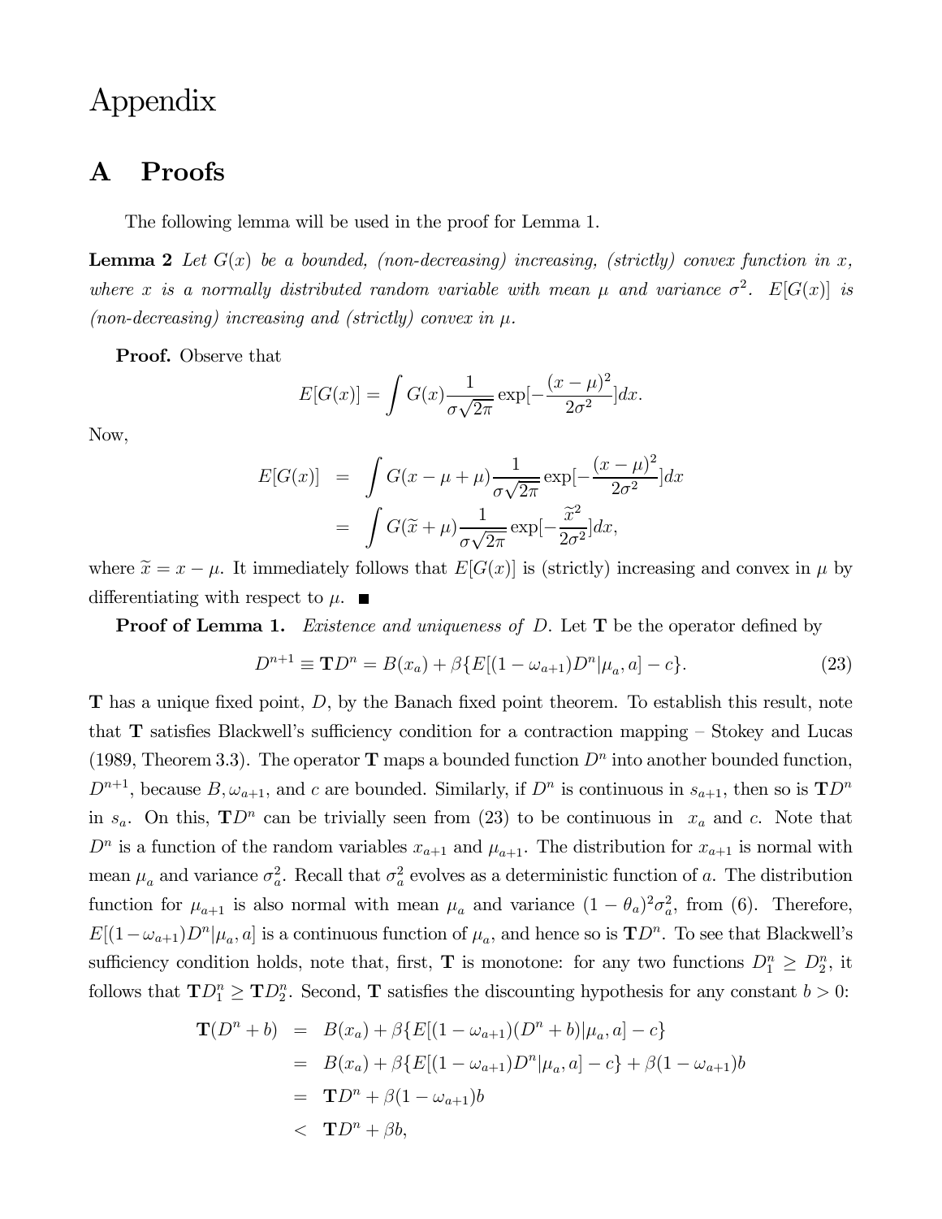# Appendix

## A Proofs

The following lemma will be used in the proof for Lemma 1.

**Lemma 2** *Let $G(x)$ be a bounded, (non-decreasing) increasing, (strictly) convex function in $x$, where $x$ is a normally distributed random variable with mean $\mu$ and variance $\sigma^2$. $E[G(x)]$ is (non-decreasing) increasing and (strictly) convex in $\mu$.*

**Proof.** Observe that

$$E[G(x)] = \int G(x) \frac{1}{\sigma\sqrt{2\pi}} \exp[-\frac{(x-\mu)^2}{2\sigma^2}] dx.$$

Now,

$$\begin{aligned} E[G(x)] &= \int G(x - \mu + \mu) \frac{1}{\sigma\sqrt{2\pi}} \exp[-\frac{(x-\mu)^2}{2\sigma^2}] dx \\ &= \int G(\widetilde{x} + \mu) \frac{1}{\sigma\sqrt{2\pi}} \exp[-\frac{\widetilde{x}^2}{2\sigma^2}] dx, \end{aligned}$$

where $\widetilde{x} = x - \mu$. It immediately follows that $E[G(x)]$ is (strictly) increasing and convex in $\mu$ by differentiating with respect to $\mu$. ■

**Proof of Lemma 1.** *Existence and uniqueness of $D$.* Let $\mathbf{T}$ be the operator defined by

$$D^{n+1} \equiv \mathbf{T}D^n = B(x_a) + \beta\{E[(1-\omega_{a+1})D^n|\mu_a, a] - c\}. \tag{23}$$

$\mathbf{T}$ has a unique fixed point, $D$, by the Banach fixed point theorem. To establish this result, note that $\mathbf{T}$ satisfies Blackwell's sufficiency condition for a contraction mapping – Stokey and Lucas (1989, Theorem 3.3). The operator $\mathbf{T}$ maps a bounded function $D^n$ into another bounded function, $D^{n+1}$, because $B, \omega_{a+1}$, and $c$ are bounded. Similarly, if $D^n$ is continuous in $s_{a+1}$, then so is $\mathbf{T}D^n$ in $s_a$. On this, $\mathbf{T}D^n$ can be trivially seen from (23) to be continuous in $x_a$ and $c$. Note that $D^n$ is a function of the random variables $x_{a+1}$ and $\mu_{a+1}$. The distribution for $x_{a+1}$ is normal with mean $\mu_a$ and variance $\sigma_a^2$. Recall that $\sigma_a^2$ evolves as a deterministic function of $a$. The distribution function for $\mu_{a+1}$ is also normal with mean $\mu_a$ and variance $(1-\theta_a)^2\sigma_a^2$, from (6). Therefore, $E[(1-\omega_{a+1})D^n|\mu_a, a]$ is a continuous function of $\mu_a$, and hence so is $\mathbf{T}D^n$. To see that Blackwell's sufficiency condition holds, note that, first, $\mathbf{T}$ is monotone: for any two functions $D_1^n \geq D_2^n$, it follows that $\mathbf{T}D_1^n \geq \mathbf{T}D_2^n$. Second, $\mathbf{T}$ satisfies the discounting hypothesis for any constant $b > 0$:

$$\begin{aligned} \mathbf{T}(D^n + b) &= B(x_a) + \beta\{E[(1-\omega_{a+1})(D^n + b)|\mu_a, a] - c\} \\ &= B(x_a) + \beta\{E[(1-\omega_{a+1})D^n|\mu_a, a] - c\} + \beta(1-\omega_{a+1})b \\ &= \mathbf{T}D^n + \beta(1-\omega_{a+1})b \\ &< \mathbf{T}D^n + \beta b, \end{aligned}$$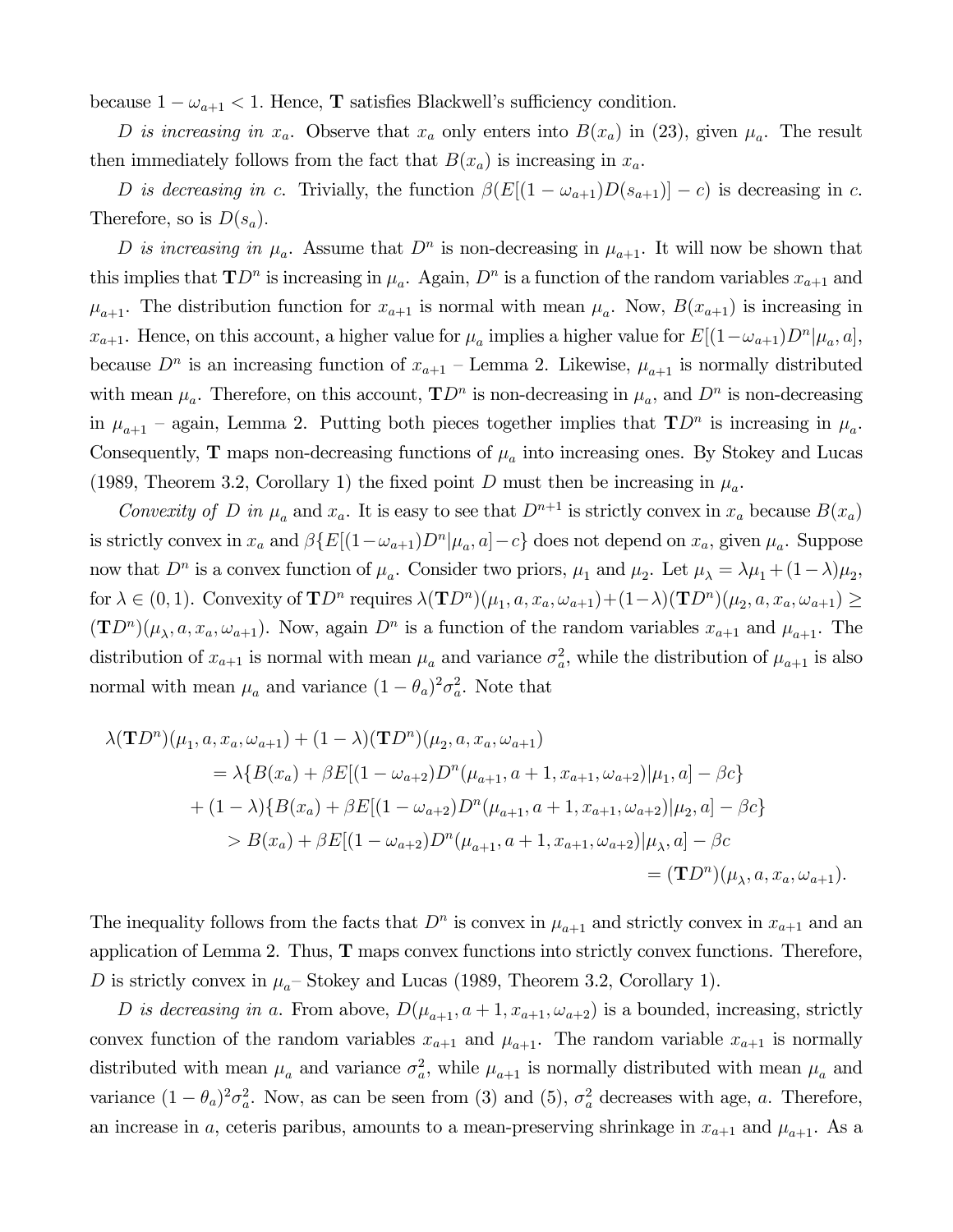because $1 - \omega_{a+1} < 1$. Hence, $\mathbf{T}$ satisfies Blackwell's sufficiency condition.

*D is increasing in* $x_a$. Observe that $x_a$ only enters into $B(x_a)$ in (23), given $\mu_a$. The result then immediately follows from the fact that $B(x_a)$ is increasing in $x_a$.

*D is decreasing in c*. Trivially, the function $\beta(E[(1 - \omega_{a+1})D(s_{a+1})] - c)$ is decreasing in $c$. Therefore, so is $D(s_a)$.

*D is increasing in* $\mu_a$. Assume that $D^n$ is non-decreasing in $\mu_{a+1}$. It will now be shown that this implies that $\mathbf{T}D^n$ is increasing in $\mu_a$. Again, $D^n$ is a function of the random variables $x_{a+1}$ and $\mu_{a+1}$. The distribution function for $x_{a+1}$ is normal with mean $\mu_a$. Now, $B(x_{a+1})$ is increasing in $x_{a+1}$. Hence, on this account, a higher value for $\mu_a$ implies a higher value for $E[(1-\omega_{a+1})D^n|\mu_a, a]$, because $D^n$ is an increasing function of $x_{a+1}$ – Lemma 2. Likewise, $\mu_{a+1}$ is normally distributed with mean $\mu_a$. Therefore, on this account, $\mathbf{T}D^n$ is non-decreasing in $\mu_a$, and $D^n$ is non-decreasing in $\mu_{a+1}$ – again, Lemma 2. Putting both pieces together implies that $\mathbf{T}D^n$ is increasing in $\mu_a$. Consequently, $\mathbf{T}$ maps non-decreasing functions of $\mu_a$ into increasing ones. By Stokey and Lucas (1989, Theorem 3.2, Corollary 1) the fixed point $D$ must then be increasing in $\mu_a$.

*Convexity of D in* $\mu_a$ and $x_a$. It is easy to see that $D^{n+1}$ is strictly convex in $x_a$ because $B(x_a)$ is strictly convex in $x_a$ and $\beta\{E[(1-\omega_{a+1})D^n|\mu_a, a]-c\}$ does not depend on $x_a$, given $\mu_a$. Suppose now that $D^n$ is a convex function of $\mu_a$. Consider two priors, $\mu_1$ and $\mu_2$. Let $\mu_\lambda = \lambda\mu_1 + (1-\lambda)\mu_2$, for $\lambda \in (0, 1)$. Convexity of $\mathbf{T}D^n$ requires $\lambda(\mathbf{T}D^n)(\mu_1, a, x_a, \omega_{a+1}) + (1-\lambda)(\mathbf{T}D^n)(\mu_2, a, x_a, \omega_{a+1}) \geq (\mathbf{T}D^n)(\mu_\lambda, a, x_a, \omega_{a+1})$. Now, again $D^n$ is a function of the random variables $x_{a+1}$ and $\mu_{a+1}$. The distribution of $x_{a+1}$ is normal with mean $\mu_a$ and variance $\sigma_a^2$, while the distribution of $\mu_{a+1}$ is also normal with mean $\mu_a$ and variance $(1-\theta_a)^2\sigma_a^2$. Note that

$$
\begin{aligned}
\lambda(\mathbf{T}D^n)&(\mu_1, a, x_a, \omega_{a+1}) + (1-\lambda)(\mathbf{T}D^n)(\mu_2, a, x_a, \omega_{a+1}) \\
&= \lambda\{B(x_a) + \beta E[(1-\omega_{a+2})D^n(\mu_{a+1}, a+1, x_{a+1}, \omega_{a+2})|\mu_1, a] - \beta c\} \\
&+ (1-\lambda)\{B(x_a) + \beta E[(1-\omega_{a+2})D^n(\mu_{a+1}, a+1, x_{a+1}, \omega_{a+2})|\mu_2, a] - \beta c\} \\
&> B(x_a) + \beta E[(1-\omega_{a+2})D^n(\mu_{a+1}, a+1, x_{a+1}, \omega_{a+2})|\mu_\lambda, a] - \beta c \\
&= (\mathbf{T}D^n)(\mu_\lambda, a, x_a, \omega_{a+1}).
\end{aligned}
$$

The inequality follows from the facts that $D^n$ is convex in $\mu_{a+1}$ and strictly convex in $x_{a+1}$ and an application of Lemma 2. Thus, $\mathbf{T}$ maps convex functions into strictly convex functions. Therefore, $D$ is strictly convex in $\mu_a$– Stokey and Lucas (1989, Theorem 3.2, Corollary 1).

*D is decreasing in a*. From above, $D(\mu_{a+1}, a+1, x_{a+1}, \omega_{a+2})$ is a bounded, increasing, strictly convex function of the random variables $x_{a+1}$ and $\mu_{a+1}$. The random variable $x_{a+1}$ is normally distributed with mean $\mu_a$ and variance $\sigma_a^2$, while $\mu_{a+1}$ is normally distributed with mean $\mu_a$ and variance $(1-\theta_a)^2\sigma_a^2$. Now, as can be seen from (3) and (5), $\sigma_a^2$ decreases with age, $a$. Therefore, an increase in $a$, ceteris paribus, amounts to a mean-preserving shrinkage in $x_{a+1}$ and $\mu_{a+1}$. As a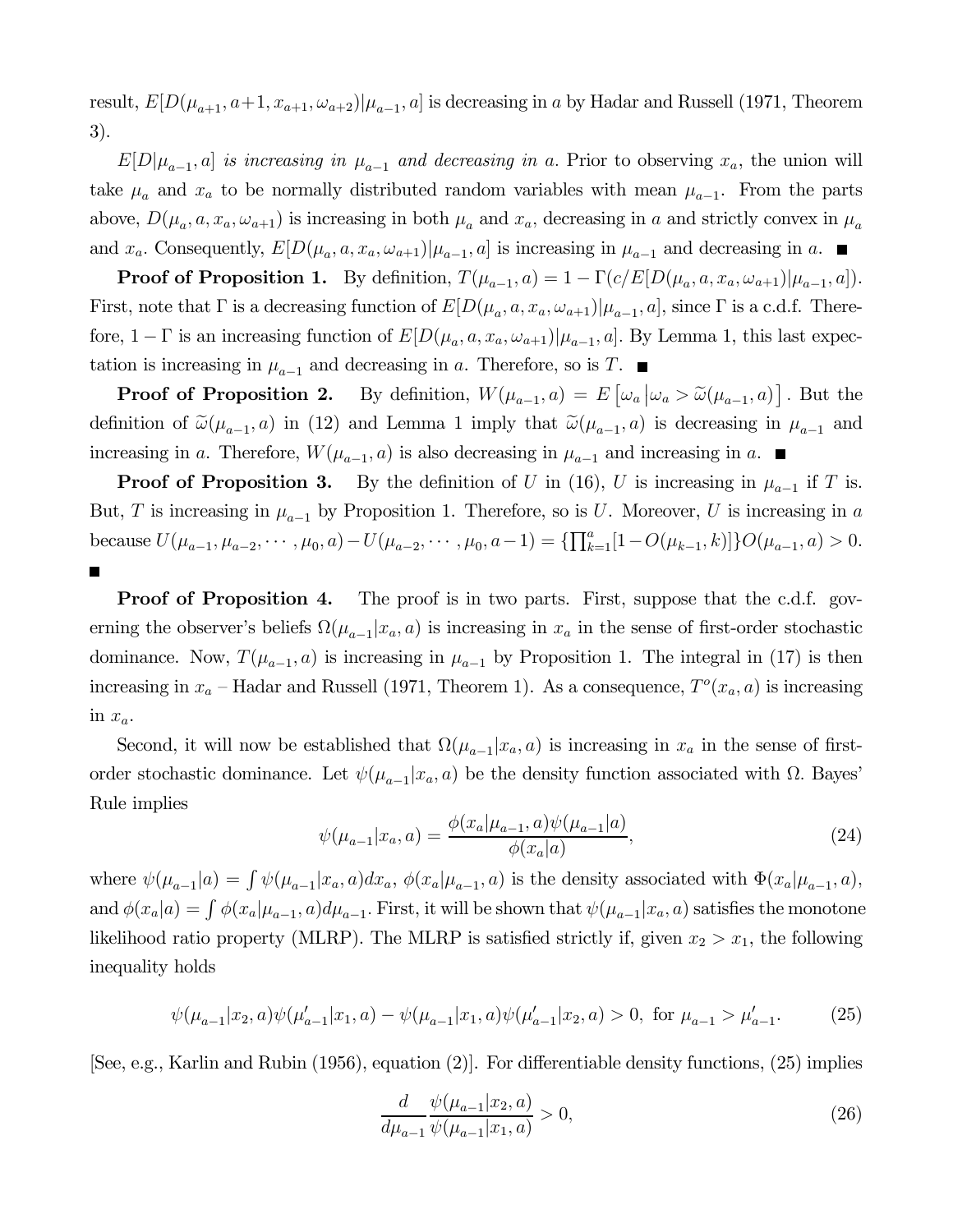result, $E[D(\mu_{a+1}, a+1, x_{a+1}, \omega_{a+2})|\mu_{a-1}, a]$ is decreasing in $a$ by Hadar and Russell (1971, Theorem 3).

*$E[D|\mu_{a-1}, a]$ is increasing in $\mu_{a-1}$ and decreasing in $a$.* Prior to observing $x_a$, the union will take $\mu_a$ and $x_a$ to be normally distributed random variables with mean $\mu_{a-1}$. From the parts above, $D(\mu_a, a, x_a, \omega_{a+1})$ is increasing in both $\mu_a$ and $x_a$, decreasing in $a$ and strictly convex in $\mu_a$ and $x_a$. Consequently, $E[D(\mu_a, a, x_a, \omega_{a+1})|\mu_{a-1}, a]$ is increasing in $\mu_{a-1}$ and decreasing in $a$. ∎

**Proof of Proposition 1.** By definition, $T(\mu_{a-1}, a) = 1 - \Gamma(c/E[D(\mu_a, a, x_a, \omega_{a+1})|\mu_{a-1}, a])$. First, note that $\Gamma$ is a decreasing function of $E[D(\mu_a, a, x_a, \omega_{a+1})|\mu_{a-1}, a]$, since $\Gamma$ is a c.d.f. Therefore, $1 - \Gamma$ is an increasing function of $E[D(\mu_a, a, x_a, \omega_{a+1})|\mu_{a-1}, a]$. By Lemma 1, this last expectation is increasing in $\mu_{a-1}$ and decreasing in $a$. Therefore, so is $T$. ∎

**Proof of Proposition 2.** By definition, $W(\mu_{a-1}, a) = E\left[\omega_a \middle| \omega_a > \widetilde{\omega}(\mu_{a-1}, a)\right]$. But the definition of $\widetilde{\omega}(\mu_{a-1}, a)$ in (12) and Lemma 1 imply that $\widetilde{\omega}(\mu_{a-1}, a)$ is decreasing in $\mu_{a-1}$ and increasing in $a$. Therefore, $W(\mu_{a-1}, a)$ is also decreasing in $\mu_{a-1}$ and increasing in $a$. ∎

**Proof of Proposition 3.** By the definition of $U$ in (16), $U$ is increasing in $\mu_{a-1}$ if $T$ is. But, $T$ is increasing in $\mu_{a-1}$ by Proposition 1. Therefore, so is $U$. Moreover, $U$ is increasing in $a$ because $U(\mu_{a-1}, \mu_{a-2}, \cdots, \mu_0, a) - U(\mu_{a-2}, \cdots, \mu_0, a-1) = \{\prod_{k=1}^{a}[1 - O(\mu_{k-1}, k)]\}O(\mu_{a-1}, a) > 0$. ∎

**Proof of Proposition 4.** The proof is in two parts. First, suppose that the c.d.f. governing the observer's beliefs $\Omega(\mu_{a-1}|x_a, a)$ is increasing in $x_a$ in the sense of first-order stochastic dominance. Now, $T(\mu_{a-1}, a)$ is increasing in $\mu_{a-1}$ by Proposition 1. The integral in (17) is then increasing in $x_a$ – Hadar and Russell (1971, Theorem 1). As a consequence, $T^o(x_a, a)$ is increasing in $x_a$.

Second, it will now be established that $\Omega(\mu_{a-1}|x_a, a)$ is increasing in $x_a$ in the sense of first-order stochastic dominance. Let $\psi(\mu_{a-1}|x_a, a)$ be the density function associated with $\Omega$. Bayes' Rule implies

$$\psi(\mu_{a-1}|x_a, a) = \frac{\phi(x_a|\mu_{a-1}, a)\psi(\mu_{a-1}|a)}{\phi(x_a|a)}, \tag{24}$$

where $\psi(\mu_{a-1}|a) = \int \psi(\mu_{a-1}|x_a, a)dx_a$, $\phi(x_a|\mu_{a-1}, a)$ is the density associated with $\Phi(x_a|\mu_{a-1}, a)$, and $\phi(x_a|a) = \int \phi(x_a|\mu_{a-1}, a)d\mu_{a-1}$. First, it will be shown that $\psi(\mu_{a-1}|x_a, a)$ satisfies the monotone likelihood ratio property (MLRP). The MLRP is satisfied strictly if, given $x_2 > x_1$, the following inequality holds

$$\psi(\mu_{a-1}|x_2, a)\psi(\mu'_{a-1}|x_1, a) - \psi(\mu_{a-1}|x_1, a)\psi(\mu'_{a-1}|x_2, a) > 0, \text{ for } \mu_{a-1} > \mu'_{a-1}. \tag{25}$$

[See, e.g., Karlin and Rubin (1956), equation (2)]. For differentiable density functions, (25) implies

$$\frac{d}{d\mu_{a-1}} \frac{\psi(\mu_{a-1}|x_2, a)}{\psi(\mu_{a-1}|x_1, a)} > 0, \tag{26}$$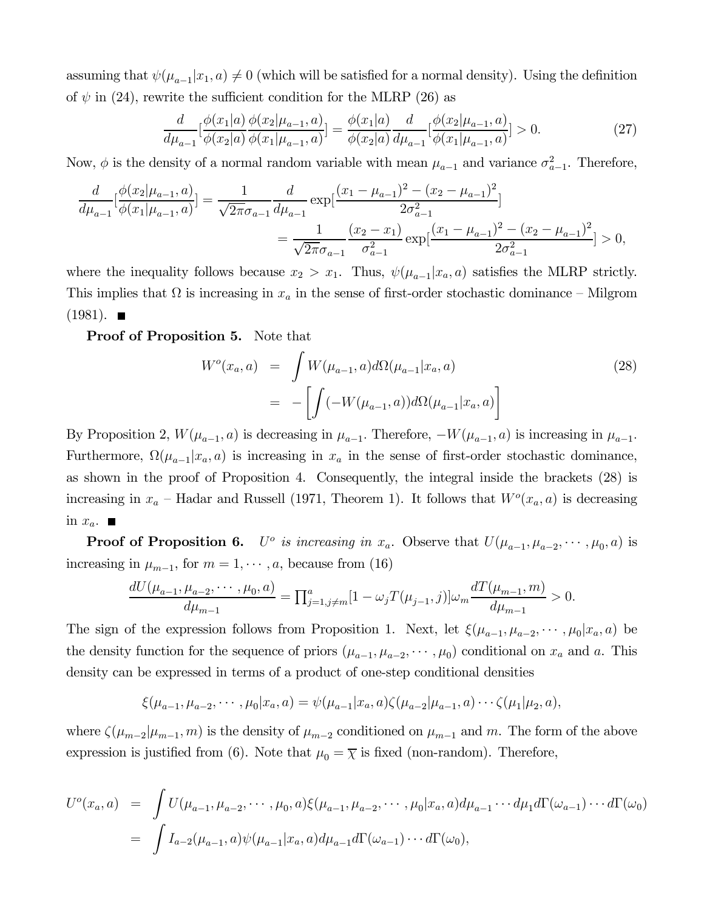assuming that $\psi(\mu_{a-1}|x_1, a) \neq 0$ (which will be satisfied for a normal density). Using the definition of $\psi$ in (24), rewrite the sufficient condition for the MLRP (26) as

$$\frac{d}{d\mu_{a-1}}[\frac{\phi(x_1|a)}{\phi(x_2|a)}\frac{\phi(x_2|\mu_{a-1}, a)}{\phi(x_1|\mu_{a-1}, a)}] = \frac{\phi(x_1|a)}{\phi(x_2|a)}\frac{d}{d\mu_{a-1}}[\frac{\phi(x_2|\mu_{a-1}, a)}{\phi(x_1|\mu_{a-1}, a)}] > 0. \tag{27}$$

Now, $\phi$ is the density of a normal random variable with mean $\mu_{a-1}$ and variance $\sigma^2_{a-1}$. Therefore,

$$\begin{aligned}
\frac{d}{d\mu_{a-1}}[\frac{\phi(x_2|\mu_{a-1}, a)}{\phi(x_1|\mu_{a-1}, a)}] &= \frac{1}{\sqrt{2\pi}\sigma_{a-1}}\frac{d}{d\mu_{a-1}}\exp[\frac{(x_1-\mu_{a-1})^2-(x_2-\mu_{a-1})^2}{2\sigma^2_{a-1}}] \\
&= \frac{1}{\sqrt{2\pi}\sigma_{a-1}}\frac{(x_2-x_1)}{\sigma^2_{a-1}}\exp[\frac{(x_1-\mu_{a-1})^2-(x_2-\mu_{a-1})^2}{2\sigma^2_{a-1}}] > 0,
\end{aligned}$$

where the inequality follows because $x_2 > x_1$. Thus, $\psi(\mu_{a-1}|x_a, a)$ satisfies the MLRP strictly. This implies that $\Omega$ is increasing in $x_a$ in the sense of first-order stochastic dominance – Milgrom (1981). ■

**Proof of Proposition 5.** Note that

$$\begin{aligned}
W^o(x_a, a) &= \int W(\mu_{a-1}, a)d\Omega(\mu_{a-1}|x_a, a) \\
&= -\left[\int(-W(\mu_{a-1}, a))d\Omega(\mu_{a-1}|x_a, a)\right]
\end{aligned} \tag{28}$$

By Proposition 2, $W(\mu_{a-1}, a)$ is decreasing in $\mu_{a-1}$. Therefore, $-W(\mu_{a-1}, a)$ is increasing in $\mu_{a-1}$. Furthermore, $\Omega(\mu_{a-1}|x_a, a)$ is increasing in $x_a$ in the sense of first-order stochastic dominance, as shown in the proof of Proposition 4. Consequently, the integral inside the brackets (28) is increasing in $x_a$ – Hadar and Russell (1971, Theorem 1). It follows that $W^o(x_a, a)$ is decreasing in $x_a$. ■

**Proof of Proposition 6.** *$U^o$ is increasing in $x_a$.* Observe that $U(\mu_{a-1}, \mu_{a-2}, \cdots, \mu_0, a)$ is increasing in $\mu_{m-1}$, for $m = 1, \cdots, a$, because from (16)

$$\frac{dU(\mu_{a-1}, \mu_{a-2}, \cdots, \mu_0, a)}{d\mu_{m-1}} = \prod_{j=1, j\neq m}^{a}[1-\omega_j T(\mu_{j-1}, j)]\omega_m\frac{dT(\mu_{m-1}, m)}{d\mu_{m-1}} > 0.$$

The sign of the expression follows from Proposition 1. Next, let $\xi(\mu_{a-1}, \mu_{a-2}, \cdots, \mu_0|x_a, a)$ be the density function for the sequence of priors $(\mu_{a-1}, \mu_{a-2}, \cdots, \mu_0)$ conditional on $x_a$ and $a$. This density can be expressed in terms of a product of one-step conditional densities

$$\xi(\mu_{a-1}, \mu_{a-2}, \cdots, \mu_0|x_a, a) = \psi(\mu_{a-1}|x_a, a)\zeta(\mu_{a-2}|\mu_{a-1}, a)\cdots\zeta(\mu_1|\mu_2, a),$$

where $\zeta(\mu_{m-2}|\mu_{m-1}, m)$ is the density of $\mu_{m-2}$ conditioned on $\mu_{m-1}$ and $m$. The form of the above expression is justified from (6). Note that $\mu_0 = \overline{\chi}$ is fixed (non-random). Therefore,

$$\begin{aligned}
U^o(x_a, a) &= \int U(\mu_{a-1}, \mu_{a-2}, \cdots, \mu_0, a)\xi(\mu_{a-1}, \mu_{a-2}, \cdots, \mu_0|x_a, a)d\mu_{a-1}\cdots d\mu_1 d\Gamma(\omega_{a-1})\cdots d\Gamma(\omega_0) \\
&= \int I_{a-2}(\mu_{a-1}, a)\psi(\mu_{a-1}|x_a, a)d\mu_{a-1}d\Gamma(\omega_{a-1})\cdots d\Gamma(\omega_0),
\end{aligned}$$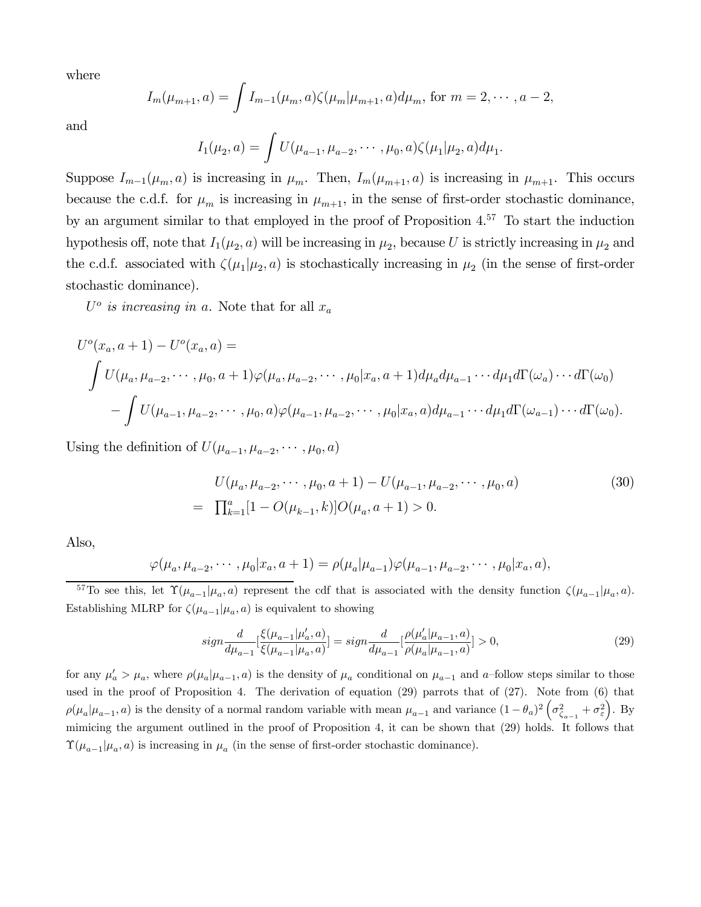where

$$I_m(\mu_{m+1}, a) = \int I_{m-1}(\mu_m, a)\zeta(\mu_m|\mu_{m+1}, a)d\mu_m, \text{ for } m = 2, \cdots, a-2,$$

and

$$I_1(\mu_2, a) = \int U(\mu_{a-1}, \mu_{a-2}, \cdots, \mu_0, a)\zeta(\mu_1|\mu_2, a)d\mu_1.$$

Suppose $I_{m-1}(\mu_m, a)$ is increasing in $\mu_m$. Then, $I_m(\mu_{m+1}, a)$ is increasing in $\mu_{m+1}$. This occurs because the c.d.f. for $\mu_m$ is increasing in $\mu_{m+1}$, in the sense of first-order stochastic dominance, by an argument similar to that employed in the proof of Proposition 4.[57] To start the induction hypothesis off, note that $I_1(\mu_2, a)$ will be increasing in $\mu_2$, because $U$ is strictly increasing in $\mu_2$ and the c.d.f. associated with $\zeta(\mu_1|\mu_2, a)$ is stochastically increasing in $\mu_2$ (in the sense of first-order stochastic dominance).

*$U^o$ is increasing in $a$.* Note that for all $x_a$

$$\begin{aligned}
&U^o(x_a, a+1) - U^o(x_a, a) = \\
&\int U(\mu_a, \mu_{a-2}, \cdots, \mu_0, a+1)\varphi(\mu_a, \mu_{a-2}, \cdots, \mu_0|x_a, a+1)d\mu_a d\mu_{a-1}\cdots d\mu_1 d\Gamma(\omega_a)\cdots d\Gamma(\omega_0) \\
&\quad - \int U(\mu_{a-1}, \mu_{a-2}, \cdots, \mu_0, a)\varphi(\mu_{a-1}, \mu_{a-2}, \cdots, \mu_0|x_a, a)d\mu_{a-1}\cdots d\mu_1 d\Gamma(\omega_{a-1})\cdots d\Gamma(\omega_0).
\end{aligned}$$

Using the definition of $U(\mu_{a-1}, \mu_{a-2}, \cdots, \mu_0, a)$

$$\begin{aligned}
&U(\mu_a, \mu_{a-2}, \cdots, \mu_0, a+1) - U(\mu_{a-1}, \mu_{a-2}, \cdots, \mu_0, a) \\
&= \prod_{k=1}^{a}[1 - O(\mu_{k-1}, k)]O(\mu_a, a+1) > 0.
\end{aligned} \tag{30}$$

Also,

$$\varphi(\mu_a, \mu_{a-2}, \cdots, \mu_0|x_a, a+1) = \rho(\mu_a|\mu_{a-1})\varphi(\mu_{a-1}, \mu_{a-2}, \cdots, \mu_0|x_a, a),$$

[57] To see this, let $\Upsilon(\mu_{a-1}|\mu_a, a)$ represent the cdf that is associated with the density function $\zeta(\mu_{a-1}|\mu_a, a)$. Establishing MLRP for $\zeta(\mu_{a-1}|\mu_a, a)$ is equivalent to showing

$$sign\frac{d}{d\mu_{a-1}}\left[\frac{\xi(\mu_{a-1}|\mu_a', a)}{\xi(\mu_{a-1}|\mu_a, a)}\right] = sign\frac{d}{d\mu_{a-1}}\left[\frac{\rho(\mu_a'|\mu_{a-1}, a)}{\rho(\mu_a|\mu_{a-1}, a)}\right] > 0, \tag{29}$$

for any $\mu_a' > \mu_a$, where $\rho(\mu_a|\mu_{a-1}, a)$ is the density of $\mu_a$ conditional on $\mu_{a-1}$ and $a$–follow steps similar to those used in the proof of Proposition 4. The derivation of equation (29) parrots that of (27). Note from (6) that $\rho(\mu_a|\mu_{a-1}, a)$ is the density of a normal random variable with mean $\mu_{a-1}$ and variance $(1-\theta_a)^2\left(\sigma^2_{\zeta_{a-1}} + \sigma^2_{\varepsilon}\right)$. By mimicing the argument outlined in the proof of Proposition 4, it can be shown that (29) holds. It follows that $\Upsilon(\mu_{a-1}|\mu_a, a)$ is increasing in $\mu_a$ (in the sense of first-order stochastic dominance).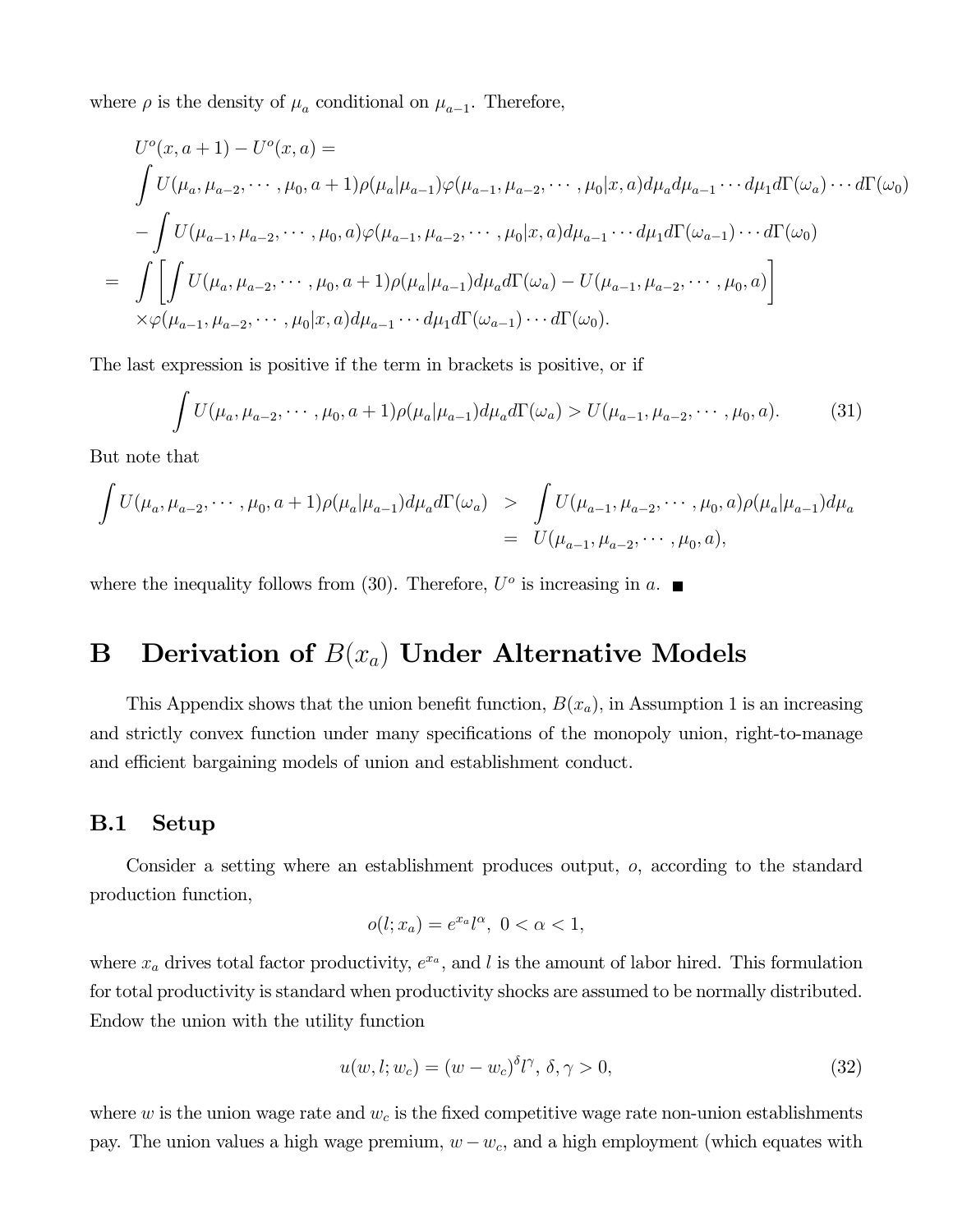where $\rho$ is the density of $\mu_a$ conditional on $\mu_{a-1}$. Therefore,

$$
\begin{aligned}
& U^o(x, a+1) - U^o(x, a) = \\
& \int U(\mu_a, \mu_{a-2}, \cdots, \mu_0, a+1)\rho(\mu_a|\mu_{a-1})\varphi(\mu_{a-1}, \mu_{a-2}, \cdots, \mu_0|x, a)d\mu_a d\mu_{a-1}\cdots d\mu_1 d\Gamma(\omega_a)\cdots d\Gamma(\omega_0) \\
& - \int U(\mu_{a-1}, \mu_{a-2}, \cdots, \mu_0, a)\varphi(\mu_{a-1}, \mu_{a-2}, \cdots, \mu_0|x, a)d\mu_{a-1}\cdots d\mu_1 d\Gamma(\omega_{a-1})\cdots d\Gamma(\omega_0) \\
= & \int \left[\int U(\mu_a, \mu_{a-2}, \cdots, \mu_0, a+1)\rho(\mu_a|\mu_{a-1})d\mu_a d\Gamma(\omega_a) - U(\mu_{a-1}, \mu_{a-2}, \cdots, \mu_0, a)\right] \\
& \times \varphi(\mu_{a-1}, \mu_{a-2}, \cdots, \mu_0|x, a)d\mu_{a-1}\cdots d\mu_1 d\Gamma(\omega_{a-1})\cdots d\Gamma(\omega_0).
\end{aligned}
$$

The last expression is positive if the term in brackets is positive, or if

$$
\int U(\mu_a, \mu_{a-2}, \cdots, \mu_0, a+1)\rho(\mu_a|\mu_{a-1})d\mu_a d\Gamma(\omega_a) > U(\mu_{a-1}, \mu_{a-2}, \cdots, \mu_0, a). \tag{31}
$$

But note that

$$
\begin{aligned}
\int U(\mu_a, \mu_{a-2}, \cdots, \mu_0, a+1)\rho(\mu_a|\mu_{a-1})d\mu_a d\Gamma(\omega_a) & > \int U(\mu_{a-1}, \mu_{a-2}, \cdots, \mu_0, a)\rho(\mu_a|\mu_{a-1})d\mu_a \\
& = U(\mu_{a-1}, \mu_{a-2}, \cdots, \mu_0, a),
\end{aligned}
$$

where the inequality follows from (30). Therefore, $U^o$ is increasing in $a$. ■

# B Derivation of $B(x_a)$ Under Alternative Models

This Appendix shows that the union benefit function, $B(x_a)$, in Assumption 1 is an increasing and strictly convex function under many specifications of the monopoly union, right-to-manage and efficient bargaining models of union and establishment conduct.

## B.1 Setup

Consider a setting where an establishment produces output, $o$, according to the standard production function,

$$
o(l; x_a) = e^{x_a} l^{\alpha},\ 0 < \alpha < 1,
$$

where $x_a$ drives total factor productivity, $e^{x_a}$, and $l$ is the amount of labor hired. This formulation for total productivity is standard when productivity shocks are assumed to be normally distributed. Endow the union with the utility function

$$
u(w, l; w_c) = (w - w_c)^{\delta} l^{\gamma},\ \delta, \gamma > 0, \tag{32}
$$

where $w$ is the union wage rate and $w_c$ is the fixed competitive wage rate non-union establishments pay. The union values a high wage premium, $w - w_c$, and a high employment (which equates with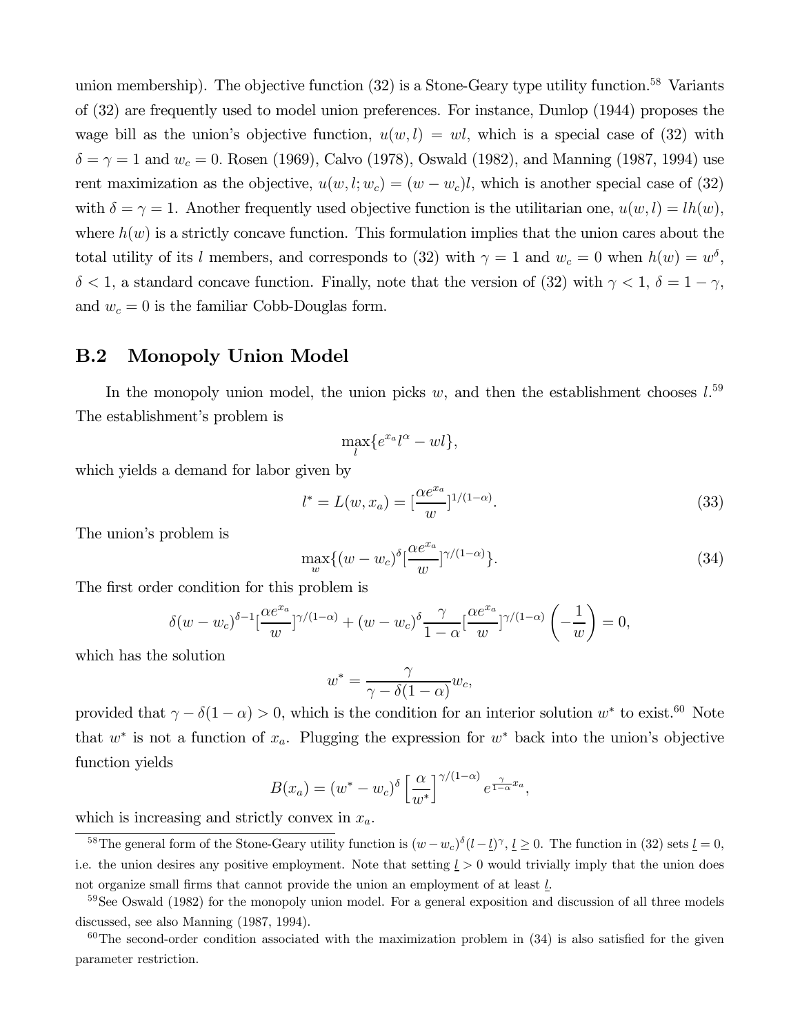union membership). The objective function (32) is a Stone-Geary type utility function.[58] Variants of (32) are frequently used to model union preferences. For instance, Dunlop (1944) proposes the wage bill as the union's objective function, $u(w,l) = wl$, which is a special case of (32) with $\delta = \gamma = 1$ and $w_c = 0$. Rosen (1969), Calvo (1978), Oswald (1982), and Manning (1987, 1994) use rent maximization as the objective, $u(w,l;w_c) = (w - w_c)l$, which is another special case of (32) with $\delta = \gamma = 1$. Another frequently used objective function is the utilitarian one, $u(w,l) = lh(w)$, where $h(w)$ is a strictly concave function. This formulation implies that the union cares about the total utility of its $l$ members, and corresponds to (32) with $\gamma = 1$ and $w_c = 0$ when $h(w) = w^\delta$, $\delta < 1$, a standard concave function. Finally, note that the version of (32) with $\gamma < 1$, $\delta = 1 - \gamma$, and $w_c = 0$ is the familiar Cobb-Douglas form.

## B.2 Monopoly Union Model

In the monopoly union model, the union picks $w$, and then the establishment chooses $l$.[59] The establishment's problem is

$$\max_l \{e^{x_a} l^\alpha - wl\},$$

which yields a demand for labor given by

$$l^* = L(w, x_a) = [\frac{\alpha e^{x_a}}{w}]^{1/(1-\alpha)}. \tag{33}$$

The union's problem is

$$\max_w \{(w - w_c)^\delta [\frac{\alpha e^{x_a}}{w}]^{\gamma/(1-\alpha)}\}. \tag{34}$$

The first order condition for this problem is

$$\delta(w - w_c)^{\delta - 1}[\frac{\alpha e^{x_a}}{w}]^{\gamma/(1-\alpha)} + (w - w_c)^\delta \frac{\gamma}{1-\alpha}[\frac{\alpha e^{x_a}}{w}]^{\gamma/(1-\alpha)} \left(-\frac{1}{w}\right) = 0,$$

which has the solution

$$w^* = \frac{\gamma}{\gamma - \delta(1-\alpha)} w_c,$$

provided that $\gamma - \delta(1-\alpha) > 0$, which is the condition for an interior solution $w^*$ to exist.[60] Note that $w^*$ is not a function of $x_a$. Plugging the expression for $w^*$ back into the union's objective function yields

$$B(x_a) = (w^* - w_c)^\delta \left[\frac{\alpha}{w^*}\right]^{\gamma/(1-\alpha)} e^{\frac{\gamma}{1-\alpha} x_a},$$

which is increasing and strictly convex in $x_a$.

[58] The general form of the Stone-Geary utility function is $(w - w_c)^\delta (l - \underline{l})^\gamma$, $\underline{l} \geq 0$. The function in (32) sets $\underline{l} = 0$, i.e. the union desires any positive employment. Note that setting $\underline{l} > 0$ would trivially imply that the union does not organize small firms that cannot provide the union an employment of at least $\underline{l}$.

[59] See Oswald (1982) for the monopoly union model. For a general exposition and discussion of all three models discussed, see also Manning (1987, 1994).

[60] The second-order condition associated with the maximization problem in (34) is also satisfied for the given parameter restriction.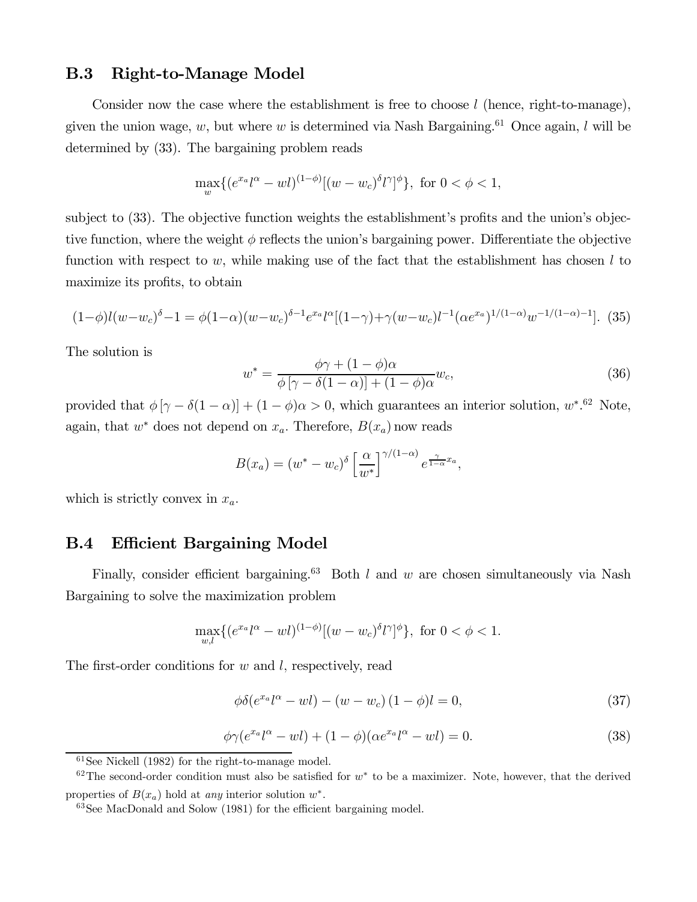### B.3 Right-to-Manage Model

Consider now the case where the establishment is free to choose $l$ (hence, right-to-manage), given the union wage, $w$, but where $w$ is determined via Nash Bargaining.[61] Once again, $l$ will be determined by (33). The bargaining problem reads

$$\max_{w}\{(e^{x_a}l^{\alpha}-wl)^{(1-\phi)}[(w-w_c)^{\delta}l^{\gamma}]^{\phi}\},\text{ for }0<\phi<1,$$

subject to (33). The objective function weights the establishment's profits and the union's objective function, where the weight $\phi$ reflects the union's bargaining power. Differentiate the objective function with respect to $w$, while making use of the fact that the establishment has chosen $l$ to maximize its profits, to obtain

$$(1-\phi)l(w-w_c)^{\delta}-1=\phi(1-\alpha)(w-w_c)^{\delta-1}e^{x_a}l^{\alpha}[(1-\gamma)+\gamma(w-w_c)l^{-1}(\alpha e^{x_a})^{1/(1-\alpha)}w^{-1/(1-\alpha)-1}]. \quad (35)$$

The solution is

$$w^{*}=\frac{\phi\gamma+(1-\phi)\alpha}{\phi\left[\gamma-\delta(1-\alpha)\right]+(1-\phi)\alpha}w_c, \quad (36)$$

provided that $\phi\left[\gamma-\delta(1-\alpha)\right]+(1-\phi)\alpha>0$, which guarantees an interior solution, $w^{*}$.[62] Note, again, that $w^{*}$ does not depend on $x_a$. Therefore, $B(x_a)$ now reads

$$B(x_a)=(w^{*}-w_c)^{\delta}\left[\frac{\alpha}{w^{*}}\right]^{\gamma/(1-\alpha)}e^{\frac{\gamma}{1-\alpha}x_a},$$

which is strictly convex in $x_a$.

### B.4 Efficient Bargaining Model

Finally, consider efficient bargaining.[63] Both $l$ and $w$ are chosen simultaneously via Nash Bargaining to solve the maximization problem

$$\max_{w,l}\{(e^{x_a}l^{\alpha}-wl)^{(1-\phi)}[(w-w_c)^{\delta}l^{\gamma}]^{\phi}\},\text{ for }0<\phi<1.$$

The first-order conditions for $w$ and $l$, respectively, read

$$\phi\delta(e^{x_a}l^{\alpha}-wl)-(w-w_c)(1-\phi)l=0, \quad (37)$$

$$\phi\gamma(e^{x_a}l^{\alpha}-wl)+(1-\phi)(\alpha e^{x_a}l^{\alpha}-wl)=0. \quad (38)$$

---

[61] See Nickell (1982) for the right-to-manage model.

[62] The second-order condition must also be satisfied for $w^{*}$ to be a maximizer. Note, however, that the derived properties of $B(x_a)$ hold at *any* interior solution $w^{*}$.

[63] See MacDonald and Solow (1981) for the efficient bargaining model.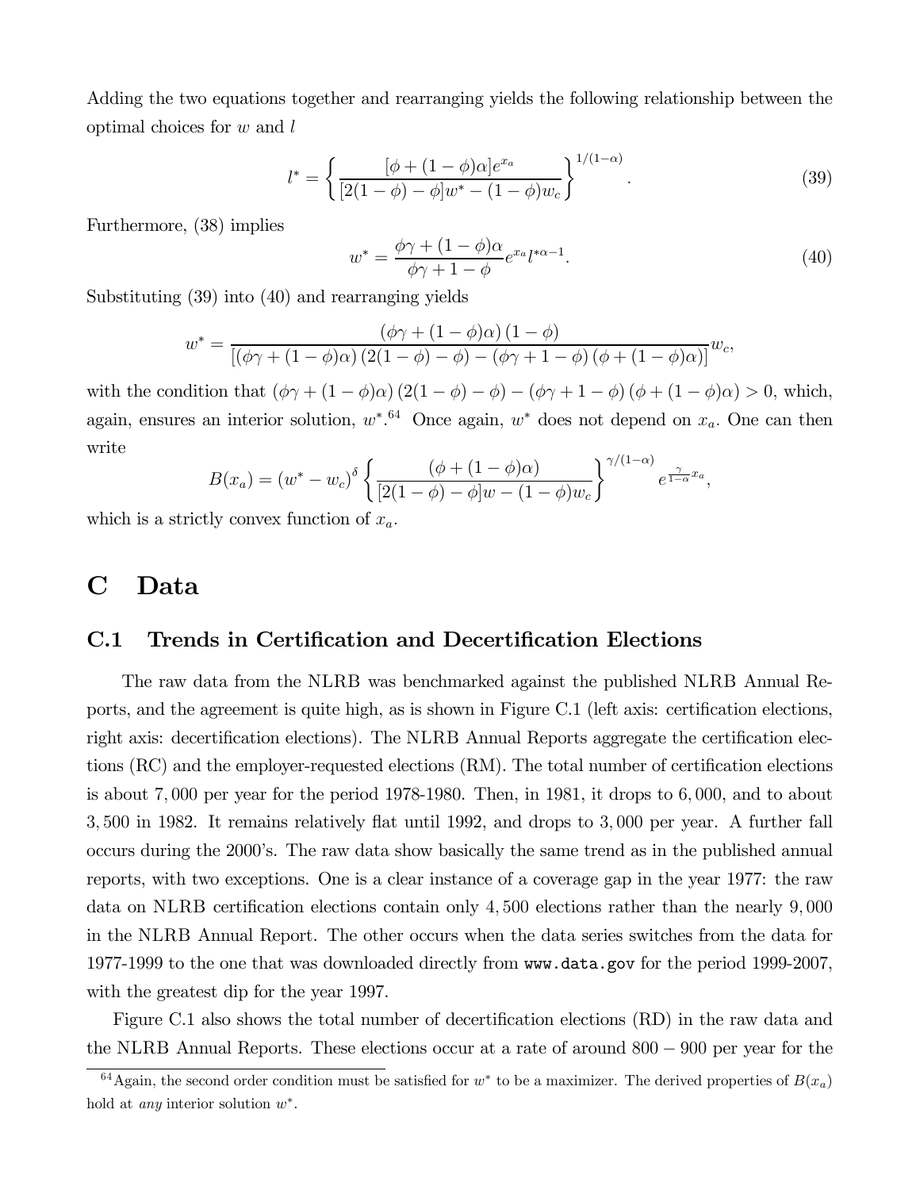Adding the two equations together and rearranging yields the following relationship between the optimal choices for $w$ and $l$

$$l^* = \left\{ \frac{[\phi + (1-\phi)\alpha]e^{x_a}}{[2(1-\phi) - \phi]w^* - (1-\phi)w_c} \right\}^{1/(1-\alpha)}. \tag{39}$$

Furthermore, (38) implies

$$w^* = \frac{\phi\gamma + (1-\phi)\alpha}{\phi\gamma + 1 - \phi} e^{x_a} l^{*\alpha - 1}. \tag{40}$$

Substituting (39) into (40) and rearranging yields

$$w^* = \frac{(\phi\gamma + (1-\phi)\alpha)(1-\phi)}{[(\phi\gamma + (1-\phi)\alpha)(2(1-\phi) - \phi) - (\phi\gamma + 1 - \phi)(\phi + (1-\phi)\alpha)]} w_c,$$

with the condition that $(\phi\gamma + (1-\phi)\alpha)(2(1-\phi) - \phi) - (\phi\gamma + 1 - \phi)(\phi + (1-\phi)\alpha) > 0$, which, again, ensures an interior solution, $w^*$.[64] Once again, $w^*$ does not depend on $x_a$. One can then write

$$B(x_a) = (w^* - w_c)^{\delta} \left\{ \frac{(\phi + (1-\phi)\alpha)}{[2(1-\phi) - \phi]w - (1-\phi)w_c} \right\}^{\gamma/(1-\alpha)} e^{\frac{\gamma}{1-\alpha}x_a},$$

which is a strictly convex function of $x_a$.

# C Data

## C.1 Trends in Certification and Decertification Elections

The raw data from the NLRB was benchmarked against the published NLRB Annual Reports, and the agreement is quite high, as is shown in Figure C.1 (left axis: certification elections, right axis: decertification elections). The NLRB Annual Reports aggregate the certification elections (RC) and the employer-requested elections (RM). The total number of certification elections is about 7,000 per year for the period 1978-1980. Then, in 1981, it drops to 6,000, and to about 3,500 in 1982. It remains relatively flat until 1992, and drops to 3,000 per year. A further fall occurs during the 2000's. The raw data show basically the same trend as in the published annual reports, with two exceptions. One is a clear instance of a coverage gap in the year 1977: the raw data on NLRB certification elections contain only 4,500 elections rather than the nearly 9,000 in the NLRB Annual Report. The other occurs when the data series switches from the data for 1977-1999 to the one that was downloaded directly from `www.data.gov` for the period 1999-2007, with the greatest dip for the year 1997.

Figure C.1 also shows the total number of decertification elections (RD) in the raw data and the NLRB Annual Reports. These elections occur at a rate of around $800 - 900$ per year for the

---

[64] Again, the second order condition must be satisfied for $w^*$ to be a maximizer. The derived properties of $B(x_a)$ hold at *any* interior solution $w^*$.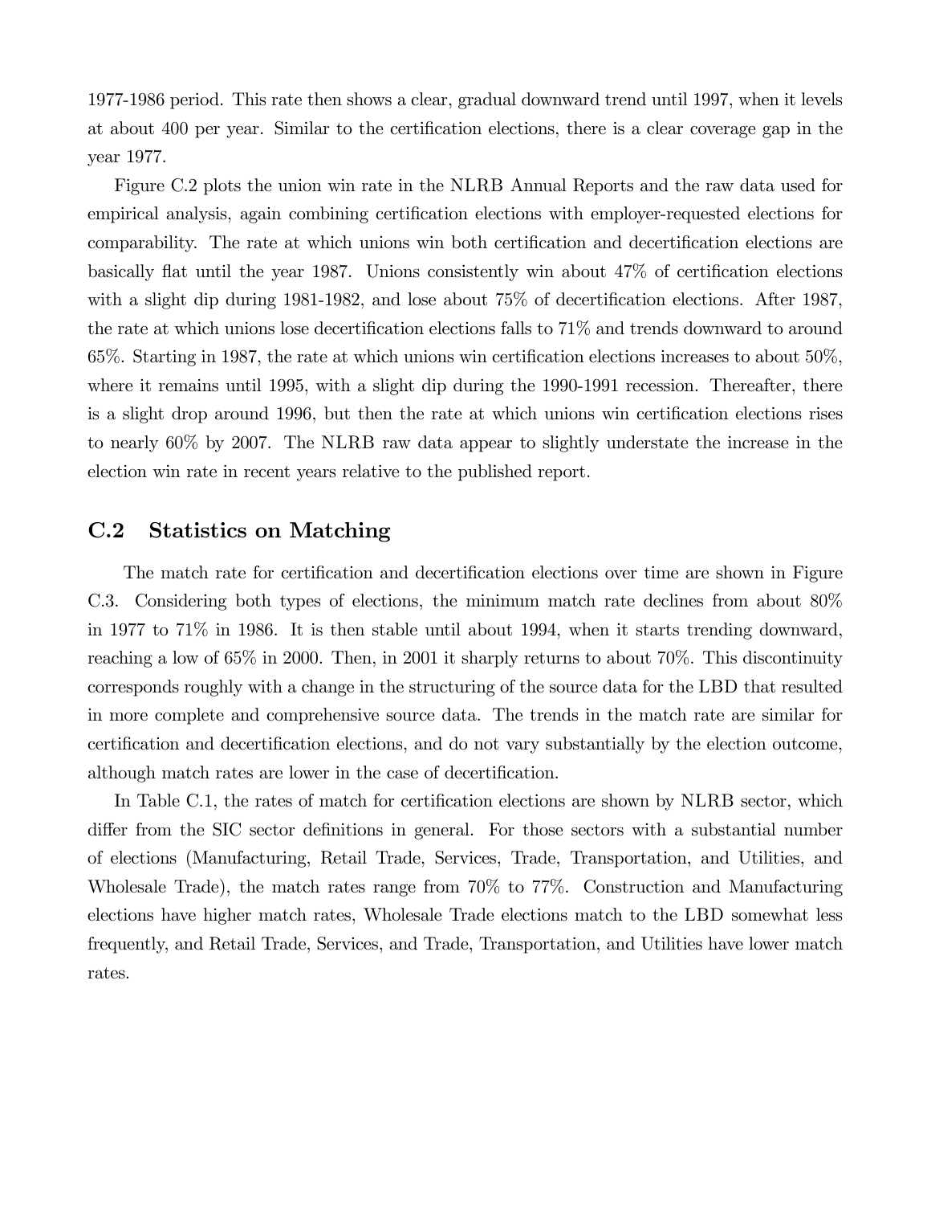1977-1986 period. This rate then shows a clear, gradual downward trend until 1997, when it levels at about 400 per year. Similar to the certification elections, there is a clear coverage gap in the year 1977.

Figure C.2 plots the union win rate in the NLRB Annual Reports and the raw data used for empirical analysis, again combining certification elections with employer-requested elections for comparability. The rate at which unions win both certification and decertification elections are basically flat until the year 1987. Unions consistently win about 47% of certification elections with a slight dip during 1981-1982, and lose about 75% of decertification elections. After 1987, the rate at which unions lose decertification elections falls to 71% and trends downward to around 65%. Starting in 1987, the rate at which unions win certification elections increases to about 50%, where it remains until 1995, with a slight dip during the 1990-1991 recession. Thereafter, there is a slight drop around 1996, but then the rate at which unions win certification elections rises to nearly 60% by 2007. The NLRB raw data appear to slightly understate the increase in the election win rate in recent years relative to the published report.

## C.2 Statistics on Matching

The match rate for certification and decertification elections over time are shown in Figure C.3. Considering both types of elections, the minimum match rate declines from about 80% in 1977 to 71% in 1986. It is then stable until about 1994, when it starts trending downward, reaching a low of 65% in 2000. Then, in 2001 it sharply returns to about 70%. This discontinuity corresponds roughly with a change in the structuring of the source data for the LBD that resulted in more complete and comprehensive source data. The trends in the match rate are similar for certification and decertification elections, and do not vary substantially by the election outcome, although match rates are lower in the case of decertification.

In Table C.1, the rates of match for certification elections are shown by NLRB sector, which differ from the SIC sector definitions in general. For those sectors with a substantial number of elections (Manufacturing, Retail Trade, Services, Trade, Transportation, and Utilities, and Wholesale Trade), the match rates range from 70% to 77%. Construction and Manufacturing elections have higher match rates, Wholesale Trade elections match to the LBD somewhat less frequently, and Retail Trade, Services, and Trade, Transportation, and Utilities have lower match rates.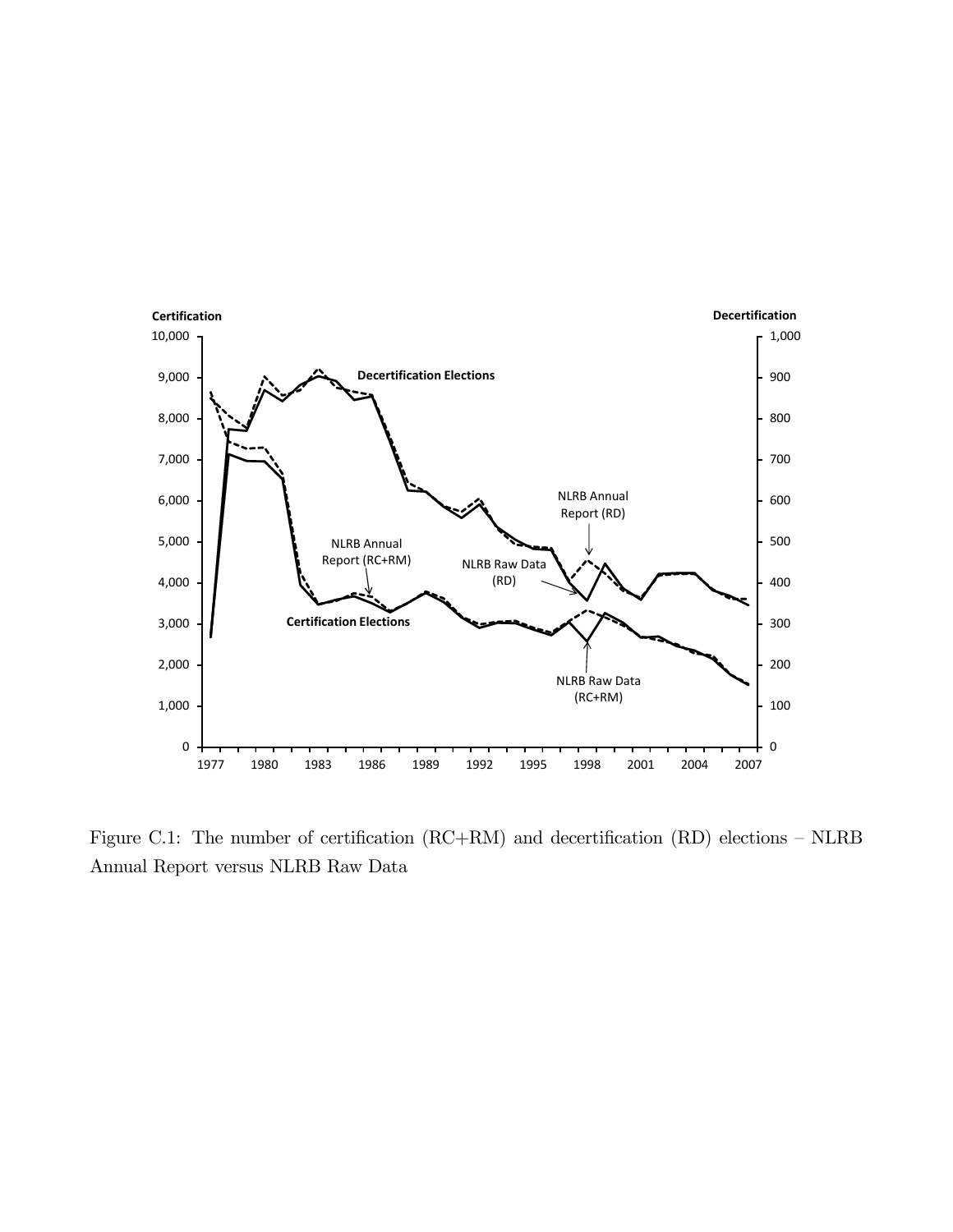Figure C.1: The number of certification (RC+RM) and decertification (RD) elections – NLRB Annual Report versus NLRB Raw Data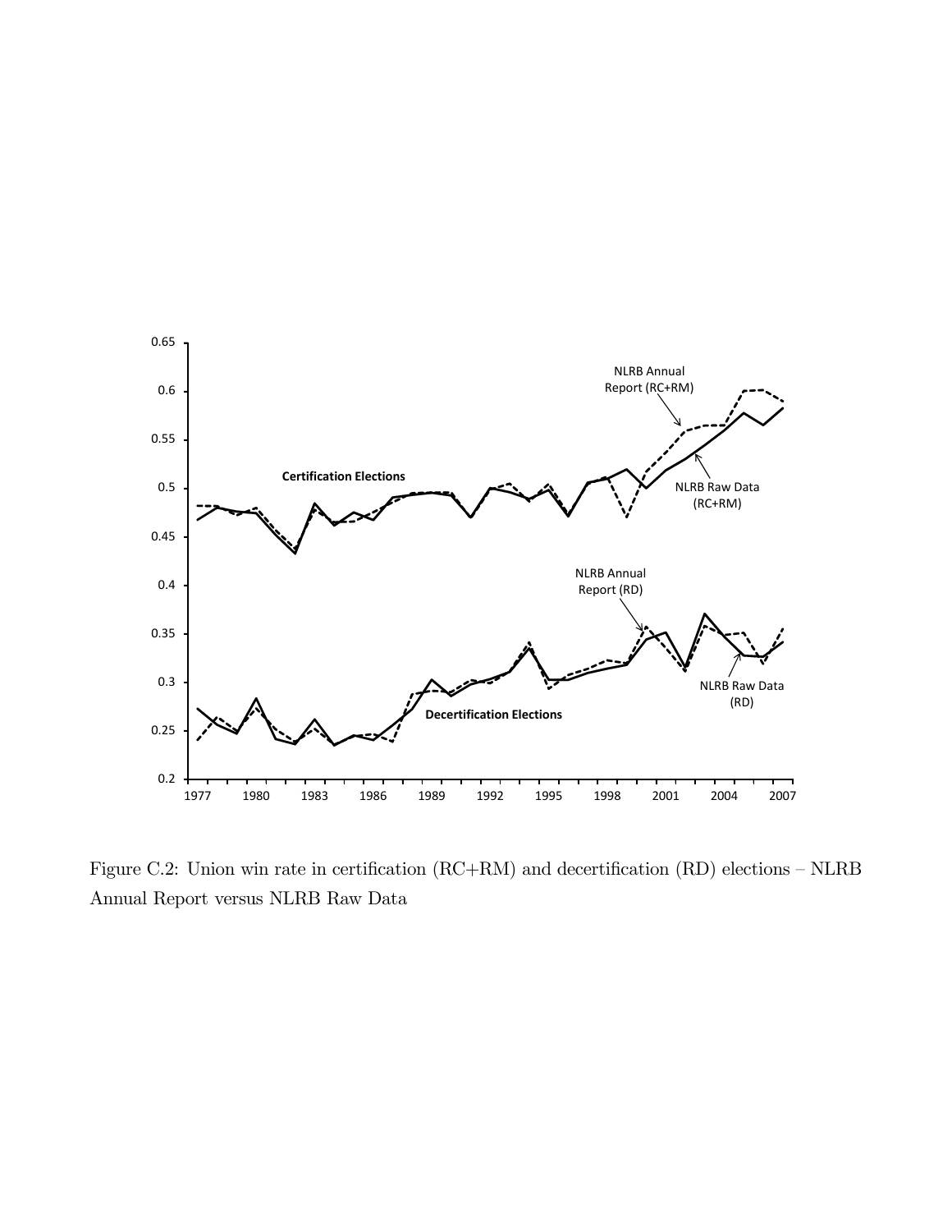Figure C.2: Union win rate in certification (RC+RM) and decertification (RD) elections – NLRB Annual Report versus NLRB Raw Data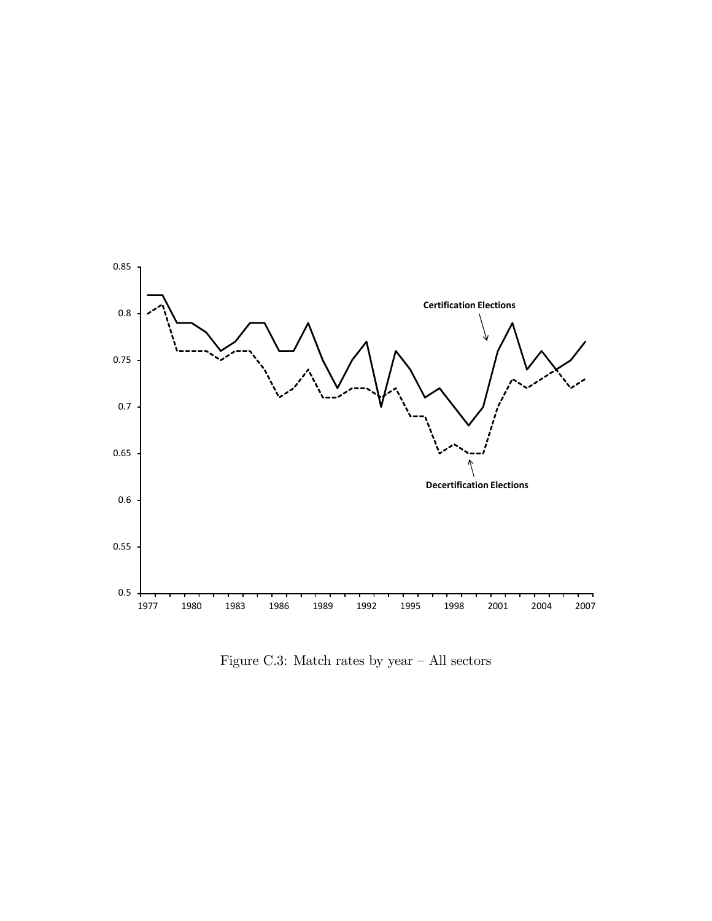Figure C.3: Match rates by year – All sectors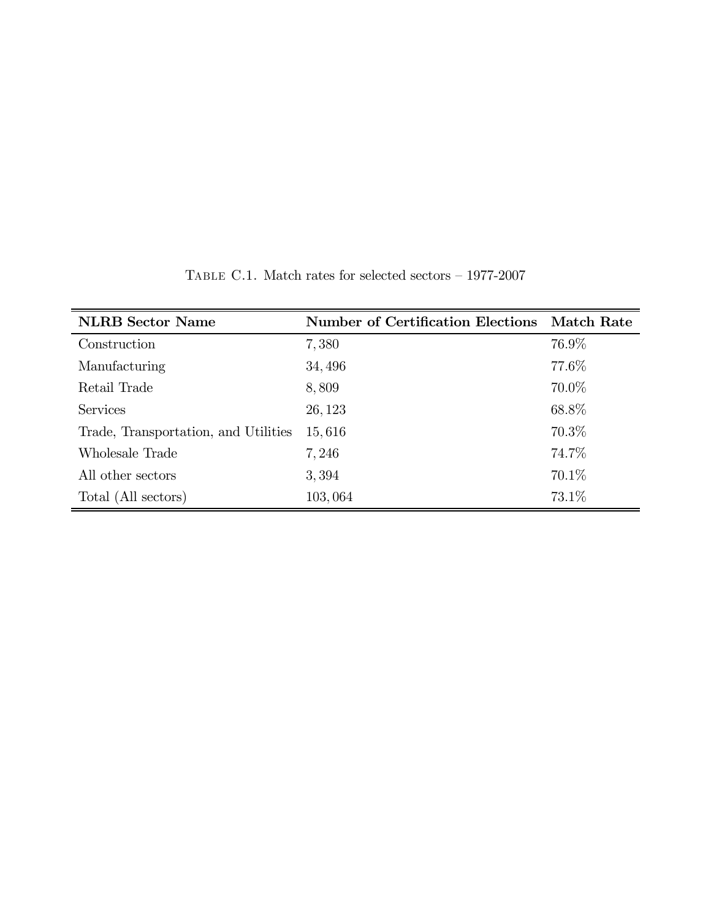Table C.1. Match rates for selected sectors – 1977-2007

| **NLRB Sector Name** | **Number of Certification Elections** | **Match Rate** |
|---|---|---|
| Construction | 7,380 | 76.9% |
| Manufacturing | 34,496 | 77.6% |
| Retail Trade | 8,809 | 70.0% |
| Services | 26,123 | 68.8% |
| Trade, Transportation, and Utilities | 15,616 | 70.3% |
| Wholesale Trade | 7,246 | 74.7% |
| All other sectors | 3,394 | 70.1% |
| Total (All sectors) | 103,064 | 73.1% |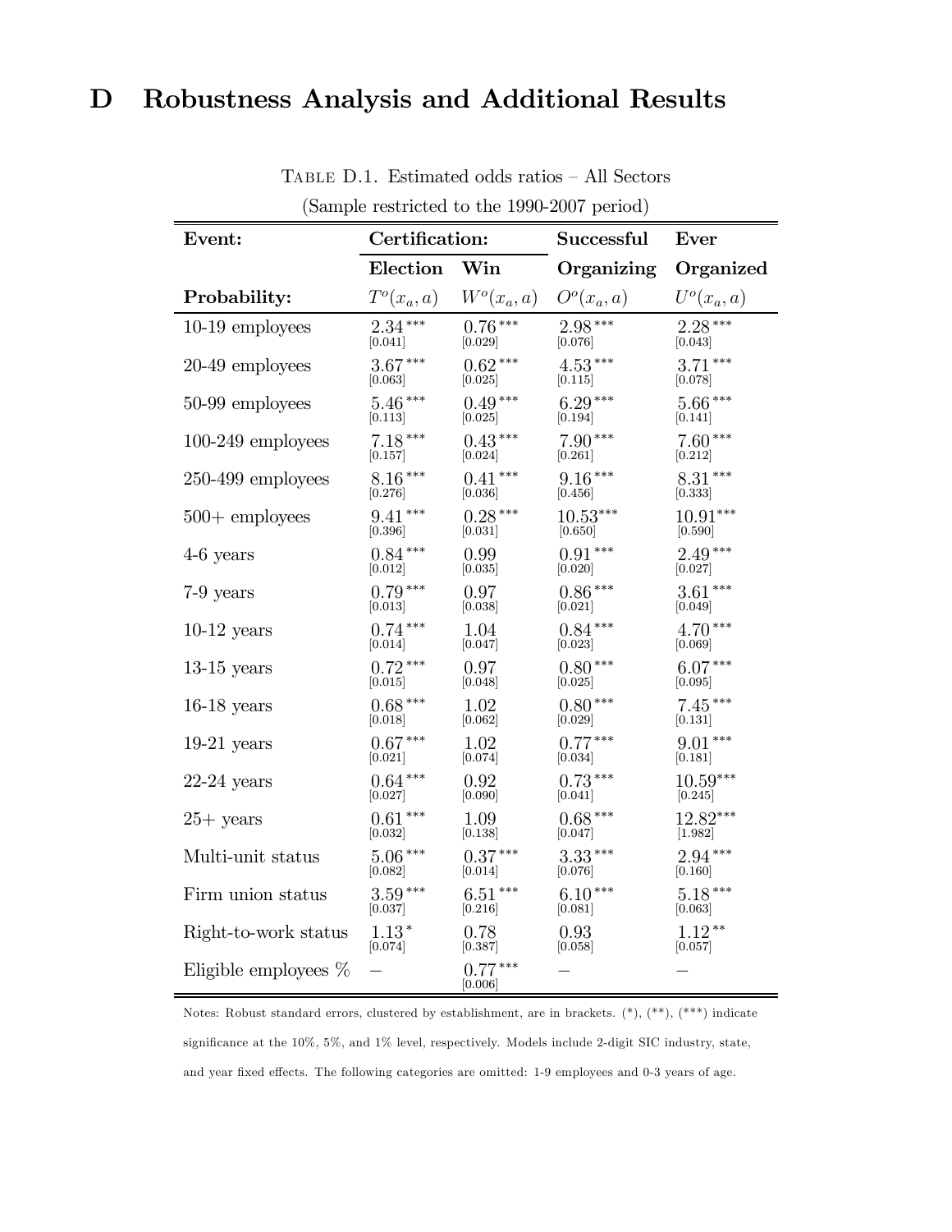# D Robustness Analysis and Additional Results

Table D.1. Estimated odds ratios – All Sectors

(Sample restricted to the 1990-2007 period)

| **Event:** | **Certification:** | | **Successful** | **Ever** |
|---|---|---|---|---|
| | **Election** | **Win** | **Organizing** | **Organized** |
| **Probability:** | $T^o(x_a, a)$ | $W^o(x_a, a)$ | $O^o(x_a, a)$ | $U^o(x_a, a)$ |
| 10-19 employees | $2.34^{***}$ [0.041] | $0.76^{***}$ [0.029] | $2.98^{***}$ [0.076] | $2.28^{***}$ [0.043] |
| 20-49 employees | $3.67^{***}$ [0.063] | $0.62^{***}$ [0.025] | $4.53^{***}$ [0.115] | $3.71^{***}$ [0.078] |
| 50-99 employees | $5.46^{***}$ [0.113] | $0.49^{***}$ [0.025] | $6.29^{***}$ [0.194] | $5.66^{***}$ [0.141] |
| 100-249 employees | $7.18^{***}$ [0.157] | $0.43^{***}$ [0.024] | $7.90^{***}$ [0.261] | $7.60^{***}$ [0.212] |
| 250-499 employees | $8.16^{***}$ [0.276] | $0.41^{***}$ [0.036] | $9.16^{***}$ [0.456] | $8.31^{***}$ [0.333] |
| 500+ employees | $9.41^{***}$ [0.396] | $0.28^{***}$ [0.031] | $10.53^{***}$ [0.650] | $10.91^{***}$ [0.590] |
| 4-6 years | $0.84^{***}$ [0.012] | 0.99 [0.035] | $0.91^{***}$ [0.020] | $2.49^{***}$ [0.027] |
| 7-9 years | $0.79^{***}$ [0.013] | 0.97 [0.038] | $0.86^{***}$ [0.021] | $3.61^{***}$ [0.049] |
| 10-12 years | $0.74^{***}$ [0.014] | 1.04 [0.047] | $0.84^{***}$ [0.023] | $4.70^{***}$ [0.069] |
| 13-15 years | $0.72^{***}$ [0.015] | 0.97 [0.048] | $0.80^{***}$ [0.025] | $6.07^{***}$ [0.095] |
| 16-18 years | $0.68^{***}$ [0.018] | 1.02 [0.062] | $0.80^{***}$ [0.029] | $7.45^{***}$ [0.131] |
| 19-21 years | $0.67^{***}$ [0.021] | 1.02 [0.074] | $0.77^{***}$ [0.034] | $9.01^{***}$ [0.181] |
| 22-24 years | $0.64^{***}$ [0.027] | 0.92 [0.090] | $0.73^{***}$ [0.041] | $10.59^{***}$ [0.245] |
| 25+ years | $0.61^{***}$ [0.032] | 1.09 [0.138] | $0.68^{***}$ [0.047] | $12.82^{***}$ [1.982] |
| Multi-unit status | $5.06^{***}$ [0.082] | $0.37^{***}$ [0.014] | $3.33^{***}$ [0.076] | $2.94^{***}$ [0.160] |
| Firm union status | $3.59^{***}$ [0.037] | $6.51^{***}$ [0.216] | $6.10^{***}$ [0.081] | $5.18^{***}$ [0.063] |
| Right-to-work status | $1.13^{*}$ [0.074] | 0.78 [0.387] | 0.93 [0.058] | $1.12^{**}$ [0.057] |
| Eligible employees % | – | $0.77^{***}$ [0.006] | – | – |

Notes: Robust standard errors, clustered by establishment, are in brackets. (*), (**), (***) indicate significance at the 10%, 5%, and 1% level, respectively. Models include 2-digit SIC industry, state, and year fixed effects. The following categories are omitted: 1-9 employees and 0-3 years of age.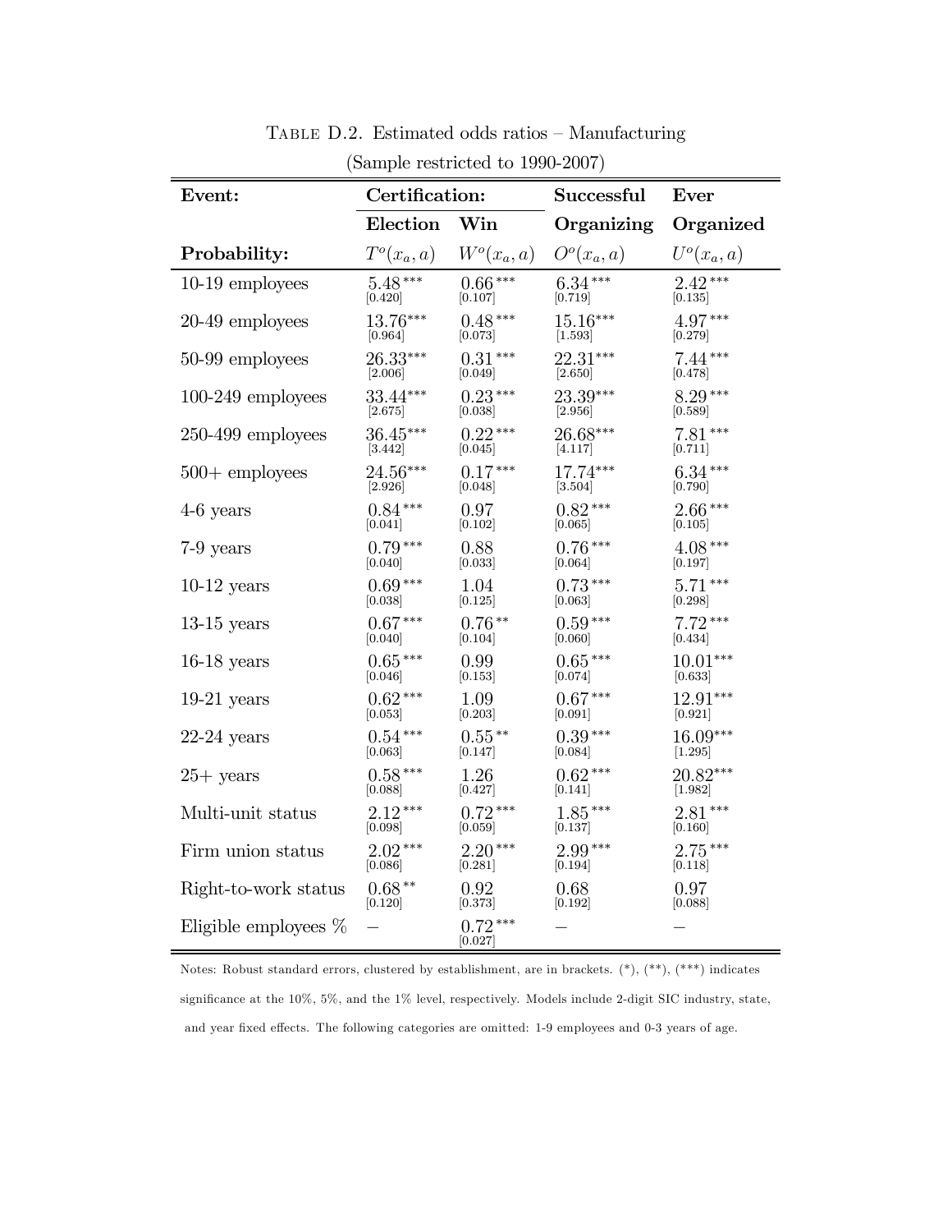Table D.2. Estimated odds ratios – Manufacturing

(Sample restricted to 1990-2007)

| **Event:** | **Certification:** | | **Successful** | **Ever** |
|---|---|---|---|---|
| | **Election** | **Win** | **Organizing** | **Organized** |
| **Probability:** | $T^o(x_a, a)$ | $W^o(x_a, a)$ | $O^o(x_a, a)$ | $U^o(x_a, a)$ |
| 10-19 employees | 5.48*** [0.420] | 0.66*** [0.107] | 6.34*** [0.719] | 2.42*** [0.135] |
| 20-49 employees | 13.76*** [0.964] | 0.48*** [0.073] | 15.16*** [1.593] | 4.97*** [0.279] |
| 50-99 employees | 26.33*** [2.006] | 0.31*** [0.049] | 22.31*** [2.650] | 7.44*** [0.478] |
| 100-249 employees | 33.44*** [2.675] | 0.23*** [0.038] | 23.39*** [2.956] | 8.29*** [0.589] |
| 250-499 employees | 36.45*** [3.442] | 0.22*** [0.045] | 26.68*** [4.117] | 7.81*** [0.711] |
| 500+ employees | 24.56*** [2.926] | 0.17*** [0.048] | 17.74*** [3.504] | 6.34*** [0.790] |
| 4-6 years | 0.84*** [0.041] | 0.97 [0.102] | 0.82*** [0.065] | 2.66*** [0.105] |
| 7-9 years | 0.79*** [0.040] | 0.88 [0.033] | 0.76*** [0.064] | 4.08*** [0.197] |
| 10-12 years | 0.69*** [0.038] | 1.04 [0.125] | 0.73*** [0.063] | 5.71*** [0.298] |
| 13-15 years | 0.67*** [0.040] | 0.76** [0.104] | 0.59*** [0.060] | 7.72*** [0.434] |
| 16-18 years | 0.65*** [0.046] | 0.99 [0.153] | 0.65*** [0.074] | 10.01*** [0.633] |
| 19-21 years | 0.62*** [0.053] | 1.09 [0.203] | 0.67*** [0.091] | 12.91*** [0.921] |
| 22-24 years | 0.54*** [0.063] | 0.55** [0.147] | 0.39*** [0.084] | 16.09*** [1.295] |
| 25+ years | 0.58*** [0.088] | 1.26 [0.427] | 0.62*** [0.141] | 20.82*** [1.982] |
| Multi-unit status | 2.12*** [0.098] | 0.72*** [0.059] | 1.85*** [0.137] | 2.81*** [0.160] |
| Firm union status | 2.02*** [0.086] | 2.20*** [0.281] | 2.99*** [0.194] | 2.75*** [0.118] |
| Right-to-work status | 0.68** [0.120] | 0.92 [0.373] | 0.68 [0.192] | 0.97 [0.088] |
| Eligible employees % | – | 0.72*** [0.027] | – | – |

Notes: Robust standard errors, clustered by establishment, are in brackets. (*), (**), (***) indicates significance at the 10%, 5%, and the 1% level, respectively. Models include 2-digit SIC industry, state, and year fixed effects. The following categories are omitted: 1-9 employees and 0-3 years of age.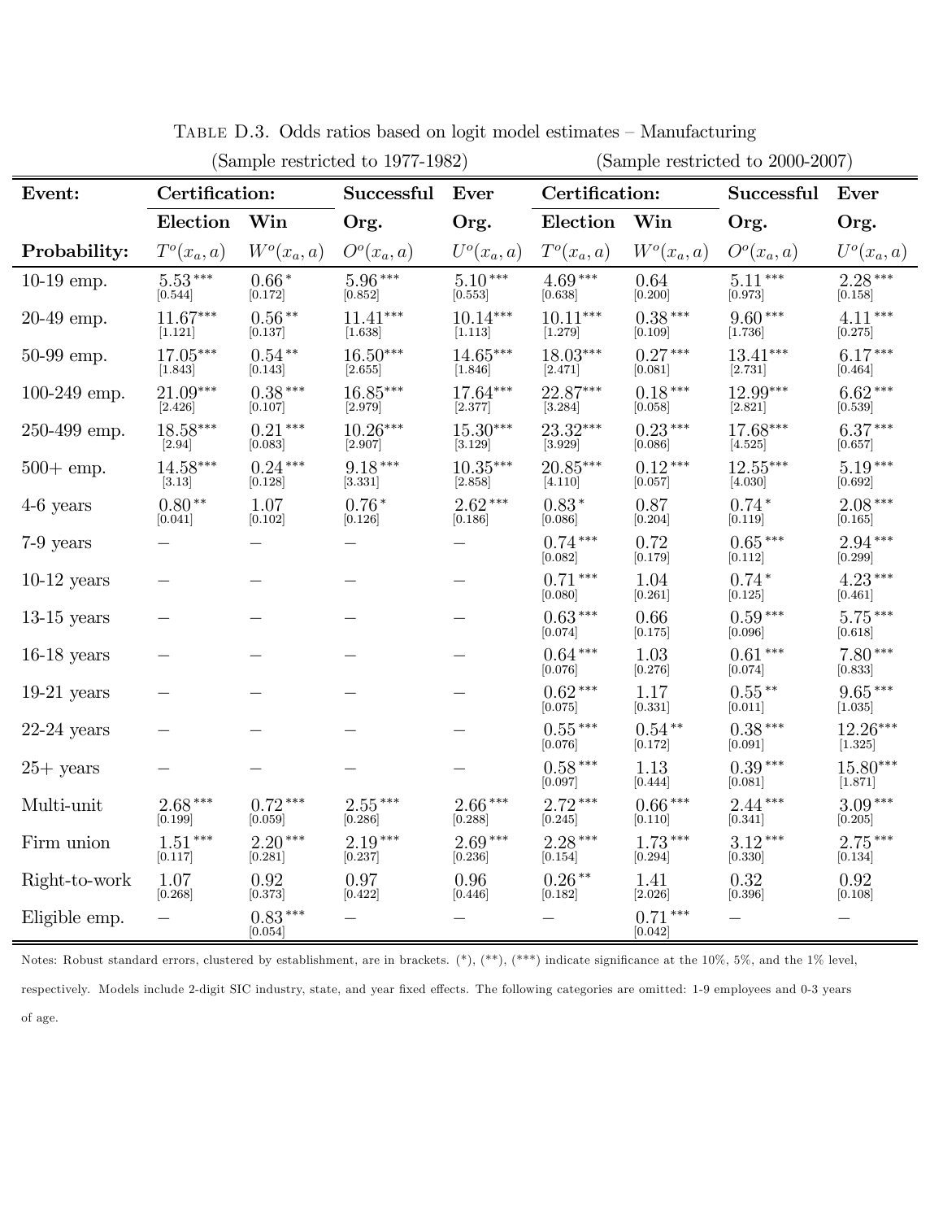Table D.3. Odds ratios based on logit model estimates – Manufacturing

| | (Sample restricted to 1977-1982) | | | | (Sample restricted to 2000-2007) | | | |
|---|---|---|---|---|---|---|---|---|
| **Event:** | **Certification:** | | **Successful** | **Ever** | **Certification:** | | **Successful** | **Ever** |
| | **Election** | **Win** | **Org.** | **Org.** | **Election** | **Win** | **Org.** | **Org.** |
| **Probability:** | $T^o(x_a, a)$ | $W^o(x_a, a)$ | $O^o(x_a, a)$ | $U^o(x_a, a)$ | $T^o(x_a, a)$ | $W^o(x_a, a)$ | $O^o(x_a, a)$ | $U^o(x_a, a)$ |
| 10-19 emp. | 5.53*** [0.544] | 0.66* [0.172] | 5.96*** [0.852] | 5.10*** [0.553] | 4.69*** [0.638] | 0.64 [0.200] | 5.11*** [0.973] | 2.28*** [0.158] |
| 20-49 emp. | 11.67*** [1.121] | 0.56** [0.137] | 11.41*** [1.638] | 10.14*** [1.113] | 10.11*** [1.279] | 0.38*** [0.109] | 9.60*** [1.736] | 4.11*** [0.275] |
| 50-99 emp. | 17.05*** [1.843] | 0.54** [0.143] | 16.50*** [2.655] | 14.65*** [1.846] | 18.03*** [2.471] | 0.27*** [0.081] | 13.41*** [2.731] | 6.17*** [0.464] |
| 100-249 emp. | 21.09*** [2.426] | 0.38*** [0.107] | 16.85*** [2.979] | 17.64*** [2.377] | 22.87*** [3.284] | 0.18*** [0.058] | 12.99*** [2.821] | 6.62*** [0.539] |
| 250-499 emp. | 18.58*** [2.94] | 0.21*** [0.083] | 10.26*** [2.907] | 15.30*** [3.129] | 23.32*** [3.929] | 0.23*** [0.086] | 17.68*** [4.525] | 6.37*** [0.657] |
| 500+ emp. | 14.58*** [3.13] | 0.24*** [0.128] | 9.18*** [3.331] | 10.35*** [2.858] | 20.85*** [4.110] | 0.12*** [0.057] | 12.55*** [4.030] | 5.19*** [0.692] |
| 4-6 years | 0.80** [0.041] | 1.07 [0.102] | 0.76* [0.126] | 2.62*** [0.186] | 0.83* [0.086] | 0.87 [0.204] | 0.74* [0.119] | 2.08*** [0.165] |
| 7-9 years | – | – | – | – | 0.74*** [0.082] | 0.72 [0.179] | 0.65*** [0.112] | 2.94*** [0.299] |
| 10-12 years | – | – | – | – | 0.71*** [0.080] | 1.04 [0.261] | 0.74* [0.125] | 4.23*** [0.461] |
| 13-15 years | – | – | – | – | 0.63*** [0.074] | 0.66 [0.175] | 0.59*** [0.096] | 5.75*** [0.618] |
| 16-18 years | – | – | – | – | 0.64*** [0.076] | 1.03 [0.276] | 0.61*** [0.074] | 7.80*** [0.833] |
| 19-21 years | – | – | – | – | 0.62*** [0.075] | 1.17 [0.331] | 0.55** [0.011] | 9.65*** [1.035] |
| 22-24 years | – | – | – | – | 0.55*** [0.076] | 0.54** [0.172] | 0.38*** [0.091] | 12.26*** [1.325] |
| 25+ years | – | – | – | – | 0.58*** [0.097] | 1.13 [0.444] | 0.39*** [0.081] | 15.80*** [1.871] |
| Multi-unit | 2.68*** [0.199] | 0.72*** [0.059] | 2.55*** [0.286] | 2.66*** [0.288] | 2.72*** [0.245] | 0.66*** [0.110] | 2.44*** [0.341] | 3.09*** [0.205] |
| Firm union | 1.51*** [0.117] | 2.20*** [0.281] | 2.19*** [0.237] | 2.69*** [0.236] | 2.28*** [0.154] | 1.73*** [0.294] | 3.12*** [0.330] | 2.75*** [0.134] |
| Right-to-work | 1.07 [0.268] | 0.92 [0.373] | 0.97 [0.422] | 0.96 [0.446] | 0.26** [0.182] | 1.41 [2.026] | 0.32 [0.396] | 0.92 [0.108] |
| Eligible emp. | – | 0.83*** [0.054] | – | – | – | 0.71*** [0.042] | – | – |

Notes: Robust standard errors, clustered by establishment, are in brackets. (*), (**), (***) indicate significance at the 10%, 5%, and the 1% level, respectively. Models include 2-digit SIC industry, state, and year fixed effects. The following categories are omitted: 1-9 employees and 0-3 years of age.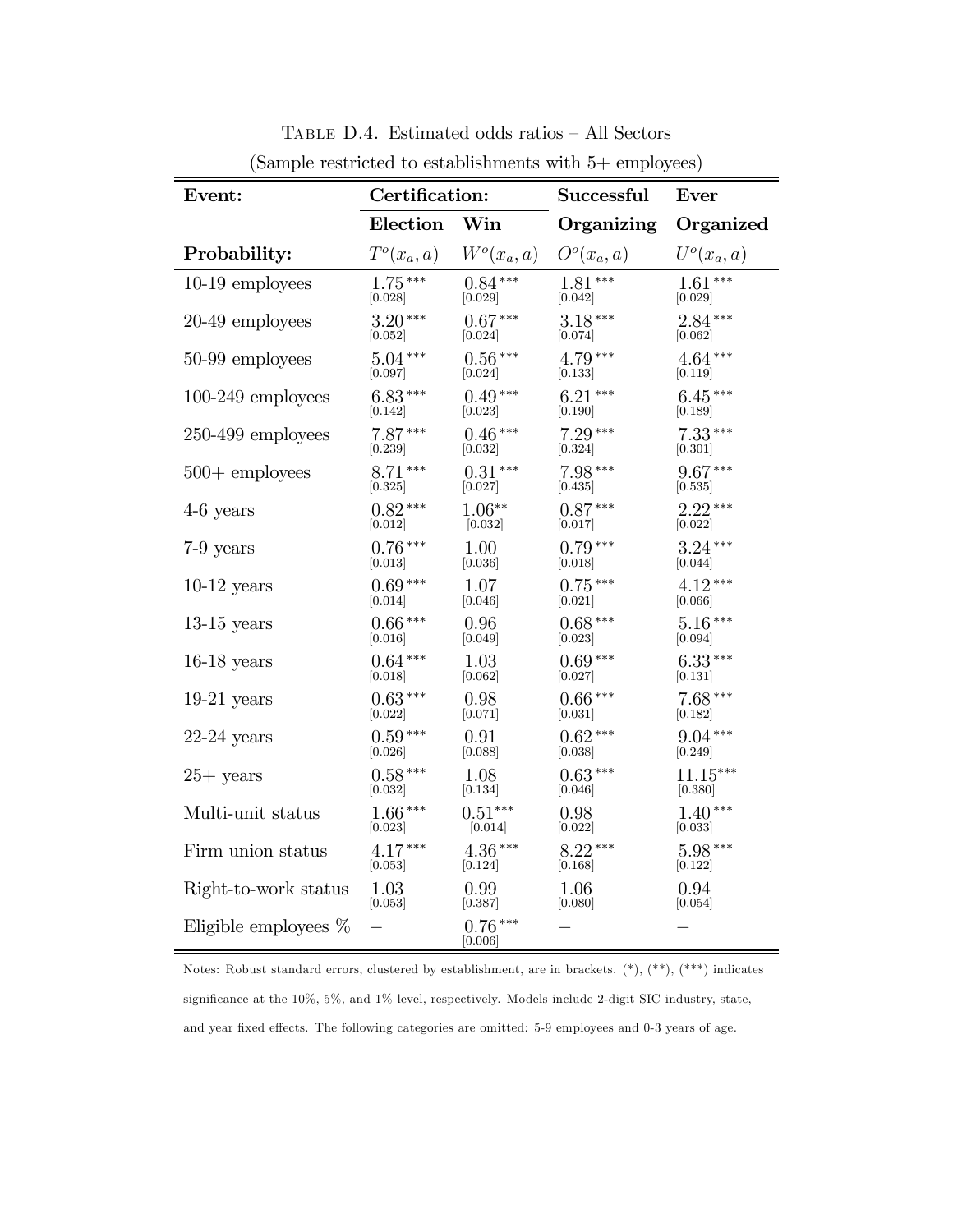Table D.4. Estimated odds ratios – All Sectors

(Sample restricted to establishments with 5+ employees)

| **Event:** | **Certification:** | | **Successful** | **Ever** |
|---|---|---|---|---|
| | **Election** | **Win** | **Organizing** | **Organized** |
| **Probability:** | $T^o(x_a, a)$ | $W^o(x_a, a)$ | $O^o(x_a, a)$ | $U^o(x_a, a)$ |
| 10-19 employees | 1.75*** [0.028] | 0.84*** [0.029] | 1.81*** [0.042] | 1.61*** [0.029] |
| 20-49 employees | 3.20*** [0.052] | 0.67*** [0.024] | 3.18*** [0.074] | 2.84*** [0.062] |
| 50-99 employees | 5.04*** [0.097] | 0.56*** [0.024] | 4.79*** [0.133] | 4.64*** [0.119] |
| 100-249 employees | 6.83*** [0.142] | 0.49*** [0.023] | 6.21*** [0.190] | 6.45*** [0.189] |
| 250-499 employees | 7.87*** [0.239] | 0.46*** [0.032] | 7.29*** [0.324] | 7.33*** [0.301] |
| 500+ employees | 8.71*** [0.325] | 0.31*** [0.027] | 7.98*** [0.435] | 9.67*** [0.535] |
| 4-6 years | 0.82*** [0.012] | 1.06** [0.032] | 0.87*** [0.017] | 2.22*** [0.022] |
| 7-9 years | 0.76*** [0.013] | 1.00 [0.036] | 0.79*** [0.018] | 3.24*** [0.044] |
| 10-12 years | 0.69*** [0.014] | 1.07 [0.046] | 0.75*** [0.021] | 4.12*** [0.066] |
| 13-15 years | 0.66*** [0.016] | 0.96 [0.049] | 0.68*** [0.023] | 5.16*** [0.094] |
| 16-18 years | 0.64*** [0.018] | 1.03 [0.062] | 0.69*** [0.027] | 6.33*** [0.131] |
| 19-21 years | 0.63*** [0.022] | 0.98 [0.071] | 0.66*** [0.031] | 7.68*** [0.182] |
| 22-24 years | 0.59*** [0.026] | 0.91 [0.088] | 0.62*** [0.038] | 9.04*** [0.249] |
| 25+ years | 0.58*** [0.032] | 1.08 [0.134] | 0.63*** [0.046] | 11.15*** [0.380] |
| Multi-unit status | 1.66*** [0.023] | 0.51*** [0.014] | 0.98 [0.022] | 1.40*** [0.033] |
| Firm union status | 4.17*** [0.053] | 4.36*** [0.124] | 8.22*** [0.168] | 5.98*** [0.122] |
| Right-to-work status | 1.03 [0.053] | 0.99 [0.387] | 1.06 [0.080] | 0.94 [0.054] |
| Eligible employees % | – | 0.76*** [0.006] | – | – |

Notes: Robust standard errors, clustered by establishment, are in brackets. (*), (**), (***) indicates significance at the 10%, 5%, and 1% level, respectively. Models include 2-digit SIC industry, state, and year fixed effects. The following categories are omitted: 5-9 employees and 0-3 years of age.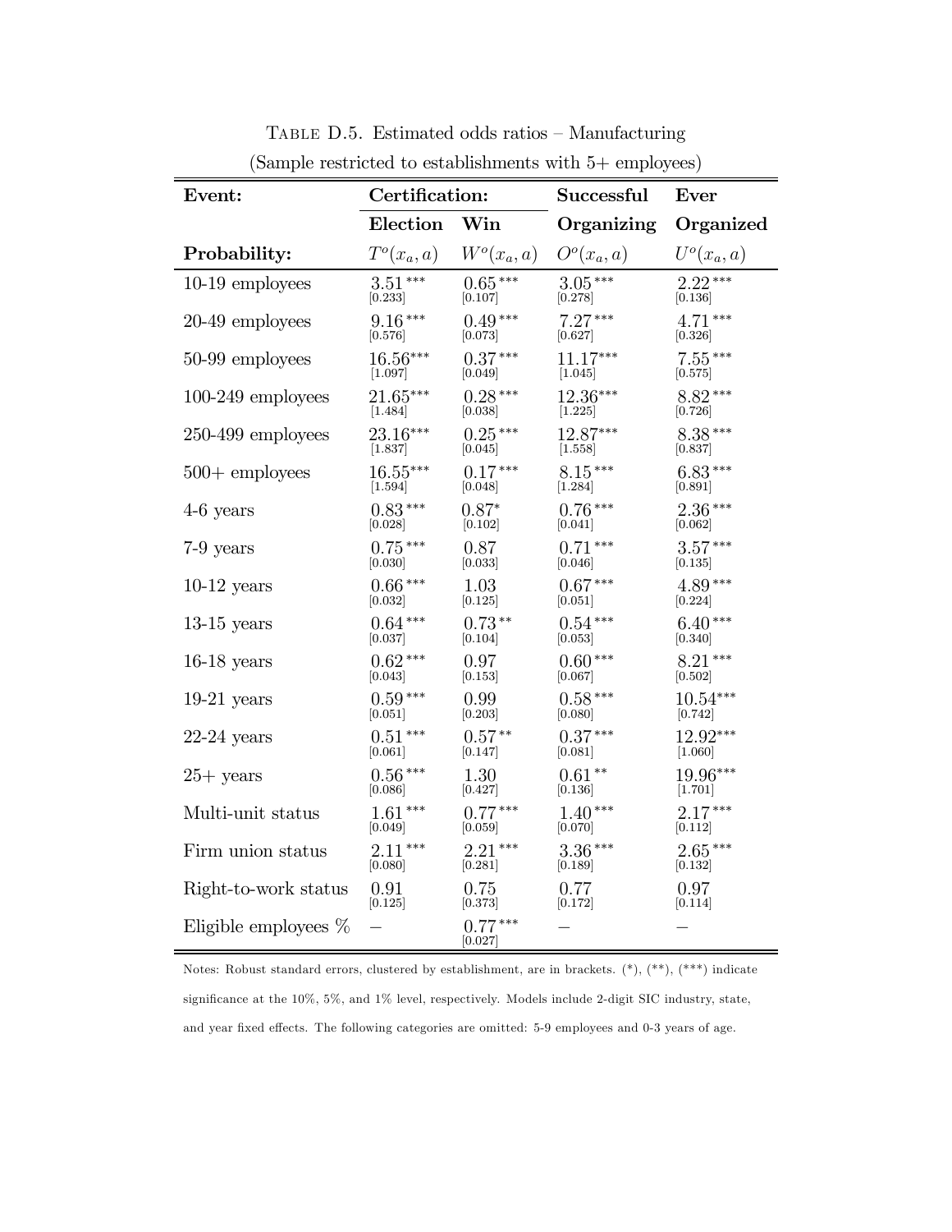Table D.5. Estimated odds ratios – Manufacturing

(Sample restricted to establishments with 5+ employees)

| **Event:** | **Certification:** | | **Successful** | **Ever** |
|---|---|---|---|---|
| | **Election** | **Win** | **Organizing** | **Organized** |
| **Probability:** | $T^o(x_a, a)$ | $W^o(x_a, a)$ | $O^o(x_a, a)$ | $U^o(x_a, a)$ |
| 10-19 employees | 3.51*** [0.233] | 0.65*** [0.107] | 3.05*** [0.278] | 2.22*** [0.136] |
| 20-49 employees | 9.16*** [0.576] | 0.49*** [0.073] | 7.27*** [0.627] | 4.71*** [0.326] |
| 50-99 employees | 16.56*** [1.097] | 0.37*** [0.049] | 11.17*** [1.045] | 7.55*** [0.575] |
| 100-249 employees | 21.65*** [1.484] | 0.28*** [0.038] | 12.36*** [1.225] | 8.82*** [0.726] |
| 250-499 employees | 23.16*** [1.837] | 0.25*** [0.045] | 12.87*** [1.558] | 8.38*** [0.837] |
| 500+ employees | 16.55*** [1.594] | 0.17*** [0.048] | 8.15*** [1.284] | 6.83*** [0.891] |
| 4-6 years | 0.83*** [0.028] | 0.87* [0.102] | 0.76*** [0.041] | 2.36*** [0.062] |
| 7-9 years | 0.75*** [0.030] | 0.87 [0.033] | 0.71*** [0.046] | 3.57*** [0.135] |
| 10-12 years | 0.66*** [0.032] | 1.03 [0.125] | 0.67*** [0.051] | 4.89*** [0.224] |
| 13-15 years | 0.64*** [0.037] | 0.73** [0.104] | 0.54*** [0.053] | 6.40*** [0.340] |
| 16-18 years | 0.62*** [0.043] | 0.97 [0.153] | 0.60*** [0.067] | 8.21*** [0.502] |
| 19-21 years | 0.59*** [0.051] | 0.99 [0.203] | 0.58*** [0.080] | 10.54*** [0.742] |
| 22-24 years | 0.51*** [0.061] | 0.57** [0.147] | 0.37*** [0.081] | 12.92*** [1.060] |
| 25+ years | 0.56*** [0.086] | 1.30 [0.427] | 0.61** [0.136] | 19.96*** [1.701] |
| Multi-unit status | 1.61*** [0.049] | 0.77*** [0.059] | 1.40*** [0.070] | 2.17*** [0.112] |
| Firm union status | 2.11*** [0.080] | 2.21*** [0.281] | 3.36*** [0.189] | 2.65*** [0.132] |
| Right-to-work status | 0.91 [0.125] | 0.75 [0.373] | 0.77 [0.172] | 0.97 [0.114] |
| Eligible employees % | – | 0.77*** [0.027] | – | – |

Notes: Robust standard errors, clustered by establishment, are in brackets. (*), (**), (***) indicate significance at the 10%, 5%, and 1% level, respectively. Models include 2-digit SIC industry, state, and year fixed effects. The following categories are omitted: 5-9 employees and 0-3 years of age.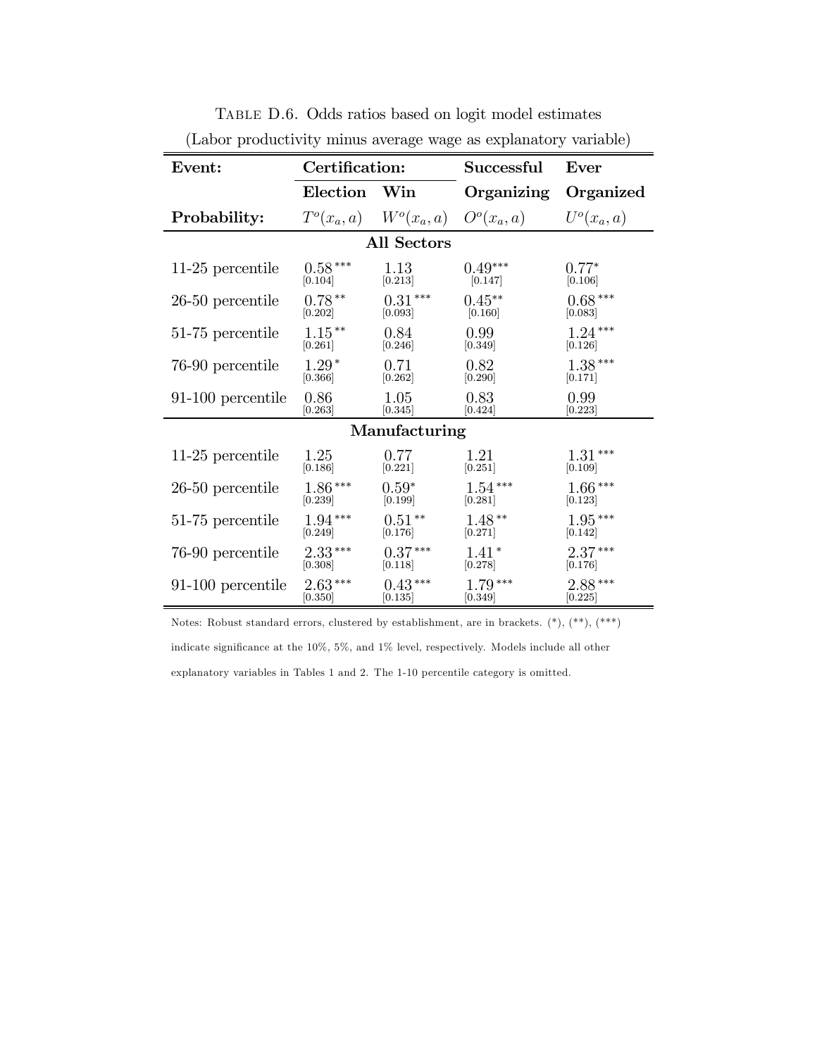TABLE D.6. Odds ratios based on logit model estimates

(Labor productivity minus average wage as explanatory variable)

| Event: | Certification: | | Successful | Ever |
|---|---|---|---|---|
| | Election | Win | Organizing | Organized |
| Probability: | $T^o(x_a, a)$ | $W^o(x_a, a)$ | $O^o(x_a, a)$ | $U^o(x_a, a)$ |
| **All Sectors** | | | | |
| 11-25 percentile | 0.58*** [0.104] | 1.13 [0.213] | 0.49*** [0.147] | 0.77* [0.106] |
| 26-50 percentile | 0.78** [0.202] | 0.31*** [0.093] | 0.45** [0.160] | 0.68*** [0.083] |
| 51-75 percentile | 1.15** [0.261] | 0.84 [0.246] | 0.99 [0.349] | 1.24*** [0.126] |
| 76-90 percentile | 1.29* [0.366] | 0.71 [0.262] | 0.82 [0.290] | 1.38*** [0.171] |
| 91-100 percentile | 0.86 [0.263] | 1.05 [0.345] | 0.83 [0.424] | 0.99 [0.223] |
| **Manufacturing** | | | | |
| 11-25 percentile | 1.25 [0.186] | 0.77 [0.221] | 1.21 [0.251] | 1.31*** [0.109] |
| 26-50 percentile | 1.86*** [0.239] | 0.59* [0.199] | 1.54*** [0.281] | 1.66*** [0.123] |
| 51-75 percentile | 1.94*** [0.249] | 0.51** [0.176] | 1.48** [0.271] | 1.95*** [0.142] |
| 76-90 percentile | 2.33*** [0.308] | 0.37*** [0.118] | 1.41* [0.278] | 2.37*** [0.176] |
| 91-100 percentile | 2.63*** [0.350] | 0.43*** [0.135] | 1.79*** [0.349] | 2.88*** [0.225] |

Notes: Robust standard errors, clustered by establishment, are in brackets. (*), (**), (***) indicate significance at the 10%, 5%, and 1% level, respectively. Models include all other explanatory variables in Tables 1 and 2. The 1-10 percentile category is omitted.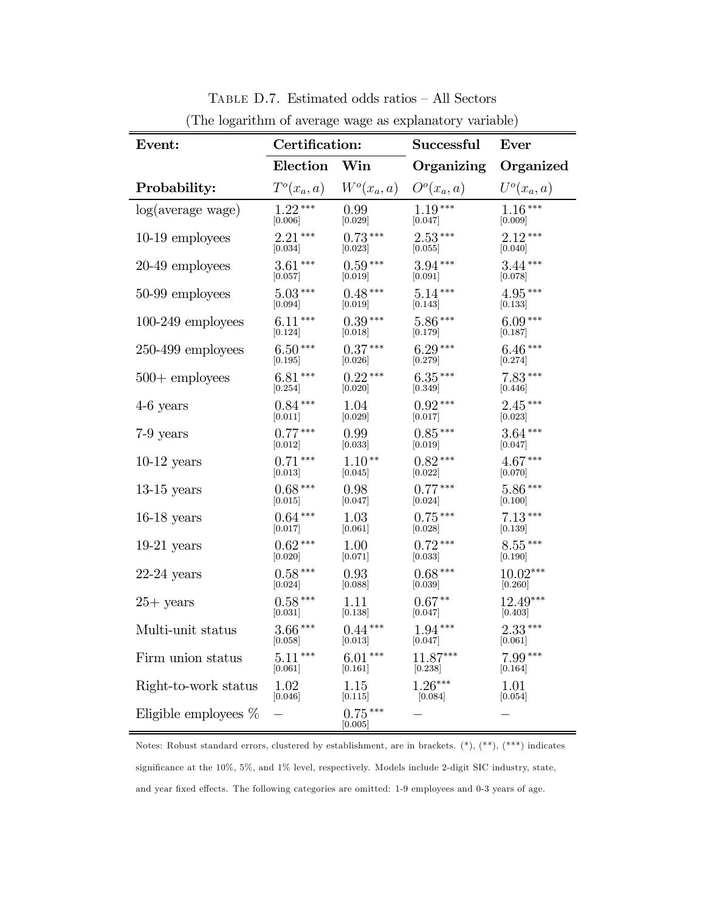Table D.7. Estimated odds ratios – All Sectors

(The logarithm of average wage as explanatory variable)

| **Event:** | **Certification:** | | **Successful** | **Ever** |
|---|---|---|---|---|
| | **Election** | **Win** | **Organizing** | **Organized** |
| **Probability:** | $T^o(x_a, a)$ | $W^o(x_a, a)$ | $O^o(x_a, a)$ | $U^o(x_a, a)$ |
| log(average wage) | 1.22*** [0.006] | 0.99 [0.029] | 1.19*** [0.047] | 1.16*** [0.009] |
| 10-19 employees | 2.21*** [0.034] | 0.73*** [0.023] | 2.53*** [0.055] | 2.12*** [0.040] |
| 20-49 employees | 3.61*** [0.057] | 0.59*** [0.019] | 3.94*** [0.091] | 3.44*** [0.078] |
| 50-99 employees | 5.03*** [0.094] | 0.48*** [0.019] | 5.14*** [0.143] | 4.95*** [0.133] |
| 100-249 employees | 6.11*** [0.124] | 0.39*** [0.018] | 5.86*** [0.179] | 6.09*** [0.187] |
| 250-499 employees | 6.50*** [0.195] | 0.37*** [0.026] | 6.29*** [0.279] | 6.46*** [0.274] |
| 500+ employees | 6.81*** [0.254] | 0.22*** [0.020] | 6.35*** [0.349] | 7.83*** [0.446] |
| 4-6 years | 0.84*** [0.011] | 1.04 [0.029] | 0.92*** [0.017] | 2.45*** [0.023] |
| 7-9 years | 0.77*** [0.012] | 0.99 [0.033] | 0.85*** [0.019] | 3.64*** [0.047] |
| 10-12 years | 0.71*** [0.013] | 1.10** [0.045] | 0.82*** [0.022] | 4.67*** [0.070] |
| 13-15 years | 0.68*** [0.015] | 0.98 [0.047] | 0.77*** [0.024] | 5.86*** [0.100] |
| 16-18 years | 0.64*** [0.017] | 1.03 [0.061] | 0.75*** [0.028] | 7.13*** [0.139] |
| 19-21 years | 0.62*** [0.020] | 1.00 [0.071] | 0.72*** [0.033] | 8.55*** [0.190] |
| 22-24 years | 0.58*** [0.024] | 0.93 [0.088] | 0.68*** [0.039] | 10.02*** [0.260] |
| 25+ years | 0.58*** [0.031] | 1.11 [0.138] | 0.67** [0.047] | 12.49*** [0.403] |
| Multi-unit status | 3.66*** [0.058] | 0.44*** [0.013] | 1.94*** [0.047] | 2.33*** [0.061] |
| Firm union status | 5.11*** [0.061] | 6.01*** [0.161] | 11.87*** [0.238] | 7.99*** [0.164] |
| Right-to-work status | 1.02 [0.046] | 1.15 [0.115] | 1.26*** [0.084] | 1.01 [0.054] |
| Eligible employees % | – | 0.75*** [0.005] | – | – |

Notes: Robust standard errors, clustered by establishment, are in brackets. (*), (**), (***) indicates significance at the 10%, 5%, and 1% level, respectively. Models include 2-digit SIC industry, state, and year fixed effects. The following categories are omitted: 1-9 employees and 0-3 years of age.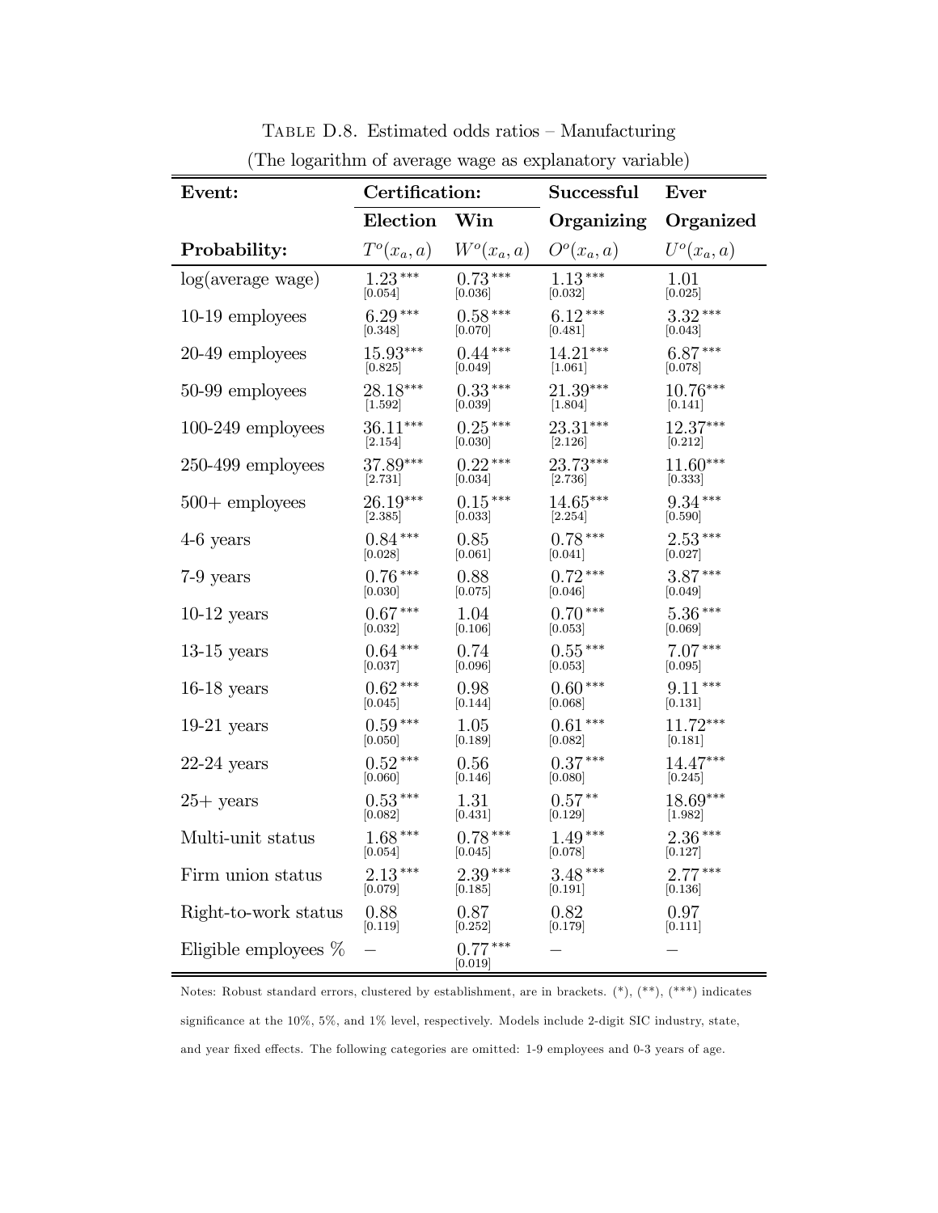TABLE D.8. Estimated odds ratios – Manufacturing

(The logarithm of average wage as explanatory variable)

| Event: | Certification: | | Successful | Ever |
|---|---|---|---|---|
| | Election | Win | Organizing | Organized |
| Probability: | $T^o(x_a, a)$ | $W^o(x_a, a)$ | $O^o(x_a, a)$ | $U^o(x_a, a)$ |
| log(average wage) | 1.23*** [0.054] | 0.73*** [0.036] | 1.13*** [0.032] | 1.01 [0.025] |
| 10-19 employees | 6.29*** [0.348] | 0.58*** [0.070] | 6.12*** [0.481] | 3.32*** [0.043] |
| 20-49 employees | 15.93*** [0.825] | 0.44*** [0.049] | 14.21*** [1.061] | 6.87*** [0.078] |
| 50-99 employees | 28.18*** [1.592] | 0.33*** [0.039] | 21.39*** [1.804] | 10.76*** [0.141] |
| 100-249 employees | 36.11*** [2.154] | 0.25*** [0.030] | 23.31*** [2.126] | 12.37*** [0.212] |
| 250-499 employees | 37.89*** [2.731] | 0.22*** [0.034] | 23.73*** [2.736] | 11.60*** [0.333] |
| 500+ employees | 26.19*** [2.385] | 0.15*** [0.033] | 14.65*** [2.254] | 9.34*** [0.590] |
| 4-6 years | 0.84*** [0.028] | 0.85 [0.061] | 0.78*** [0.041] | 2.53*** [0.027] |
| 7-9 years | 0.76*** [0.030] | 0.88 [0.075] | 0.72*** [0.046] | 3.87*** [0.049] |
| 10-12 years | 0.67*** [0.032] | 1.04 [0.106] | 0.70*** [0.053] | 5.36*** [0.069] |
| 13-15 years | 0.64*** [0.037] | 0.74 [0.096] | 0.55*** [0.053] | 7.07*** [0.095] |
| 16-18 years | 0.62*** [0.045] | 0.98 [0.144] | 0.60*** [0.068] | 9.11*** [0.131] |
| 19-21 years | 0.59*** [0.050] | 1.05 [0.189] | 0.61*** [0.082] | 11.72*** [0.181] |
| 22-24 years | 0.52*** [0.060] | 0.56 [0.146] | 0.37*** [0.080] | 14.47*** [0.245] |
| 25+ years | 0.53*** [0.082] | 1.31 [0.431] | 0.57** [0.129] | 18.69*** [1.982] |
| Multi-unit status | 1.68*** [0.054] | 0.78*** [0.045] | 1.49*** [0.078] | 2.36*** [0.127] |
| Firm union status | 2.13*** [0.079] | 2.39*** [0.185] | 3.48*** [0.191] | 2.77*** [0.136] |
| Right-to-work status | 0.88 [0.119] | 0.87 [0.252] | 0.82 [0.179] | 0.97 [0.111] |
| Eligible employees % | – | 0.77*** [0.019] | – | – |

Notes: Robust standard errors, clustered by establishment, are in brackets. (*), (**), (***) indicates significance at the 10%, 5%, and 1% level, respectively. Models include 2-digit SIC industry, state, and year fixed effects. The following categories are omitted: 1-9 employees and 0-3 years of age.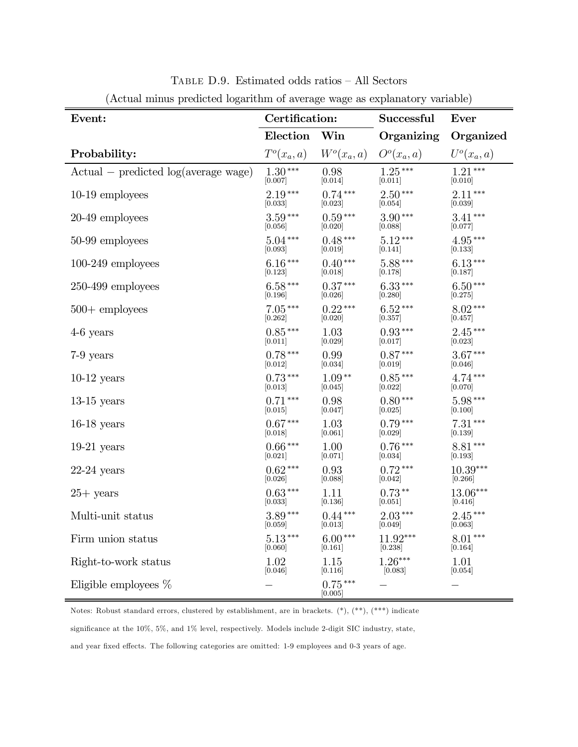TABLE D.9. Estimated odds ratios – All Sectors

(Actual minus predicted logarithm of average wage as explanatory variable)

| **Event:** | **Certification:** | | **Successful** | **Ever** |
|---|---|---|---|---|
| | **Election** | **Win** | **Organizing** | **Organized** |
| **Probability:** | $T^o(x_a, a)$ | $W^o(x_a, a)$ | $O^o(x_a, a)$ | $U^o(x_a, a)$ |
| Actual − predicted log(average wage) | 1.30*** [0.007] | 0.98 [0.014] | 1.25*** [0.011] | 1.21*** [0.010] |
| 10-19 employees | 2.19*** [0.033] | 0.74*** [0.023] | 2.50*** [0.054] | 2.11*** [0.039] |
| 20-49 employees | 3.59*** [0.056] | 0.59*** [0.020] | 3.90*** [0.088] | 3.41*** [0.077] |
| 50-99 employees | 5.04*** [0.093] | 0.48*** [0.019] | 5.12*** [0.141] | 4.95*** [0.133] |
| 100-249 employees | 6.16*** [0.123] | 0.40*** [0.018] | 5.88*** [0.178] | 6.13*** [0.187] |
| 250-499 employees | 6.58*** [0.196] | 0.37*** [0.026] | 6.33*** [0.280] | 6.50*** [0.275] |
| 500+ employees | 7.05*** [0.262] | 0.22*** [0.020] | 6.52*** [0.357] | 8.02*** [0.457] |
| 4-6 years | 0.85*** [0.011] | 1.03 [0.029] | 0.93*** [0.017] | 2.45*** [0.023] |
| 7-9 years | 0.78*** [0.012] | 0.99 [0.034] | 0.87*** [0.019] | 3.67*** [0.046] |
| 10-12 years | 0.73*** [0.013] | 1.09** [0.045] | 0.85*** [0.022] | 4.74*** [0.070] |
| 13-15 years | 0.71*** [0.015] | 0.98 [0.047] | 0.80*** [0.025] | 5.98*** [0.100] |
| 16-18 years | 0.67*** [0.018] | 1.03 [0.061] | 0.79*** [0.029] | 7.31*** [0.139] |
| 19-21 years | 0.66*** [0.021] | 1.00 [0.071] | 0.76*** [0.034] | 8.81*** [0.193] |
| 22-24 years | 0.62*** [0.026] | 0.93 [0.088] | 0.72*** [0.042] | 10.39*** [0.266] |
| 25+ years | 0.63*** [0.033] | 1.11 [0.136] | 0.73** [0.051] | 13.06*** [0.416] |
| Multi-unit status | 3.89*** [0.059] | 0.44*** [0.013] | 2.03*** [0.049] | 2.45*** [0.063] |
| Firm union status | 5.13*** [0.060] | 6.00*** [0.161] | 11.92*** [0.238] | 8.01*** [0.164] |
| Right-to-work status | 1.02 [0.046] | 1.15 [0.116] | 1.26*** [0.083] | 1.01 [0.054] |
| Eligible employees % | – | 0.75*** [0.005] | – | – |

Notes: Robust standard errors, clustered by establishment, are in brackets. (*), (**), (***) indicate significance at the 10%, 5%, and 1% level, respectively. Models include 2-digit SIC industry, state, and year fixed effects. The following categories are omitted: 1-9 employees and 0-3 years of age.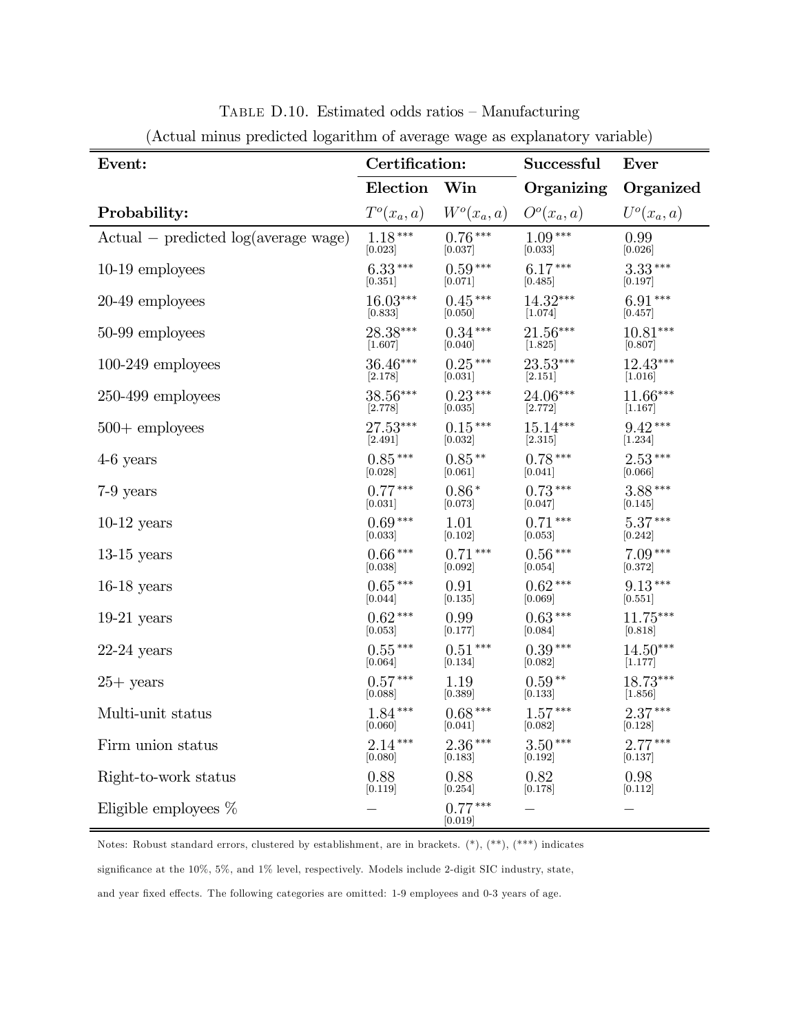TABLE D.10. Estimated odds ratios – Manufacturing

(Actual minus predicted logarithm of average wage as explanatory variable)

| **Event:** | **Certification:** | | **Successful** | **Ever** |
|---|---|---|---|---|
| | **Election** | **Win** | **Organizing** | **Organized** |
| **Probability:** | $T^o(x_a, a)$ | $W^o(x_a, a)$ | $O^o(x_a, a)$ | $U^o(x_a, a)$ |
| Actual − predicted log(average wage) | 1.18*** [0.023] | 0.76*** [0.037] | 1.09*** [0.033] | 0.99 [0.026] |
| 10-19 employees | 6.33*** [0.351] | 0.59*** [0.071] | 6.17*** [0.485] | 3.33*** [0.197] |
| 20-49 employees | 16.03*** [0.833] | 0.45*** [0.050] | 14.32*** [1.074] | 6.91*** [0.457] |
| 50-99 employees | 28.38*** [1.607] | 0.34*** [0.040] | 21.56*** [1.825] | 10.81*** [0.807] |
| 100-249 employees | 36.46*** [2.178] | 0.25*** [0.031] | 23.53*** [2.151] | 12.43*** [1.016] |
| 250-499 employees | 38.56*** [2.778] | 0.23*** [0.035] | 24.06*** [2.772] | 11.66*** [1.167] |
| 500+ employees | 27.53*** [2.491] | 0.15*** [0.032] | 15.14*** [2.315] | 9.42*** [1.234] |
| 4-6 years | 0.85*** [0.028] | 0.85** [0.061] | 0.78*** [0.041] | 2.53*** [0.066] |
| 7-9 years | 0.77*** [0.031] | 0.86* [0.073] | 0.73*** [0.047] | 3.88*** [0.145] |
| 10-12 years | 0.69*** [0.033] | 1.01 [0.102] | 0.71*** [0.053] | 5.37*** [0.242] |
| 13-15 years | 0.66*** [0.038] | 0.71*** [0.092] | 0.56*** [0.054] | 7.09*** [0.372] |
| 16-18 years | 0.65*** [0.044] | 0.91 [0.135] | 0.62*** [0.069] | 9.13*** [0.551] |
| 19-21 years | 0.62*** [0.053] | 0.99 [0.177] | 0.63*** [0.084] | 11.75*** [0.818] |
| 22-24 years | 0.55*** [0.064] | 0.51*** [0.134] | 0.39*** [0.082] | 14.50*** [1.177] |
| 25+ years | 0.57*** [0.088] | 1.19 [0.389] | 0.59** [0.133] | 18.73*** [1.856] |
| Multi-unit status | 1.84*** [0.060] | 0.68*** [0.041] | 1.57*** [0.082] | 2.37*** [0.128] |
| Firm union status | 2.14*** [0.080] | 2.36*** [0.183] | 3.50*** [0.192] | 2.77*** [0.137] |
| Right-to-work status | 0.88 [0.119] | 0.88 [0.254] | 0.82 [0.178] | 0.98 [0.112] |
| Eligible employees % | – | 0.77*** [0.019] | – | – |

Notes: Robust standard errors, clustered by establishment, are in brackets. (*), (**), (***) indicates significance at the 10%, 5%, and 1% level, respectively. Models include 2-digit SIC industry, state, and year fixed effects. The following categories are omitted: 1-9 employees and 0-3 years of age.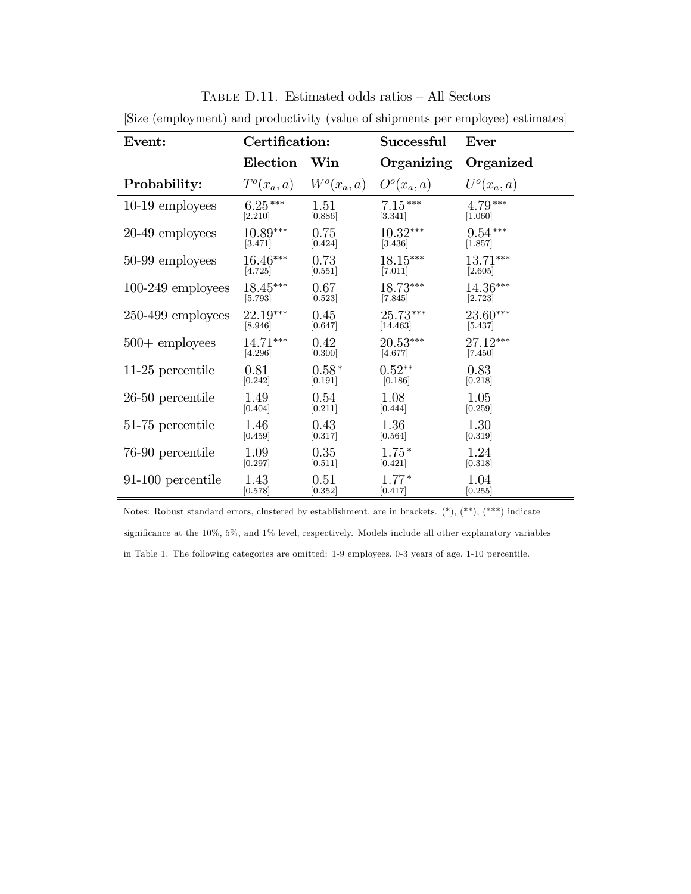Table D.11. Estimated odds ratios – All Sectors

[Size (employment) and productivity (value of shipments per employee) estimates]

| **Event:** | **Certification:** | | **Successful** | **Ever** |
|---|---|---|---|---|
| | **Election** | **Win** | **Organizing** | **Organized** |
| **Probability:** | $T^o(x_a, a)$ | $W^o(x_a, a)$ | $O^o(x_a, a)$ | $U^o(x_a, a)$ |
| 10-19 employees | 6.25*** [2.210] | 1.51 [0.886] | 7.15*** [3.341] | 4.79*** [1.060] |
| 20-49 employees | 10.89*** [3.471] | 0.75 [0.424] | 10.32*** [3.436] | 9.54*** [1.857] |
| 50-99 employees | 16.46*** [4.725] | 0.73 [0.551] | 18.15*** [7.011] | 13.71*** [2.605] |
| 100-249 employees | 18.45*** [5.793] | 0.67 [0.523] | 18.73*** [7.845] | 14.36*** [2.723] |
| 250-499 employees | 22.19*** [8.946] | 0.45 [0.647] | 25.73*** [14.463] | 23.60*** [5.437] |
| 500+ employees | 14.71*** [4.296] | 0.42 [0.300] | 20.53*** [4.677] | 27.12*** [7.450] |
| 11-25 percentile | 0.81 [0.242] | 0.58* [0.191] | 0.52** [0.186] | 0.83 [0.218] |
| 26-50 percentile | 1.49 [0.404] | 0.54 [0.211] | 1.08 [0.444] | 1.05 [0.259] |
| 51-75 percentile | 1.46 [0.459] | 0.43 [0.317] | 1.36 [0.564] | 1.30 [0.319] |
| 76-90 percentile | 1.09 [0.297] | 0.35 [0.511] | 1.75* [0.421] | 1.24 [0.318] |
| 91-100 percentile | 1.43 [0.578] | 0.51 [0.352] | 1.77* [0.417] | 1.04 [0.255] |

Notes: Robust standard errors, clustered by establishment, are in brackets. (*), (**), (***) indicate significance at the 10%, 5%, and 1% level, respectively. Models include all other explanatory variables in Table 1. The following categories are omitted: 1-9 employees, 0-3 years of age, 1-10 percentile.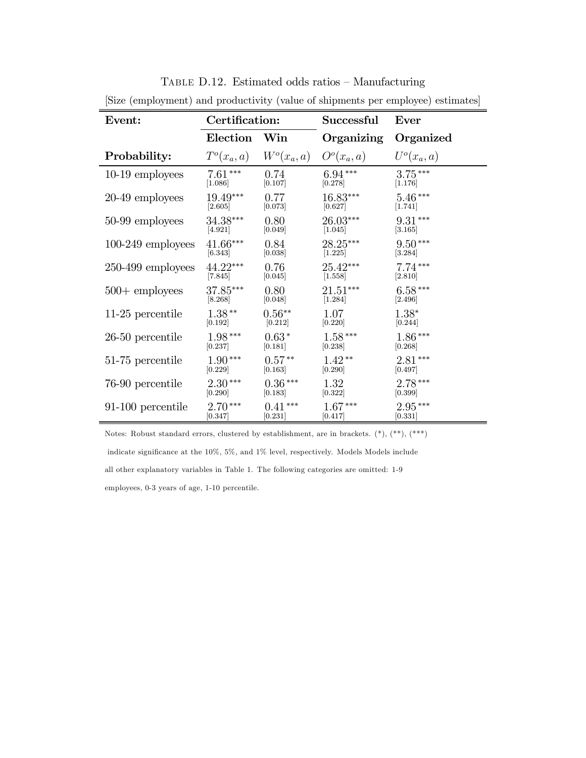Table D.12. Estimated odds ratios – Manufacturing

[Size (employment) and productivity (value of shipments per employee) estimates]

| **Event:** | **Certification:** | | **Successful** | **Ever** |
|---|---|---|---|---|
| | **Election** | **Win** | **Organizing** | **Organized** |
| **Probability:** | $T^o(x_a, a)$ | $W^o(x_a, a)$ | $O^o(x_a, a)$ | $U^o(x_a, a)$ |
| 10-19 employees | 7.61*** [1.086] | 0.74 [0.107] | 6.94*** [0.278] | 3.75*** [1.176] |
| 20-49 employees | 19.49*** [2.605] | 0.77 [0.073] | 16.83*** [0.627] | 5.46*** [1.741] |
| 50-99 employees | 34.38*** [4.921] | 0.80 [0.049] | 26.03*** [1.045] | 9.31*** [3.165] |
| 100-249 employees | 41.66*** [6.343] | 0.84 [0.038] | 28.25*** [1.225] | 9.50*** [3.284] |
| 250-499 employees | 44.22*** [7.845] | 0.76 [0.045] | 25.42*** [1.558] | 7.74*** [2.810] |
| 500+ employees | 37.85*** [8.268] | 0.80 [0.048] | 21.51*** [1.284] | 6.58*** [2.496] |
| 11-25 percentile | 1.38** [0.192] | 0.56** [0.212] | 1.07 [0.220] | 1.38* [0.244] |
| 26-50 percentile | 1.98*** [0.237] | 0.63* [0.181] | 1.58*** [0.238] | 1.86*** [0.268] |
| 51-75 percentile | 1.90*** [0.229] | 0.57** [0.163] | 1.42** [0.290] | 2.81*** [0.497] |
| 76-90 percentile | 2.30*** [0.290] | 0.36*** [0.183] | 1.32 [0.322] | 2.78*** [0.399] |
| 91-100 percentile | 2.70*** [0.347] | 0.41*** [0.231] | 1.67*** [0.417] | 2.95*** [0.331] |

Notes: Robust standard errors, clustered by establishment, are in brackets. (*), (**), (***) indicate significance at the 10%, 5%, and 1% level, respectively. Models Models include all other explanatory variables in Table 1. The following categories are omitted: 1-9 employees, 0-3 years of age, 1-10 percentile.